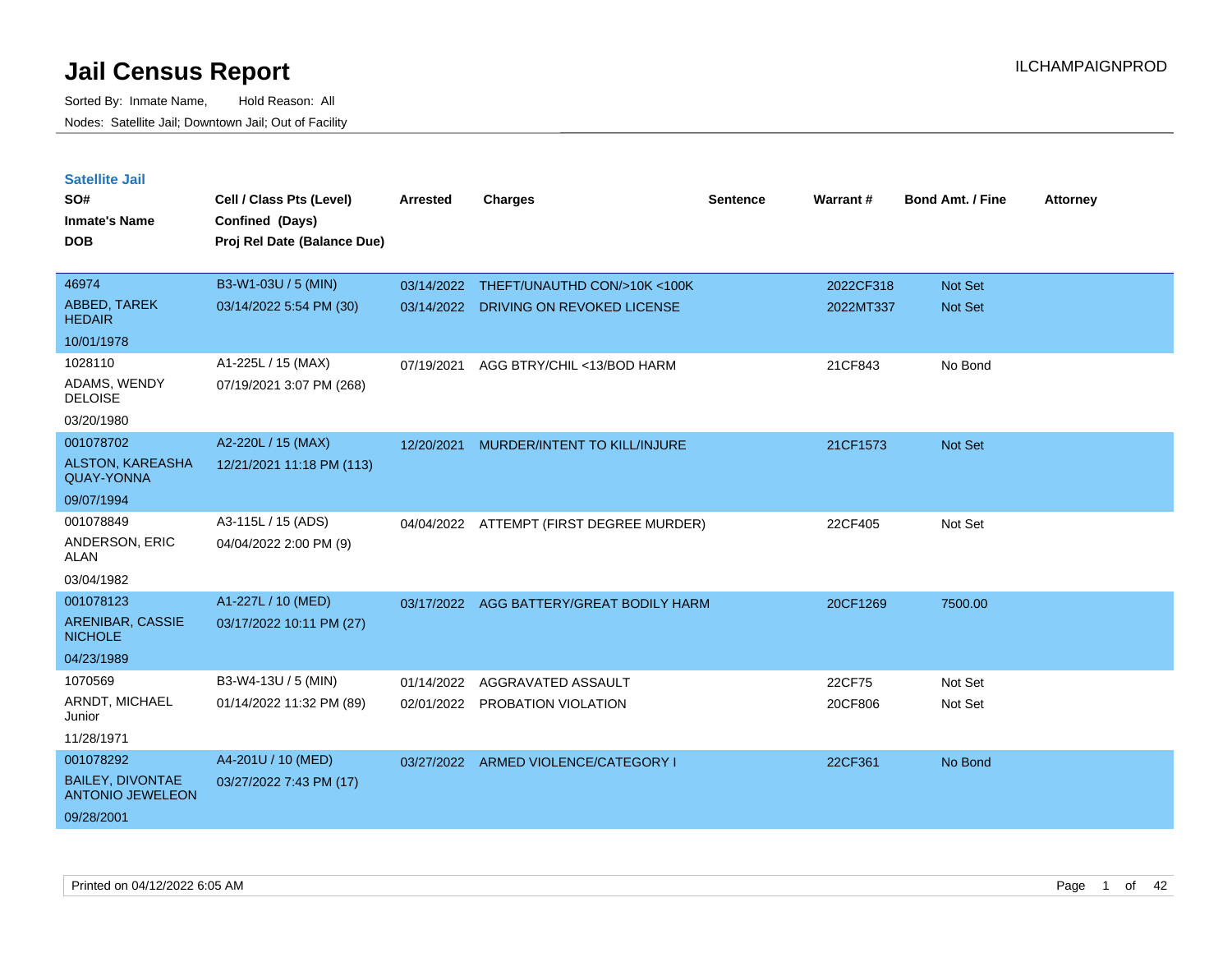# Jail Census Report

Sorted By: Inmate Name, Hold Reason: All

Nodes: Satellite Jail; Downtown Jail; Out of Facility

## Satellite Jail

| SO# / Inmate's Name / DOB | Cell / Class Pts (Level) / Confined (Days) / Proj Rel Date (Balance Due) | Arrested | Charges | Sentence | Warrant # | Bond Amt. / Fine | Attorney |
|---|---|---|---|---|---|---|---|
| 46974 ABBED, TAREK HEDAIR 10/01/1978 | B3-W1-03U / 5 (MIN) 03/14/2022 5:54 PM (30) | 03/14/2022 | THEFT/UNAUTHD CON/>10K <100K | | 2022CF318 | Not Set | |
| | | 03/14/2022 | DRIVING ON REVOKED LICENSE | | 2022MT337 | Not Set | |
| 1028110 ADAMS, WENDY DELOISE 03/20/1980 | A1-225L / 15 (MAX) 07/19/2021 3:07 PM (268) | 07/19/2021 | AGG BTRY/CHIL <13/BOD HARM | | 21CF843 | No Bond | |
| 001078702 ALSTON, KAREASHA QUAY-YONNA 09/07/1994 | A2-220L / 15 (MAX) 12/21/2021 11:18 PM (113) | 12/20/2021 | MURDER/INTENT TO KILL/INJURE | | 21CF1573 | Not Set | |
| 001078849 ANDERSON, ERIC ALAN 03/04/1982 | A3-115L / 15 (ADS) 04/04/2022 2:00 PM (9) | 04/04/2022 | ATTEMPT (FIRST DEGREE MURDER) | | 22CF405 | Not Set | |
| 001078123 ARENIBAR, CASSIE NICHOLE 04/23/1989 | A1-227L / 10 (MED) 03/17/2022 10:11 PM (27) | 03/17/2022 | AGG BATTERY/GREAT BODILY HARM | | 20CF1269 | 7500.00 | |
| 1070569 ARNDT, MICHAEL Junior 11/28/1971 | B3-W4-13U / 5 (MIN) 01/14/2022 11:32 PM (89) | 01/14/2022 | AGGRAVATED ASSAULT | | 22CF75 | Not Set | |
| | | 02/01/2022 | PROBATION VIOLATION | | 20CF806 | Not Set | |
| 001078292 BAILEY, DIVONTAE ANTONIO JEWELEON 09/28/2001 | A4-201U / 10 (MED) 03/27/2022 7:43 PM (17) | 03/27/2022 | ARMED VIOLENCE/CATEGORY I | | 22CF361 | No Bond | |

Printed on 04/12/2022 6:05 AM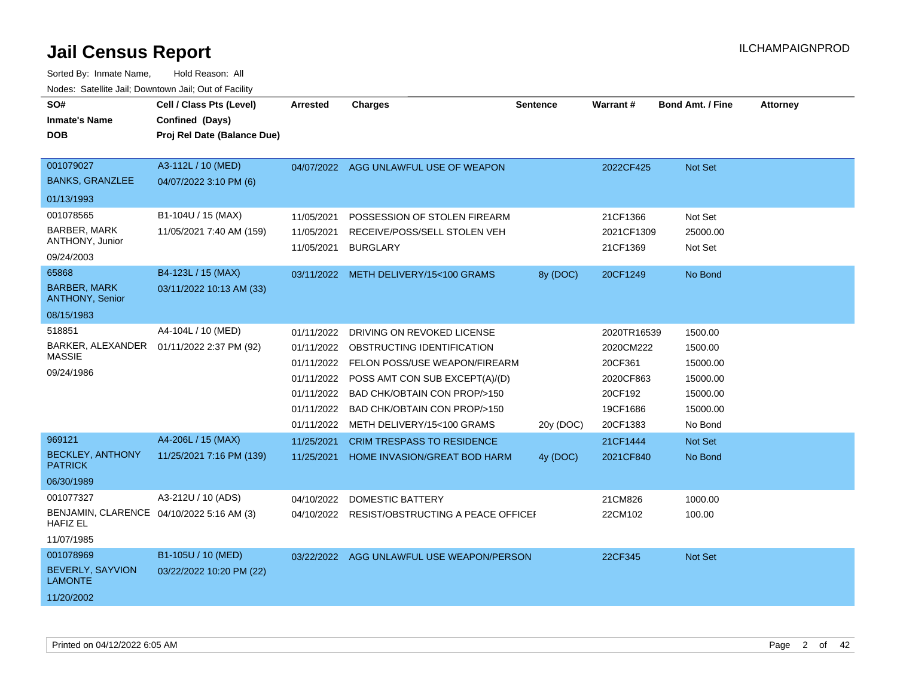# Jail Census Report

ILCHAMPAIGNPROD

Sorted By: Inmate Name, Hold Reason: All

Nodes: Satellite Jail; Downtown Jail; Out of Facility

| SO# / Inmate's Name / DOB | Cell / Class Pts (Level) / Confined (Days) / Proj Rel Date (Balance Due) | Arrested | Charges | Sentence | Warrant # | Bond Amt. / Fine | Attorney |
|---|---|---|---|---|---|---|---|
| 001079027<br>BANKS, GRANZLEE<br>01/13/1993 | A3-112L / 10 (MED)<br>04/07/2022 3:10 PM (6) | 04/07/2022 | AGG UNLAWFUL USE OF WEAPON | | 2022CF425 | Not Set | |
| 001078565<br>BARBER, MARK ANTHONY, Junior<br>09/24/2003 | B1-104U / 15 (MAX)<br>11/05/2021 7:40 AM (159) | 11/05/2021 | POSSESSION OF STOLEN FIREARM | | 21CF1366 | Not Set | |
| | | 11/05/2021 | RECEIVE/POSS/SELL STOLEN VEH | | 2021CF1309 | 25000.00 | |
| | | 11/05/2021 | BURGLARY | | 21CF1369 | Not Set | |
| 65868<br>BARBER, MARK ANTHONY, Senior<br>08/15/1983 | B4-123L / 15 (MAX)<br>03/11/2022 10:13 AM (33) | 03/11/2022 | METH DELIVERY/15<100 GRAMS | 8y (DOC) | 20CF1249 | No Bond | |
| 518851<br>BARKER, ALEXANDER MASSIE<br>09/24/1986 | A4-104L / 10 (MED)<br>01/11/2022 2:37 PM (92) | 01/11/2022 | DRIVING ON REVOKED LICENSE | | 2020TR16539 | 1500.00 | |
| | | 01/11/2022 | OBSTRUCTING IDENTIFICATION | | 2020CM222 | 1500.00 | |
| | | 01/11/2022 | FELON POSS/USE WEAPON/FIREARM | | 20CF361 | 15000.00 | |
| | | 01/11/2022 | POSS AMT CON SUB EXCEPT(A)/(D) | | 2020CF863 | 15000.00 | |
| | | 01/11/2022 | BAD CHK/OBTAIN CON PROP/>150 | | 20CF192 | 15000.00 | |
| | | 01/11/2022 | BAD CHK/OBTAIN CON PROP/>150 | | 19CF1686 | 15000.00 | |
| | | 01/11/2022 | METH DELIVERY/15<100 GRAMS | 20y (DOC) | 20CF1383 | No Bond | |
| 969121<br>BECKLEY, ANTHONY PATRICK<br>06/30/1989 | A4-206L / 15 (MAX)<br>11/25/2021 7:16 PM (139) | 11/25/2021 | CRIM TRESPASS TO RESIDENCE | | 21CF1444 | Not Set | |
| | | 11/25/2021 | HOME INVASION/GREAT BOD HARM | 4y (DOC) | 2021CF840 | No Bond | |
| 001077327<br>BENJAMIN, CLARENCE HAFIZ EL<br>11/07/1985 | A3-212U / 10 (ADS)<br>04/10/2022 5:16 AM (3) | 04/10/2022 | DOMESTIC BATTERY | | 21CM826 | 1000.00 | |
| | | 04/10/2022 | RESIST/OBSTRUCTING A PEACE OFFICEI | | 22CM102 | 100.00 | |
| 001078969<br>BEVERLY, SAYVION LAMONTE<br>11/20/2002 | B1-105U / 10 (MED)<br>03/22/2022 10:20 PM (22) | 03/22/2022 | AGG UNLAWFUL USE WEAPON/PERSON | | 22CF345 | Not Set | |

Printed on 04/12/2022 6:05 AM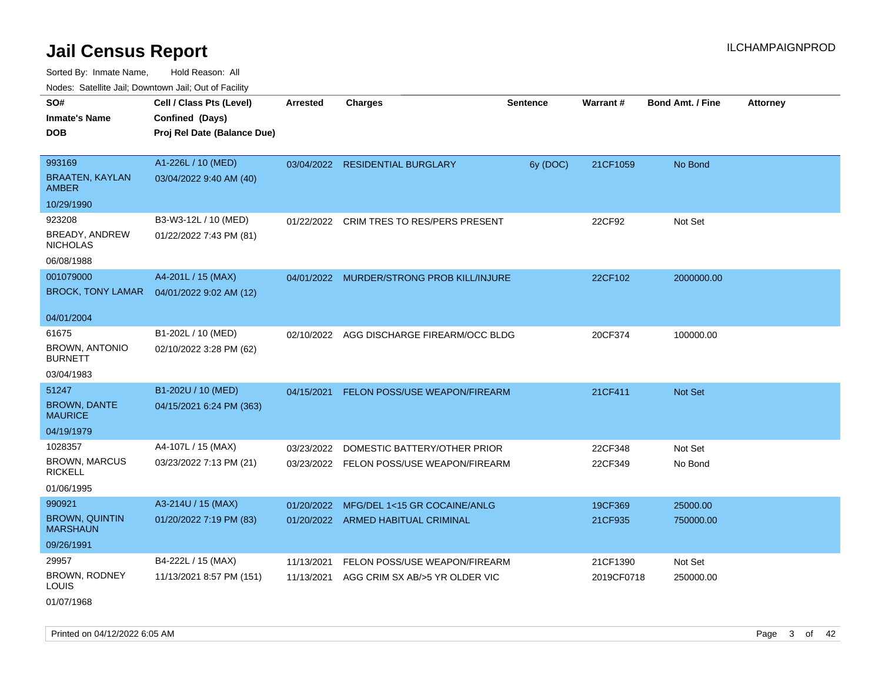# Jail Census Report

ILCHAMPAIGNPROD

Sorted By: Inmate Name, Hold Reason: All

Nodes: Satellite Jail; Downtown Jail; Out of Facility

| SO# / Inmate's Name / DOB | Cell / Class Pts (Level) / Confined (Days) / Proj Rel Date (Balance Due) | Arrested | Charges | Sentence | Warrant # | Bond Amt. / Fine | Attorney |
|---|---|---|---|---|---|---|---|
| 993169<br>BRAATEN, KAYLAN AMBER<br>10/29/1990 | A1-226L / 10 (MED)<br>03/04/2022 9:40 AM (40) | 03/04/2022 | RESIDENTIAL BURGLARY | 6y (DOC) | 21CF1059 | No Bond | |
| 923208<br>BREADY, ANDREW NICHOLAS<br>06/08/1988 | B3-W3-12L / 10 (MED)<br>01/22/2022 7:43 PM (81) | 01/22/2022 | CRIM TRES TO RES/PERS PRESENT | | 22CF92 | Not Set | |
| 001079000<br>BROCK, TONY LAMAR<br>04/01/2004 | A4-201L / 15 (MAX)<br>04/01/2022 9:02 AM (12) | 04/01/2022 | MURDER/STRONG PROB KILL/INJURE | | 22CF102 | 2000000.00 | |
| 61675<br>BROWN, ANTONIO BURNETT<br>03/04/1983 | B1-202L / 10 (MED)<br>02/10/2022 3:28 PM (62) | 02/10/2022 | AGG DISCHARGE FIREARM/OCC BLDG | | 20CF374 | 100000.00 | |
| 51247<br>BROWN, DANTE MAURICE<br>04/19/1979 | B1-202U / 10 (MED)<br>04/15/2021 6:24 PM (363) | 04/15/2021 | FELON POSS/USE WEAPON/FIREARM | | 21CF411 | Not Set | |
| 1028357<br>BROWN, MARCUS RICKELL<br>01/06/1995 | A4-107L / 15 (MAX)<br>03/23/2022 7:13 PM (21) | 03/23/2022<br>03/23/2022 | DOMESTIC BATTERY/OTHER PRIOR<br>FELON POSS/USE WEAPON/FIREARM | | 22CF348<br>22CF349 | Not Set<br>No Bond | |
| 990921<br>BROWN, QUINTIN MARSHAUN<br>09/26/1991 | A3-214U / 15 (MAX)<br>01/20/2022 7:19 PM (83) | 01/20/2022<br>01/20/2022 | MFG/DEL 1<15 GR COCAINE/ANLG<br>ARMED HABITUAL CRIMINAL | | 19CF369<br>21CF935 | 25000.00<br>750000.00 | |
| 29957<br>BROWN, RODNEY LOUIS<br>01/07/1968 | B4-222L / 15 (MAX)<br>11/13/2021 8:57 PM (151) | 11/13/2021<br>11/13/2021 | FELON POSS/USE WEAPON/FIREARM<br>AGG CRIM SX AB/>5 YR OLDER VIC | | 21CF1390<br>2019CF0718 | Not Set<br>250000.00 | |

Printed on 04/12/2022 6:05 AM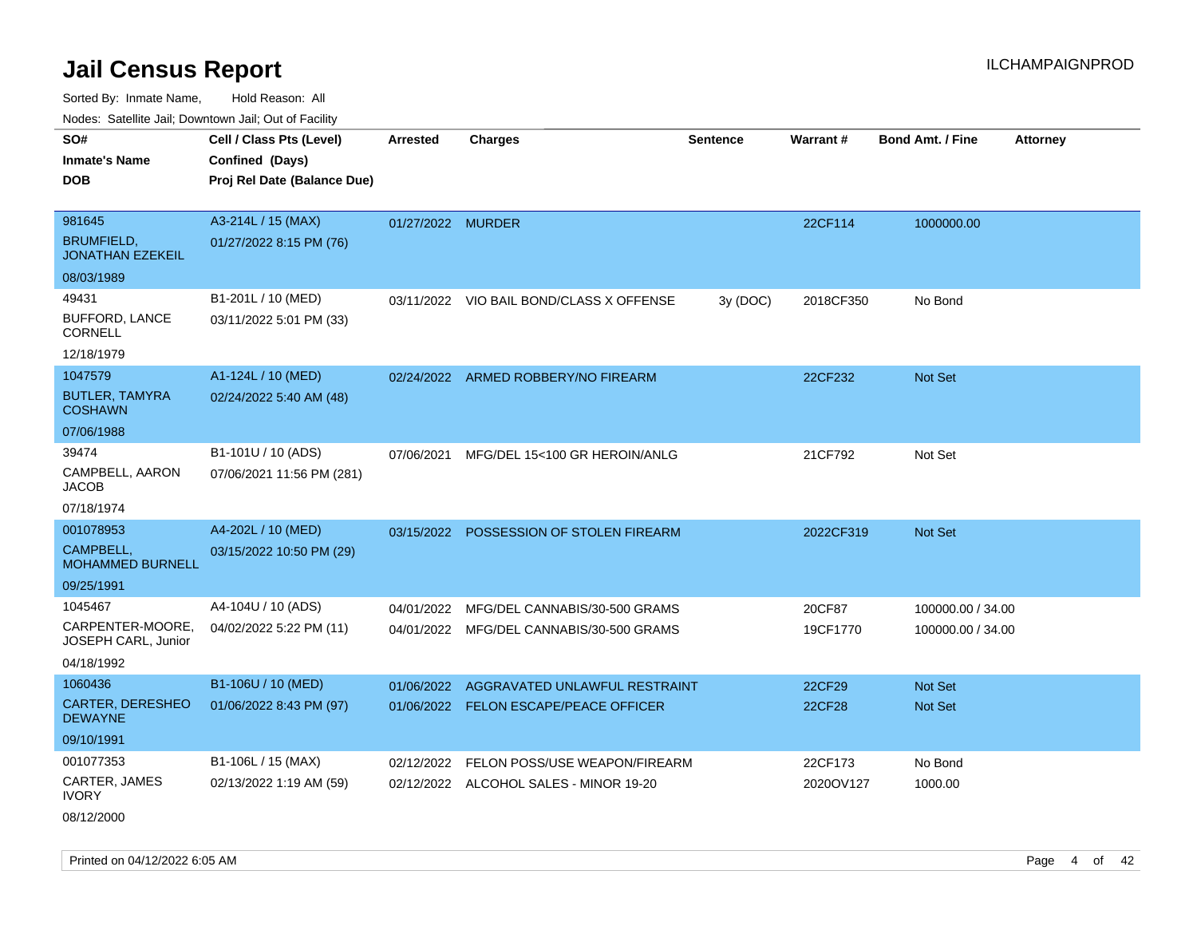# Jail Census Report

ILCHAMPAIGNPROD

Sorted By: Inmate Name, Hold Reason: All

Nodes: Satellite Jail; Downtown Jail; Out of Facility

| SO# / Inmate's Name / DOB | Cell / Class Pts (Level) / Confined (Days) / Proj Rel Date (Balance Due) | Arrested | Charges | Sentence | Warrant # | Bond Amt. / Fine | Attorney |
|---|---|---|---|---|---|---|---|
| 981645 BRUMFIELD, JONATHAN EZEKEIL 08/03/1989 | A3-214L / 15 (MAX) 01/27/2022 8:15 PM (76) | 01/27/2022 | MURDER | | 22CF114 | 1000000.00 | |
| 49431 BUFFORD, LANCE CORNELL 12/18/1979 | B1-201L / 10 (MED) 03/11/2022 5:01 PM (33) | 03/11/2022 | VIO BAIL BOND/CLASS X OFFENSE | 3y (DOC) | 2018CF350 | No Bond | |
| 1047579 BUTLER, TAMYRA COSHAWN 07/06/1988 | A1-124L / 10 (MED) 02/24/2022 5:40 AM (48) | 02/24/2022 | ARMED ROBBERY/NO FIREARM | | 22CF232 | Not Set | |
| 39474 CAMPBELL, AARON JACOB 07/18/1974 | B1-101U / 10 (ADS) 07/06/2021 11:56 PM (281) | 07/06/2021 | MFG/DEL 15<100 GR HEROIN/ANLG | | 21CF792 | Not Set | |
| 001078953 CAMPBELL, MOHAMMED BURNELL 09/25/1991 | A4-202L / 10 (MED) 03/15/2022 10:50 PM (29) | 03/15/2022 | POSSESSION OF STOLEN FIREARM | | 2022CF319 | Not Set | |
| 1045467 CARPENTER-MOORE, JOSEPH CARL, Junior 04/18/1992 | A4-104U / 10 (ADS) 04/02/2022 5:22 PM (11) | 04/01/2022 | MFG/DEL CANNABIS/30-500 GRAMS | | 20CF87 | 100000.00 / 34.00 | |
| | | 04/01/2022 | MFG/DEL CANNABIS/30-500 GRAMS | | 19CF1770 | 100000.00 / 34.00 | |
| 1060436 CARTER, DERESHEO DEWAYNE 09/10/1991 | B1-106U / 10 (MED) 01/06/2022 8:43 PM (97) | 01/06/2022 | AGGRAVATED UNLAWFUL RESTRAINT | | 22CF29 | Not Set | |
| | | 01/06/2022 | FELON ESCAPE/PEACE OFFICER | | 22CF28 | Not Set | |
| 001077353 CARTER, JAMES IVORY 08/12/2000 | B1-106L / 15 (MAX) 02/13/2022 1:19 AM (59) | 02/12/2022 | FELON POSS/USE WEAPON/FIREARM | | 22CF173 | No Bond | |
| | | 02/12/2022 | ALCOHOL SALES - MINOR 19-20 | | 2020OV127 | 1000.00 | |

Printed on 04/12/2022 6:05 AM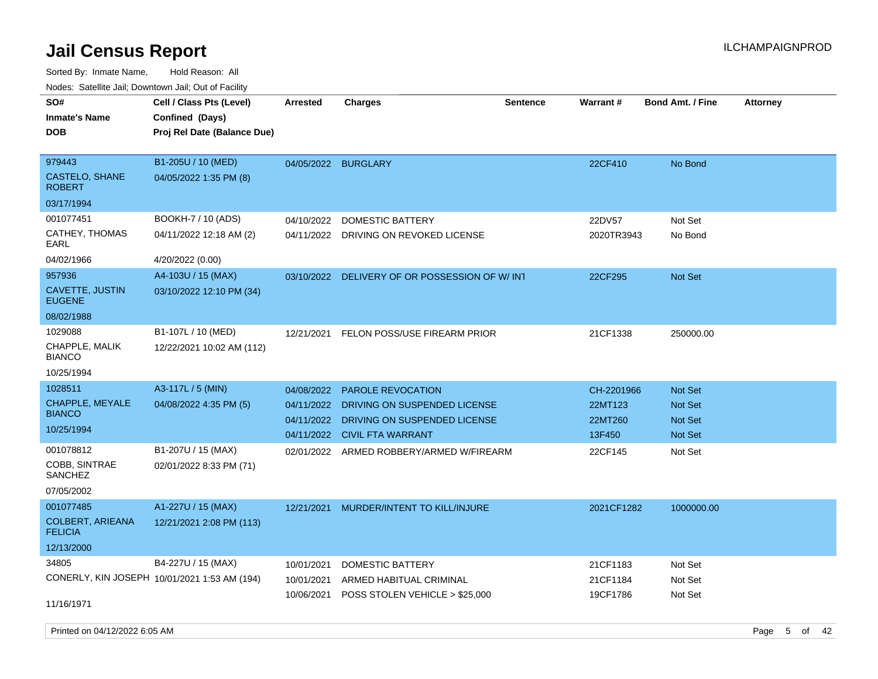# Jail Census Report

ILCHAMPAIGNPROD

Sorted By: Inmate Name, Hold Reason: All

Nodes: Satellite Jail; Downtown Jail; Out of Facility

| SO# / Inmate's Name / DOB | Cell / Class Pts (Level) / Confined (Days) / Proj Rel Date (Balance Due) | Arrested | Charges | Sentence | Warrant # | Bond Amt. / Fine | Attorney |
|---|---|---|---|---|---|---|---|
| 979443<br>CASTELO, SHANE ROBERT<br>03/17/1994 | B1-205U / 10 (MED)<br>04/05/2022 1:35 PM (8) | 04/05/2022 | BURGLARY | | 22CF410 | No Bond | |
| 001077451<br>CATHEY, THOMAS EARL<br>04/02/1966 | BOOKH-7 / 10 (ADS)<br>04/11/2022 12:18 AM (2)<br>4/20/2022 (0.00) | 04/10/2022 | DOMESTIC BATTERY | | 22DV57 | Not Set | |
| | | 04/11/2022 | DRIVING ON REVOKED LICENSE | | 2020TR3943 | No Bond | |
| 957936<br>CAVETTE, JUSTIN EUGENE<br>08/02/1988 | A4-103U / 15 (MAX)<br>03/10/2022 12:10 PM (34) | 03/10/2022 | DELIVERY OF OR POSSESSION OF W/ INT | | 22CF295 | Not Set | |
| 1029088<br>CHAPPLE, MALIK BIANCO<br>10/25/1994 | B1-107L / 10 (MED)<br>12/22/2021 10:02 AM (112) | 12/21/2021 | FELON POSS/USE FIREARM PRIOR | | 21CF1338 | 250000.00 | |
| 1028511<br>CHAPPLE, MEYALE BIANCO<br>10/25/1994 | A3-117L / 5 (MIN)<br>04/08/2022 4:35 PM (5) | 04/08/2022 | PAROLE REVOCATION | | CH-2201966 | Not Set | |
| | | 04/11/2022 | DRIVING ON SUSPENDED LICENSE | | 22MT123 | Not Set | |
| | | 04/11/2022 | DRIVING ON SUSPENDED LICENSE | | 22MT260 | Not Set | |
| | | 04/11/2022 | CIVIL FTA WARRANT | | 13F450 | Not Set | |
| 001078812<br>COBB, SINTRAE SANCHEZ<br>07/05/2002 | B1-207U / 15 (MAX)<br>02/01/2022 8:33 PM (71) | 02/01/2022 | ARMED ROBBERY/ARMED W/FIREARM | | 22CF145 | Not Set | |
| 001077485<br>COLBERT, ARIEANA FELICIA<br>12/13/2000 | A1-227U / 15 (MAX)<br>12/21/2021 2:08 PM (113) | 12/21/2021 | MURDER/INTENT TO KILL/INJURE | | 2021CF1282 | 1000000.00 | |
| 34805<br>CONERLY, KIN JOSEPH<br>11/16/1971 | B4-227U / 15 (MAX)<br>10/01/2021 1:53 AM (194) | 10/01/2021 | DOMESTIC BATTERY | | 21CF1183 | Not Set | |
| | | 10/01/2021 | ARMED HABITUAL CRIMINAL | | 21CF1184 | Not Set | |
| | | 10/06/2021 | POSS STOLEN VEHICLE > $25,000 | | 19CF1786 | Not Set | |

Printed on 04/12/2022 6:05 AM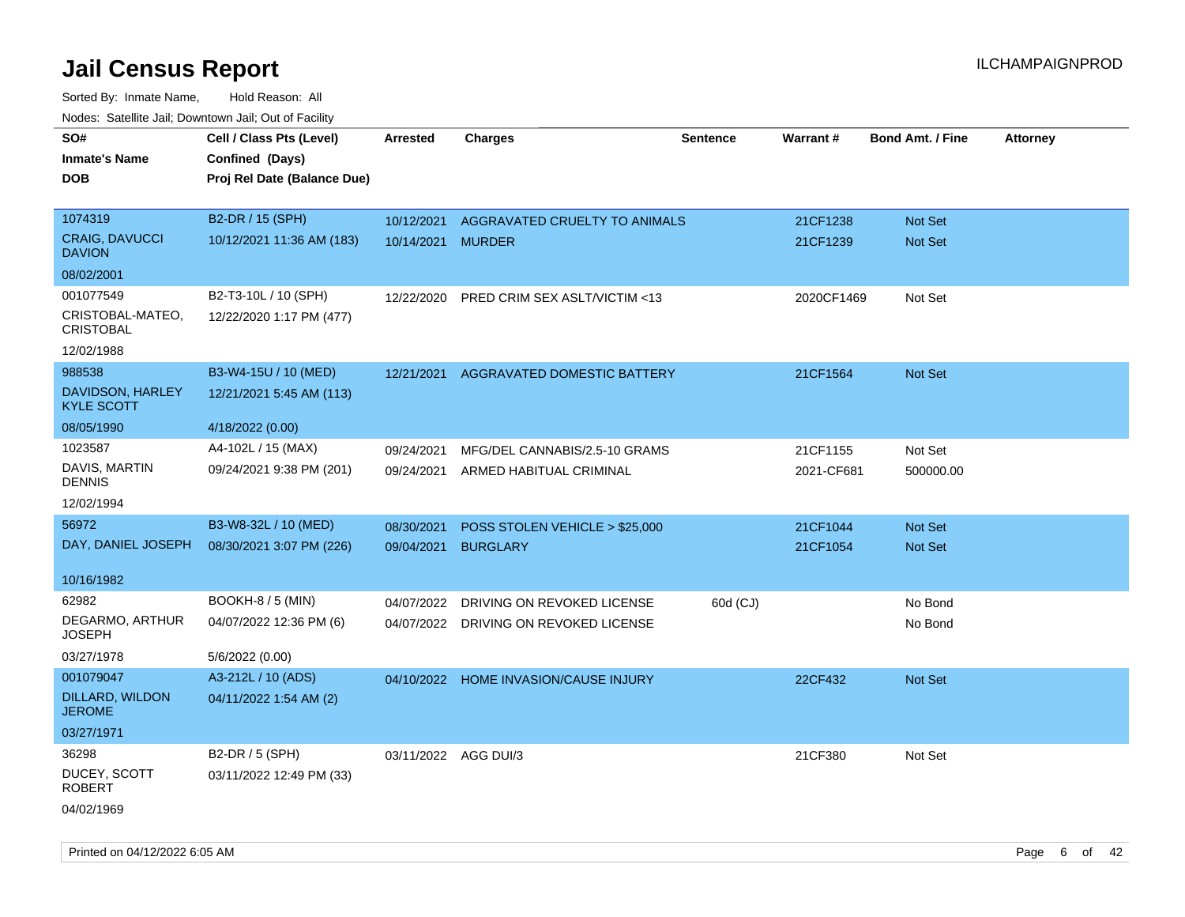# Jail Census Report

ILCHAMPAIGNPROD

Sorted By: Inmate Name, Hold Reason: All

Nodes: Satellite Jail; Downtown Jail; Out of Facility

| SO# / Inmate's Name / DOB | Cell / Class Pts (Level) / Confined (Days) / Proj Rel Date (Balance Due) | Arrested | Charges | Sentence | Warrant # | Bond Amt. / Fine | Attorney |
|---|---|---|---|---|---|---|---|
| 1074319<br>CRAIG, DAVUCCI DAVION<br>08/02/2001 | B2-DR / 15 (SPH)<br>10/12/2021 11:36 AM (183) | 10/12/2021<br>10/14/2021 | AGGRAVATED CRUELTY TO ANIMALS<br>MURDER | | 21CF1238<br>21CF1239 | Not Set<br>Not Set | |
| 001077549<br>CRISTOBAL-MATEO, CRISTOBAL<br>12/02/1988 | B2-T3-10L / 10 (SPH)<br>12/22/2020 1:17 PM (477) | 12/22/2020 | PRED CRIM SEX ASLT/VICTIM <13 | | 2020CF1469 | Not Set | |
| 988538<br>DAVIDSON, HARLEY KYLE SCOTT<br>08/05/1990 | B3-W4-15U / 10 (MED)<br>12/21/2021 5:45 AM (113)<br>4/18/2022 (0.00) | 12/21/2021 | AGGRAVATED DOMESTIC BATTERY | | 21CF1564 | Not Set | |
| 1023587<br>DAVIS, MARTIN DENNIS<br>12/02/1994 | A4-102L / 15 (MAX)<br>09/24/2021 9:38 PM (201) | 09/24/2021<br>09/24/2021 | MFG/DEL CANNABIS/2.5-10 GRAMS<br>ARMED HABITUAL CRIMINAL | | 21CF1155<br>2021-CF681 | Not Set<br>500000.00 | |
| 56972<br>DAY, DANIEL JOSEPH<br>10/16/1982 | B3-W8-32L / 10 (MED)<br>08/30/2021 3:07 PM (226) | 08/30/2021<br>09/04/2021 | POSS STOLEN VEHICLE > $25,000<br>BURGLARY | | 21CF1044<br>21CF1054 | Not Set<br>Not Set | |
| 62982<br>DEGARMO, ARTHUR JOSEPH<br>03/27/1978 | BOOKH-8 / 5 (MIN)<br>04/07/2022 12:36 PM (6)<br>5/6/2022 (0.00) | 04/07/2022<br>04/07/2022 | DRIVING ON REVOKED LICENSE<br>DRIVING ON REVOKED LICENSE | 60d (CJ) | | No Bond<br>No Bond | |
| 001079047<br>DILLARD, WILDON JEROME<br>03/27/1971 | A3-212L / 10 (ADS)<br>04/11/2022 1:54 AM (2) | 04/10/2022 | HOME INVASION/CAUSE INJURY | | 22CF432 | Not Set | |
| 36298<br>DUCEY, SCOTT ROBERT<br>04/02/1969 | B2-DR / 5 (SPH)<br>03/11/2022 12:49 PM (33) | 03/11/2022 | AGG DUI/3 | | 21CF380 | Not Set | |

Printed on 04/12/2022 6:05 AM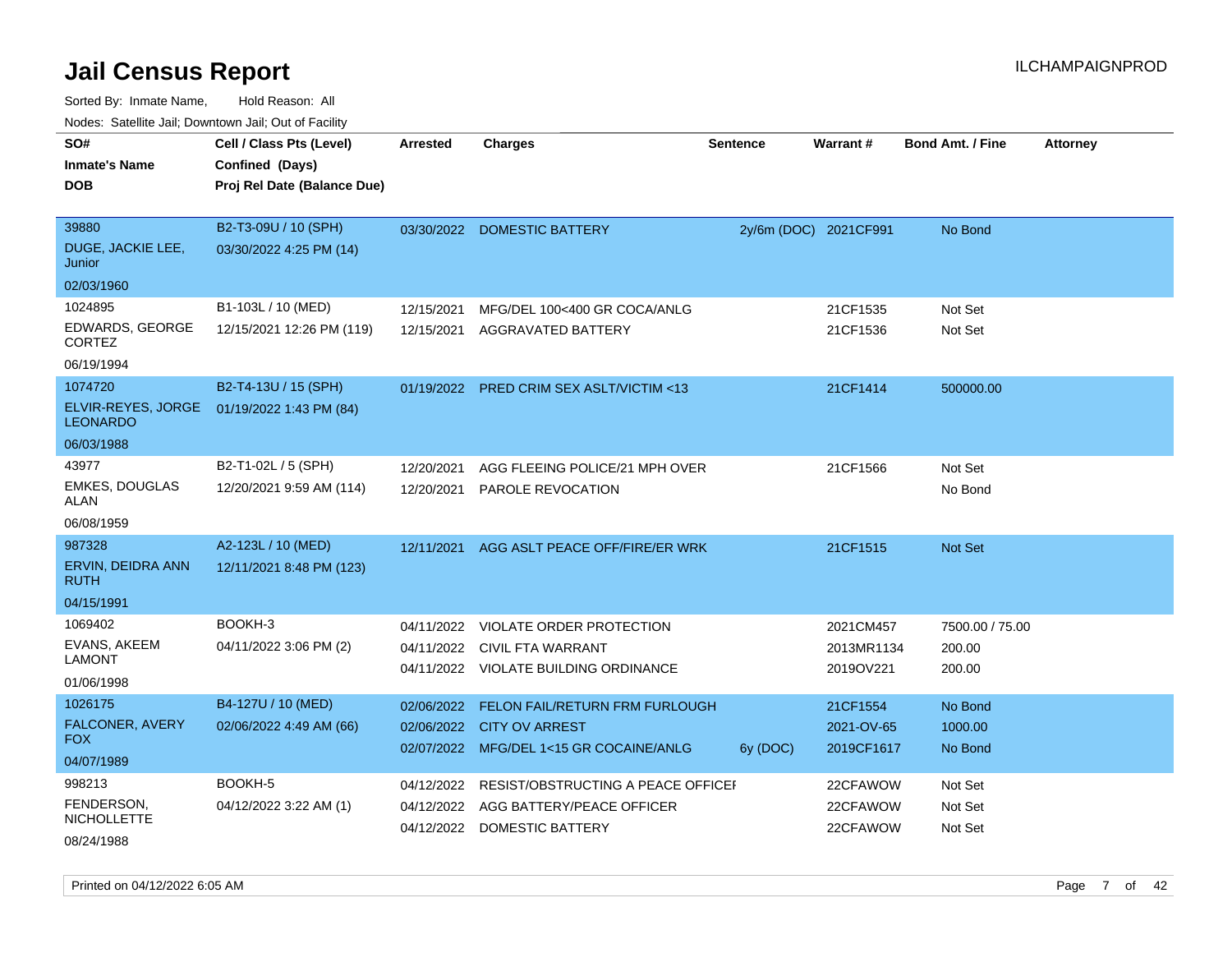# Jail Census Report

ILCHAMPAIGNPROD

Sorted By: Inmate Name, Hold Reason: All

Nodes: Satellite Jail; Downtown Jail; Out of Facility

| SO# / Inmate's Name / DOB | Cell / Class Pts (Level) / Confined (Days) / Proj Rel Date (Balance Due) | Arrested | Charges | Sentence | Warrant # | Bond Amt. / Fine | Attorney |
|---|---|---|---|---|---|---|---|
| 39880 DUGE, JACKIE LEE, Junior 02/03/1960 | B2-T3-09U / 10 (SPH) 03/30/2022 4:25 PM (14) | 03/30/2022 | DOMESTIC BATTERY | 2y/6m (DOC) | 2021CF991 | No Bond | |
| 1024895 EDWARDS, GEORGE CORTEZ 06/19/1994 | B1-103L / 10 (MED) 12/15/2021 12:26 PM (119) | 12/15/2021 | MFG/DEL 100<400 GR COCA/ANLG | | 21CF1535 | Not Set | |
| | | 12/15/2021 | AGGRAVATED BATTERY | | 21CF1536 | Not Set | |
| 1074720 ELVIR-REYES, JORGE LEONARDO 06/03/1988 | B2-T4-13U / 15 (SPH) 01/19/2022 1:43 PM (84) | 01/19/2022 | PRED CRIM SEX ASLT/VICTIM <13 | | 21CF1414 | 500000.00 | |
| 43977 EMKES, DOUGLAS ALAN 06/08/1959 | B2-T1-02L / 5 (SPH) 12/20/2021 9:59 AM (114) | 12/20/2021 | AGG FLEEING POLICE/21 MPH OVER | | 21CF1566 | Not Set | |
| | | 12/20/2021 | PAROLE REVOCATION | | | No Bond | |
| 987328 ERVIN, DEIDRA ANN RUTH 04/15/1991 | A2-123L / 10 (MED) 12/11/2021 8:48 PM (123) | 12/11/2021 | AGG ASLT PEACE OFF/FIRE/ER WRK | | 21CF1515 | Not Set | |
| 1069402 EVANS, AKEEM LAMONT 01/06/1998 | BOOKH-3 04/11/2022 3:06 PM (2) | 04/11/2022 | VIOLATE ORDER PROTECTION | | 2021CM457 | 7500.00 / 75.00 | |
| | | 04/11/2022 | CIVIL FTA WARRANT | | 2013MR1134 | 200.00 | |
| | | 04/11/2022 | VIOLATE BUILDING ORDINANCE | | 2019OV221 | 200.00 | |
| 1026175 FALCONER, AVERY FOX 04/07/1989 | B4-127U / 10 (MED) 02/06/2022 4:49 AM (66) | 02/06/2022 | FELON FAIL/RETURN FRM FURLOUGH | | 21CF1554 | No Bond | |
| | | 02/06/2022 | CITY OV ARREST | | 2021-OV-65 | 1000.00 | |
| | | 02/07/2022 | MFG/DEL 1<15 GR COCAINE/ANLG | 6y (DOC) | 2019CF1617 | No Bond | |
| 998213 FENDERSON, NICHOLLETTE 08/24/1988 | BOOKH-5 04/12/2022 3:22 AM (1) | 04/12/2022 | RESIST/OBSTRUCTING A PEACE OFFICEI | | 22CFAWOW | Not Set | |
| | | 04/12/2022 | AGG BATTERY/PEACE OFFICER | | 22CFAWOW | Not Set | |
| | | 04/12/2022 | DOMESTIC BATTERY | | 22CFAWOW | Not Set | |

Printed on 04/12/2022 6:05 AM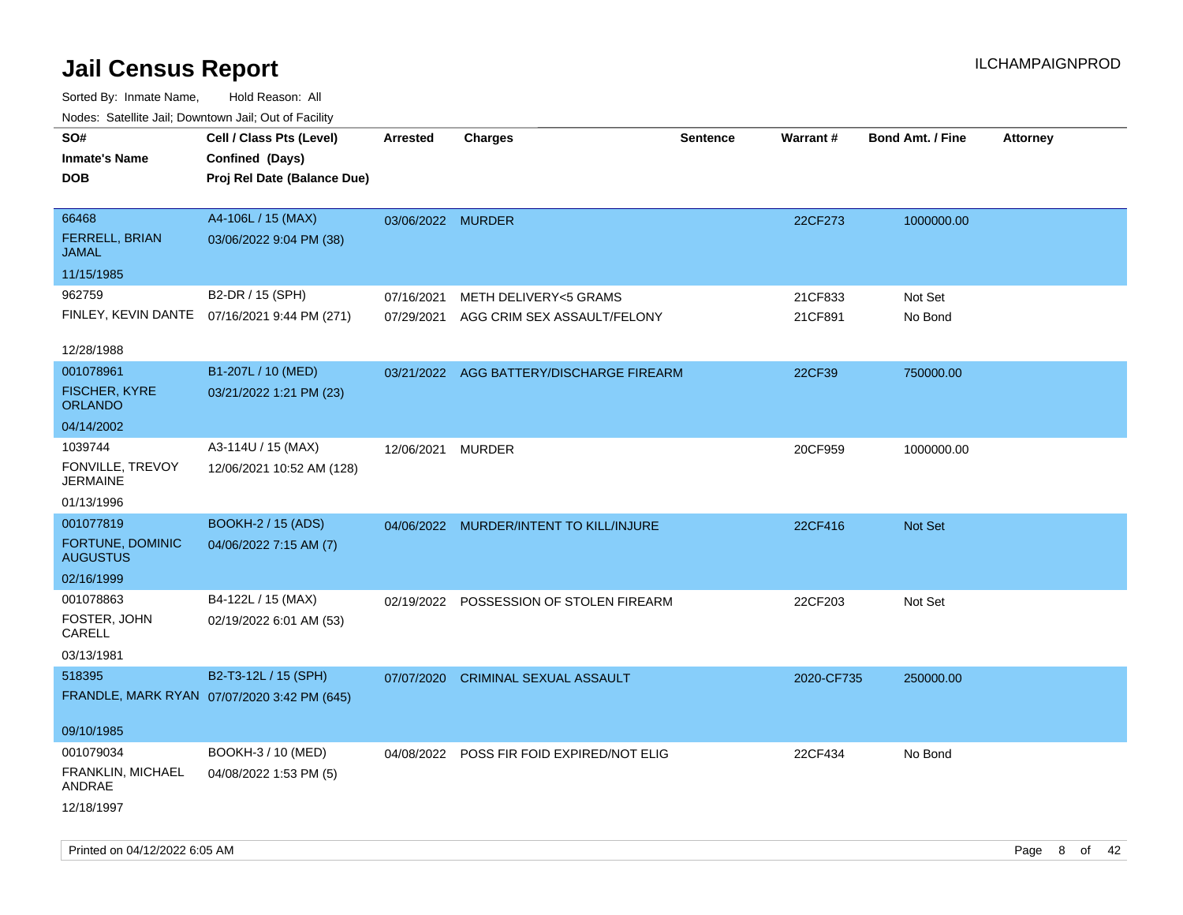# Jail Census Report

Sorted By: Inmate Name, Hold Reason: All

Nodes: Satellite Jail; Downtown Jail; Out of Facility

| SO# / Inmate's Name / DOB | Cell / Class Pts (Level) / Confined (Days) / Proj Rel Date (Balance Due) | Arrested | Charges | Sentence | Warrant # | Bond Amt. / Fine | Attorney |
|---|---|---|---|---|---|---|---|
| 66468<br>FERRELL, BRIAN JAMAL<br>11/15/1985 | A4-106L / 15 (MAX)<br>03/06/2022 9:04 PM (38) | 03/06/2022 | MURDER | | 22CF273 | 1000000.00 | |
| 962759<br>FINLEY, KEVIN DANTE<br>12/28/1988 | B2-DR / 15 (SPH)<br>07/16/2021 9:44 PM (271) | 07/16/2021<br>07/29/2021 | METH DELIVERY<5 GRAMS<br>AGG CRIM SEX ASSAULT/FELONY | | 21CF833<br>21CF891 | Not Set<br>No Bond | |
| 001078961<br>FISCHER, KYRE ORLANDO<br>04/14/2002 | B1-207L / 10 (MED)<br>03/21/2022 1:21 PM (23) | 03/21/2022 | AGG BATTERY/DISCHARGE FIREARM | | 22CF39 | 750000.00 | |
| 1039744<br>FONVILLE, TREVOY JERMAINE<br>01/13/1996 | A3-114U / 15 (MAX)<br>12/06/2021 10:52 AM (128) | 12/06/2021 | MURDER | | 20CF959 | 1000000.00 | |
| 001077819<br>FORTUNE, DOMINIC AUGUSTUS<br>02/16/1999 | BOOKH-2 / 15 (ADS)<br>04/06/2022 7:15 AM (7) | 04/06/2022 | MURDER/INTENT TO KILL/INJURE | | 22CF416 | Not Set | |
| 001078863<br>FOSTER, JOHN CARELL<br>03/13/1981 | B4-122L / 15 (MAX)<br>02/19/2022 6:01 AM (53) | 02/19/2022 | POSSESSION OF STOLEN FIREARM | | 22CF203 | Not Set | |
| 518395<br>FRANDLE, MARK RYAN<br>09/10/1985 | B2-T3-12L / 15 (SPH)<br>07/07/2020 3:42 PM (645) | 07/07/2020 | CRIMINAL SEXUAL ASSAULT | | 2020-CF735 | 250000.00 | |
| 001079034<br>FRANKLIN, MICHAEL ANDRAE<br>12/18/1997 | BOOKH-3 / 10 (MED)<br>04/08/2022 1:53 PM (5) | 04/08/2022 | POSS FIR FOID EXPIRED/NOT ELIG | | 22CF434 | No Bond | |

Printed on 04/12/2022 6:05 AM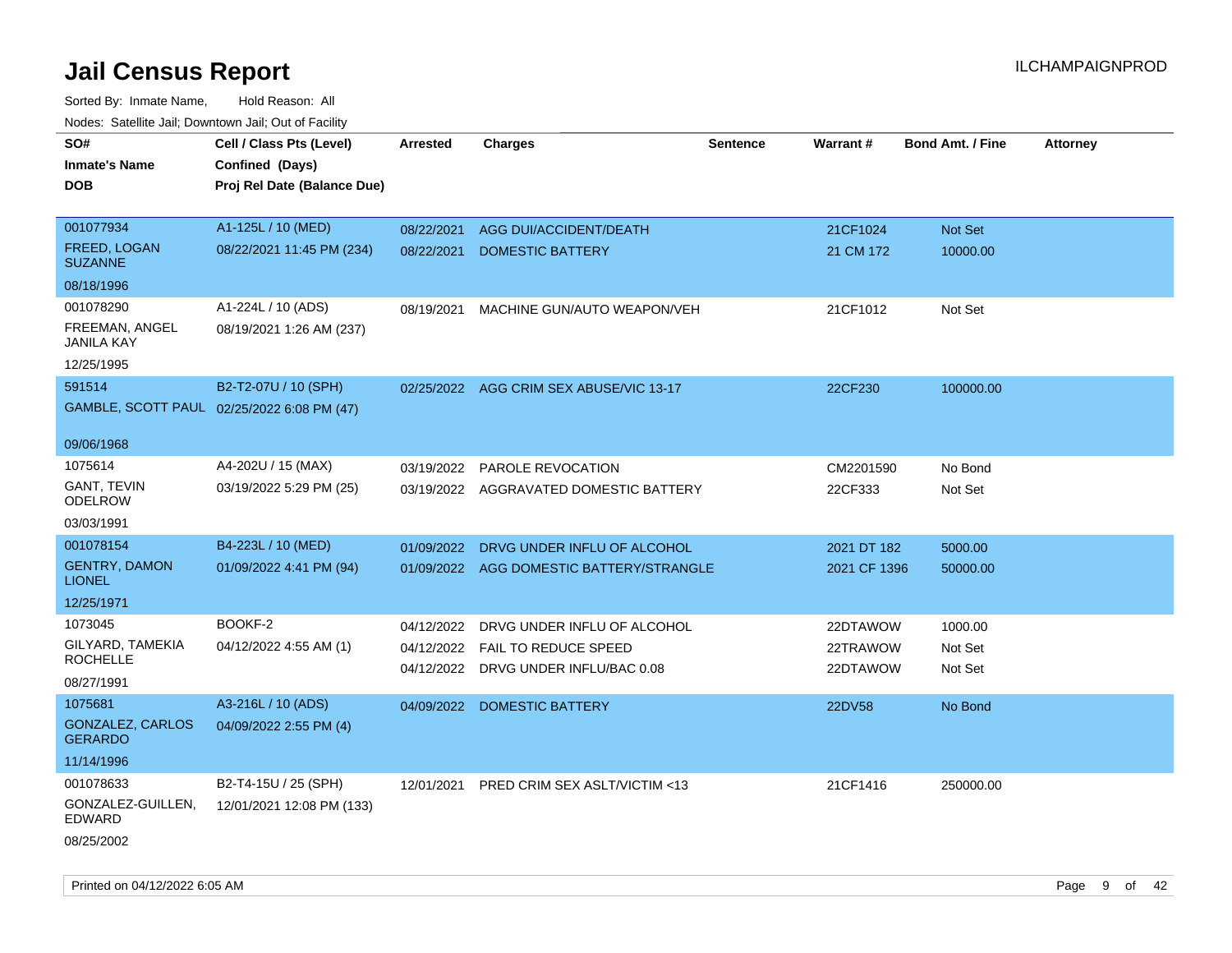# Jail Census Report

ILCHAMPAIGNPROD

Sorted By: Inmate Name, Hold Reason: All

Nodes: Satellite Jail; Downtown Jail; Out of Facility

| SO# / Inmate's Name / DOB | Cell / Class Pts (Level) / Confined (Days) / Proj Rel Date (Balance Due) | Arrested | Charges | Sentence | Warrant # | Bond Amt. / Fine | Attorney |
|---|---|---|---|---|---|---|---|
| 001077934<br>FREED, LOGAN SUZANNE<br>08/18/1996 | A1-125L / 10 (MED)<br>08/22/2021 11:45 PM (234) | 08/22/2021<br>08/22/2021 | AGG DUI/ACCIDENT/DEATH<br>DOMESTIC BATTERY | | 21CF1024<br>21 CM 172 | Not Set<br>10000.00 | |
| 001078290<br>FREEMAN, ANGEL JANILA KAY<br>12/25/1995 | A1-224L / 10 (ADS)<br>08/19/2021 1:26 AM (237) | 08/19/2021 | MACHINE GUN/AUTO WEAPON/VEH | | 21CF1012 | Not Set | |
| 591514<br>GAMBLE, SCOTT PAUL<br>09/06/1968 | B2-T2-07U / 10 (SPH)<br>02/25/2022 6:08 PM (47) | 02/25/2022 | AGG CRIM SEX ABUSE/VIC 13-17 | | 22CF230 | 100000.00 | |
| 1075614<br>GANT, TEVIN ODELROW<br>03/03/1991 | A4-202U / 15 (MAX)<br>03/19/2022 5:29 PM (25) | 03/19/2022<br>03/19/2022 | PAROLE REVOCATION<br>AGGRAVATED DOMESTIC BATTERY | | CM2201590<br>22CF333 | No Bond<br>Not Set | |
| 001078154<br>GENTRY, DAMON LIONEL<br>12/25/1971 | B4-223L / 10 (MED)<br>01/09/2022 4:41 PM (94) | 01/09/2022<br>01/09/2022 | DRVG UNDER INFLU OF ALCOHOL<br>AGG DOMESTIC BATTERY/STRANGLE | | 2021 DT 182<br>2021 CF 1396 | 5000.00<br>50000.00 | |
| 1073045<br>GILYARD, TAMEKIA ROCHELLE<br>08/27/1991 | BOOKF-2<br>04/12/2022 4:55 AM (1) | 04/12/2022<br>04/12/2022<br>04/12/2022 | DRVG UNDER INFLU OF ALCOHOL<br>FAIL TO REDUCE SPEED<br>DRVG UNDER INFLU/BAC 0.08 | | 22DTAWOW<br>22TRAWOW<br>22DTAWOW | 1000.00<br>Not Set<br>Not Set | |
| 1075681<br>GONZALEZ, CARLOS GERARDO<br>11/14/1996 | A3-216L / 10 (ADS)<br>04/09/2022 2:55 PM (4) | 04/09/2022 | DOMESTIC BATTERY | | 22DV58 | No Bond | |
| 001078633<br>GONZALEZ-GUILLEN, EDWARD<br>08/25/2002 | B2-T4-15U / 25 (SPH)<br>12/01/2021 12:08 PM (133) | 12/01/2021 | PRED CRIM SEX ASLT/VICTIM <13 | | 21CF1416 | 250000.00 | |

Printed on 04/12/2022 6:05 AM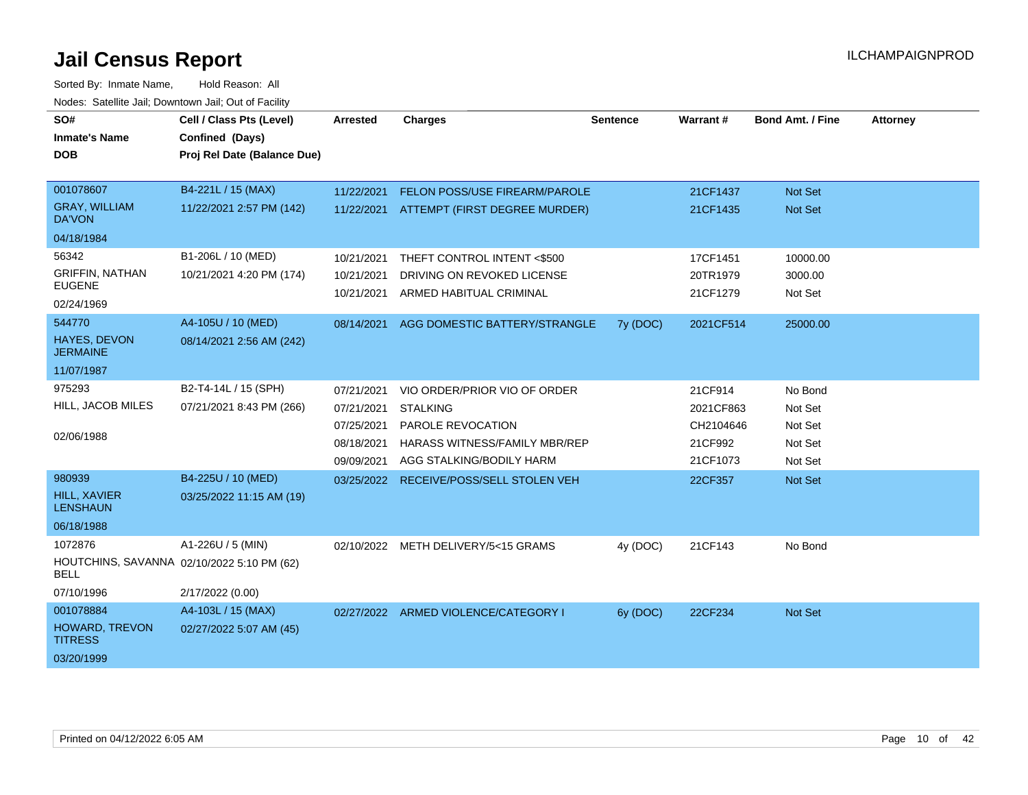# Jail Census Report

Sorted By: Inmate Name, Hold Reason: All

Nodes: Satellite Jail; Downtown Jail; Out of Facility

| SO# / Inmate's Name / DOB | Cell / Class Pts (Level) / Confined (Days) / Proj Rel Date (Balance Due) | Arrested | Charges | Sentence | Warrant # | Bond Amt. / Fine | Attorney |
|---|---|---|---|---|---|---|---|
| 001078607<br>GRAY, WILLIAM DA'VON<br>04/18/1984 | B4-221L / 15 (MAX)<br>11/22/2021 2:57 PM (142) | 11/22/2021 | FELON POSS/USE FIREARM/PAROLE | | 21CF1437 | Not Set | |
| | | 11/22/2021 | ATTEMPT (FIRST DEGREE MURDER) | | 21CF1435 | Not Set | |
| 56342<br>GRIFFIN, NATHAN EUGENE<br>02/24/1969 | B1-206L / 10 (MED)<br>10/21/2021 4:20 PM (174) | 10/21/2021 | THEFT CONTROL INTENT <$500 | | 17CF1451 | 10000.00 | |
| | | 10/21/2021 | DRIVING ON REVOKED LICENSE | | 20TR1979 | 3000.00 | |
| | | 10/21/2021 | ARMED HABITUAL CRIMINAL | | 21CF1279 | Not Set | |
| 544770<br>HAYES, DEVON JERMAINE<br>11/07/1987 | A4-105U / 10 (MED)<br>08/14/2021 2:56 AM (242) | 08/14/2021 | AGG DOMESTIC BATTERY/STRANGLE | 7y (DOC) | 2021CF514 | 25000.00 | |
| 975293<br>HILL, JACOB MILES<br>02/06/1988 | B2-T4-14L / 15 (SPH)<br>07/21/2021 8:43 PM (266) | 07/21/2021 | VIO ORDER/PRIOR VIO OF ORDER | | 21CF914 | No Bond | |
| | | 07/21/2021 | STALKING | | 2021CF863 | Not Set | |
| | | 07/25/2021 | PAROLE REVOCATION | | CH2104646 | Not Set | |
| | | 08/18/2021 | HARASS WITNESS/FAMILY MBR/REP | | 21CF992 | Not Set | |
| | | 09/09/2021 | AGG STALKING/BODILY HARM | | 21CF1073 | Not Set | |
| 980939<br>HILL, XAVIER LENSHAUN<br>06/18/1988 | B4-225U / 10 (MED)<br>03/25/2022 11:15 AM (19) | 03/25/2022 | RECEIVE/POSS/SELL STOLEN VEH | | 22CF357 | Not Set | |
| 1072876<br>HOUTCHINS, SAVANNA BELL<br>07/10/1996 | A1-226U / 5 (MIN)<br>02/10/2022 5:10 PM (62)<br>2/17/2022 (0.00) | 02/10/2022 | METH DELIVERY/5<15 GRAMS | 4y (DOC) | 21CF143 | No Bond | |
| 001078884<br>HOWARD, TREVON TITRESS<br>03/20/1999 | A4-103L / 15 (MAX)<br>02/27/2022 5:07 AM (45) | 02/27/2022 | ARMED VIOLENCE/CATEGORY I | 6y (DOC) | 22CF234 | Not Set | |

Printed on 04/12/2022 6:05 AM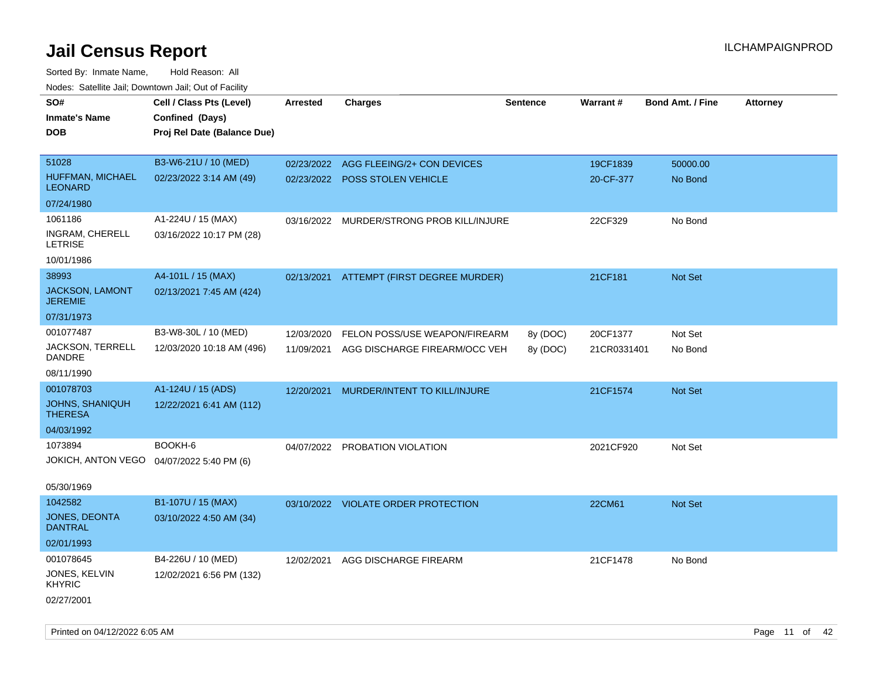# Jail Census Report

ILCHAMPAIGNPROD

Sorted By: Inmate Name, Hold Reason: All

Nodes: Satellite Jail; Downtown Jail; Out of Facility

| SO# / Inmate's Name / DOB | Cell / Class Pts (Level) / Confined (Days) / Proj Rel Date (Balance Due) | Arrested | Charges | Sentence | Warrant # | Bond Amt. / Fine | Attorney |
|---|---|---|---|---|---|---|---|
| 51028 HUFFMAN, MICHAEL LEONARD 07/24/1980 | B3-W6-21U / 10 (MED) 02/23/2022 3:14 AM (49) | 02/23/2022 | AGG FLEEING/2+ CON DEVICES | | 19CF1839 | 50000.00 | |
| | | 02/23/2022 | POSS STOLEN VEHICLE | | 20-CF-377 | No Bond | |
| 1061186 INGRAM, CHERELL LETRISE 10/01/1986 | A1-224U / 15 (MAX) 03/16/2022 10:17 PM (28) | 03/16/2022 | MURDER/STRONG PROB KILL/INJURE | | 22CF329 | No Bond | |
| 38993 JACKSON, LAMONT JEREMIE 07/31/1973 | A4-101L / 15 (MAX) 02/13/2021 7:45 AM (424) | 02/13/2021 | ATTEMPT (FIRST DEGREE MURDER) | | 21CF181 | Not Set | |
| 001077487 JACKSON, TERRELL DANDRE 08/11/1990 | B3-W8-30L / 10 (MED) 12/03/2020 10:18 AM (496) | 12/03/2020 | FELON POSS/USE WEAPON/FIREARM | 8y (DOC) | 20CF1377 | Not Set | |
| | | 11/09/2021 | AGG DISCHARGE FIREARM/OCC VEH | 8y (DOC) | 21CR0331401 | No Bond | |
| 001078703 JOHNS, SHANIQUH THERESA 04/03/1992 | A1-124U / 15 (ADS) 12/22/2021 6:41 AM (112) | 12/20/2021 | MURDER/INTENT TO KILL/INJURE | | 21CF1574 | Not Set | |
| 1073894 JOKICH, ANTON VEGO 05/30/1969 | BOOKH-6 04/07/2022 5:40 PM (6) | 04/07/2022 | PROBATION VIOLATION | | 2021CF920 | Not Set | |
| 1042582 JONES, DEONTA DANTRAL 02/01/1993 | B1-107U / 15 (MAX) 03/10/2022 4:50 AM (34) | 03/10/2022 | VIOLATE ORDER PROTECTION | | 22CM61 | Not Set | |
| 001078645 JONES, KELVIN KHYRIC 02/27/2001 | B4-226U / 10 (MED) 12/02/2021 6:56 PM (132) | 12/02/2021 | AGG DISCHARGE FIREARM | | 21CF1478 | No Bond | |

Printed on 04/12/2022 6:05 AM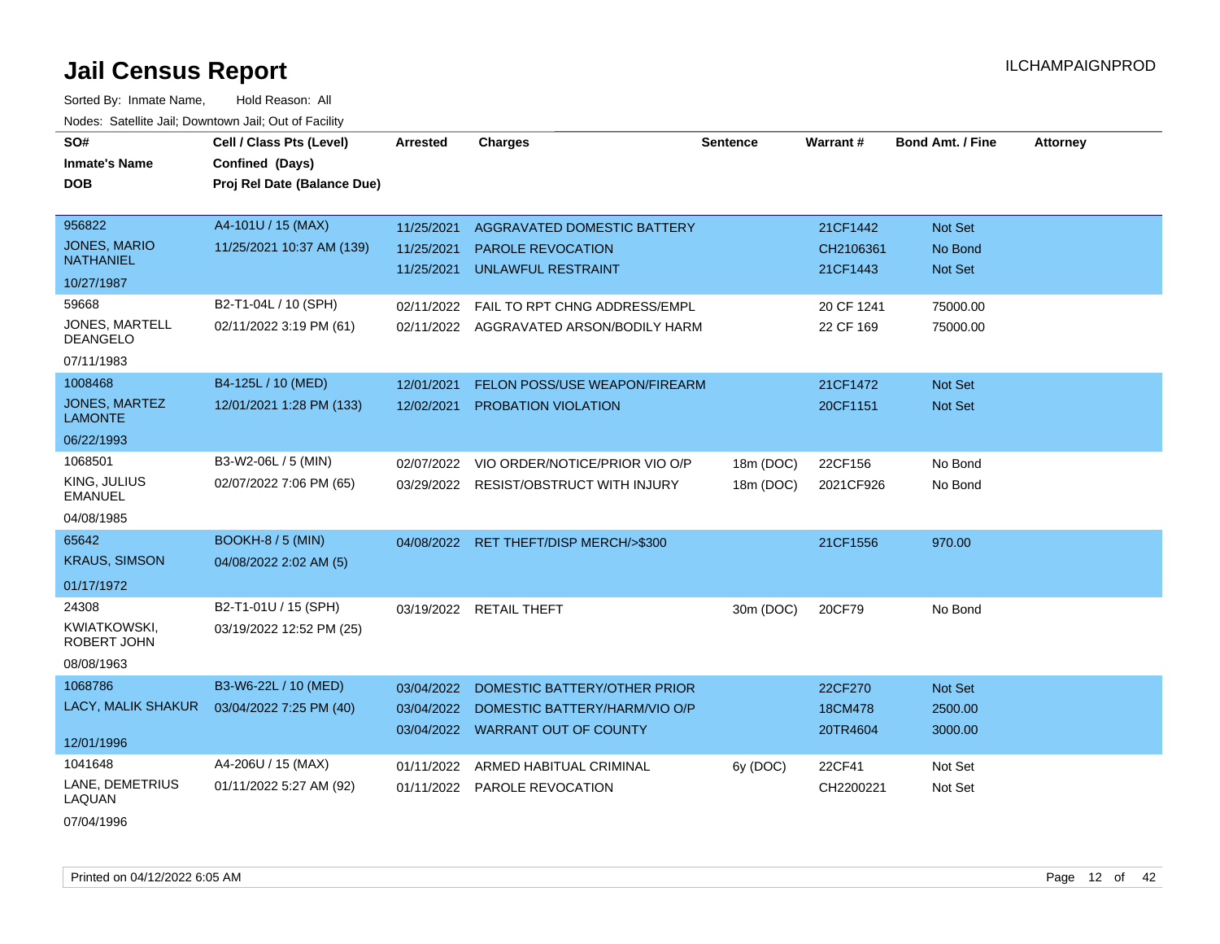# Jail Census Report

ILCHAMPAIGNPROD

Sorted By: Inmate Name, Hold Reason: All

Nodes: Satellite Jail; Downtown Jail; Out of Facility

| SO# / Inmate's Name / DOB | Cell / Class Pts (Level) / Confined (Days) / Proj Rel Date (Balance Due) | Arrested | Charges | Sentence | Warrant # | Bond Amt. / Fine | Attorney |
|---|---|---|---|---|---|---|---|
| 956822<br>JONES, MARIO NATHANIEL<br>10/27/1987 | A4-101U / 15 (MAX)<br>11/25/2021 10:37 AM (139) | 11/25/2021<br>11/25/2021<br>11/25/2021 | AGGRAVATED DOMESTIC BATTERY<br>PAROLE REVOCATION<br>UNLAWFUL RESTRAINT | | 21CF1442<br>CH2106361<br>21CF1443 | Not Set<br>No Bond<br>Not Set | |
| 59668<br>JONES, MARTELL DEANGELO<br>07/11/1983 | B2-T1-04L / 10 (SPH)<br>02/11/2022 3:19 PM (61) | 02/11/2022<br>02/11/2022 | FAIL TO RPT CHNG ADDRESS/EMPL<br>AGGRAVATED ARSON/BODILY HARM | | 20 CF 1241<br>22 CF 169 | 75000.00<br>75000.00 | |
| 1008468<br>JONES, MARTEZ LAMONTE<br>06/22/1993 | B4-125L / 10 (MED)<br>12/01/2021 1:28 PM (133) | 12/01/2021<br>12/02/2021 | FELON POSS/USE WEAPON/FIREARM<br>PROBATION VIOLATION | | 21CF1472<br>20CF1151 | Not Set<br>Not Set | |
| 1068501<br>KING, JULIUS EMANUEL<br>04/08/1985 | B3-W2-06L / 5 (MIN)<br>02/07/2022 7:06 PM (65) | 02/07/2022<br>03/29/2022 | VIO ORDER/NOTICE/PRIOR VIO O/P<br>RESIST/OBSTRUCT WITH INJURY | 18m (DOC)<br>18m (DOC) | 22CF156<br>2021CF926 | No Bond<br>No Bond | |
| 65642<br>KRAUS, SIMSON<br>01/17/1972 | BOOKH-8 / 5 (MIN)<br>04/08/2022 2:02 AM (5) | 04/08/2022 | RET THEFT/DISP MERCH/>$300 | | 21CF1556 | 970.00 | |
| 24308<br>KWIATKOWSKI, ROBERT JOHN<br>08/08/1963 | B2-T1-01U / 15 (SPH)<br>03/19/2022 12:52 PM (25) | 03/19/2022 | RETAIL THEFT | 30m (DOC) | 20CF79 | No Bond | |
| 1068786<br>LACY, MALIK SHAKUR<br>12/01/1996 | B3-W6-22L / 10 (MED)<br>03/04/2022 7:25 PM (40) | 03/04/2022<br>03/04/2022<br>03/04/2022 | DOMESTIC BATTERY/OTHER PRIOR<br>DOMESTIC BATTERY/HARM/VIO O/P<br>WARRANT OUT OF COUNTY | | 22CF270<br>18CM478<br>20TR4604 | Not Set<br>2500.00<br>3000.00 | |
| 1041648<br>LANE, DEMETRIUS LAQUAN<br>07/04/1996 | A4-206U / 15 (MAX)<br>01/11/2022 5:27 AM (92) | 01/11/2022<br>01/11/2022 | ARMED HABITUAL CRIMINAL<br>PAROLE REVOCATION | 6y (DOC) | 22CF41<br>CH2200221 | Not Set<br>Not Set | |

Printed on 04/12/2022 6:05 AM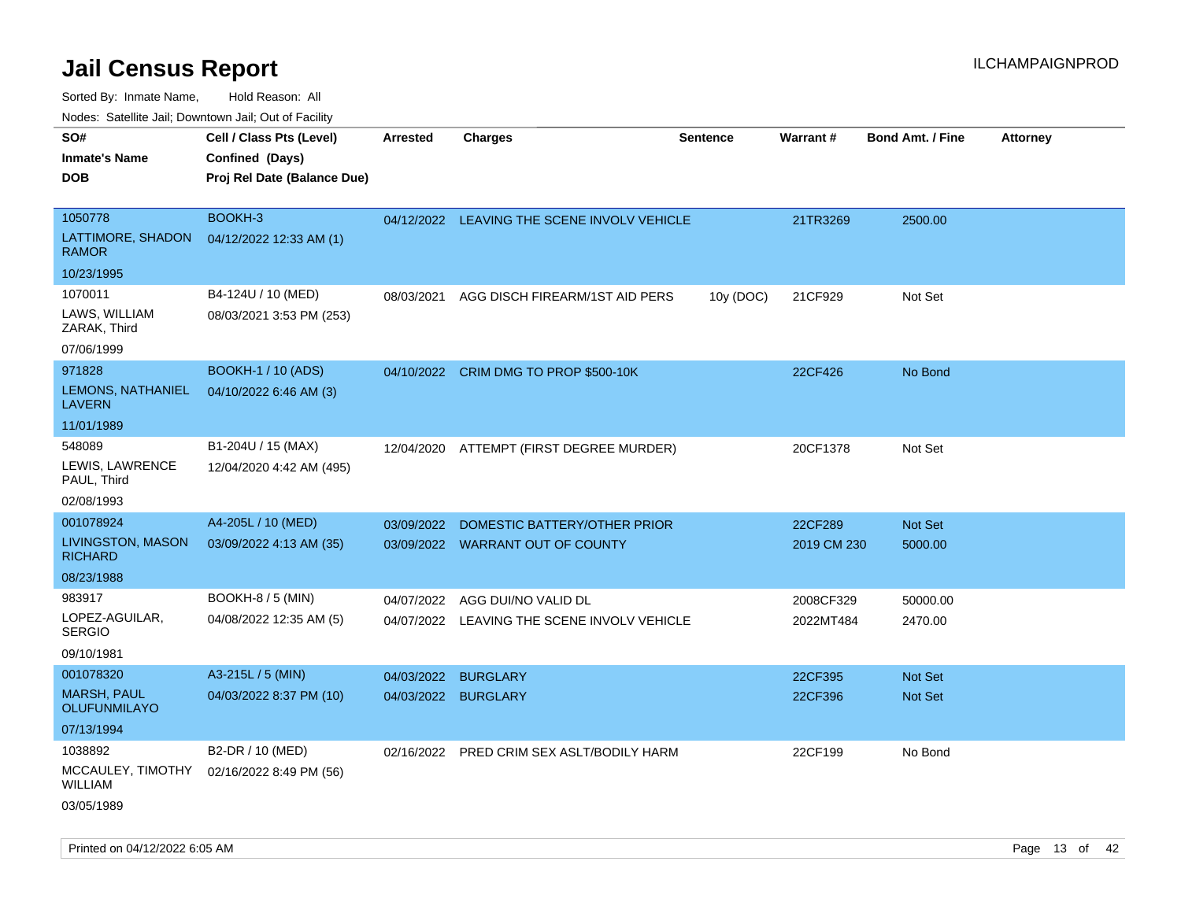# Jail Census Report

ILCHAMPAIGNPROD

Sorted By: Inmate Name, Hold Reason: All

Nodes: Satellite Jail; Downtown Jail; Out of Facility

| SO# / Inmate's Name / DOB | Cell / Class Pts (Level) / Confined (Days) / Proj Rel Date (Balance Due) | Arrested | Charges | Sentence | Warrant # | Bond Amt. / Fine | Attorney |
|---|---|---|---|---|---|---|---|
| 1050778<br>LATTIMORE, SHADON RAMOR<br>10/23/1995 | BOOKH-3<br>04/12/2022 12:33 AM (1) | 04/12/2022 | LEAVING THE SCENE INVOLV VEHICLE | | 21TR3269 | 2500.00 | |
| 1070011<br>LAWS, WILLIAM ZARAK, Third<br>07/06/1999 | B4-124U / 10 (MED)<br>08/03/2021 3:53 PM (253) | 08/03/2021 | AGG DISCH FIREARM/1ST AID PERS | 10y (DOC) | 21CF929 | Not Set | |
| 971828<br>LEMONS, NATHANIEL LAVERN<br>11/01/1989 | BOOKH-1 / 10 (ADS)<br>04/10/2022 6:46 AM (3) | 04/10/2022 | CRIM DMG TO PROP $500-10K | | 22CF426 | No Bond | |
| 548089<br>LEWIS, LAWRENCE PAUL, Third<br>02/08/1993 | B1-204U / 15 (MAX)<br>12/04/2020 4:42 AM (495) | 12/04/2020 | ATTEMPT (FIRST DEGREE MURDER) | | 20CF1378 | Not Set | |
| 001078924<br>LIVINGSTON, MASON RICHARD<br>08/23/1988 | A4-205L / 10 (MED)<br>03/09/2022 4:13 AM (35) | 03/09/2022<br>03/09/2022 | DOMESTIC BATTERY/OTHER PRIOR<br>WARRANT OUT OF COUNTY | | 22CF289<br>2019 CM 230 | Not Set<br>5000.00 | |
| 983917<br>LOPEZ-AGUILAR, SERGIO<br>09/10/1981 | BOOKH-8 / 5 (MIN)<br>04/08/2022 12:35 AM (5) | 04/07/2022<br>04/07/2022 | AGG DUI/NO VALID DL<br>LEAVING THE SCENE INVOLV VEHICLE | | 2008CF329<br>2022MT484 | 50000.00<br>2470.00 | |
| 001078320<br>MARSH, PAUL OLUFUNMILAYO<br>07/13/1994 | A3-215L / 5 (MIN)<br>04/03/2022 8:37 PM (10) | 04/03/2022<br>04/03/2022 | BURGLARY<br>BURGLARY | | 22CF395<br>22CF396 | Not Set<br>Not Set | |
| 1038892<br>MCCAULEY, TIMOTHY WILLIAM<br>03/05/1989 | B2-DR / 10 (MED)<br>02/16/2022 8:49 PM (56) | 02/16/2022 | PRED CRIM SEX ASLT/BODILY HARM | | 22CF199 | No Bond | |

Printed on 04/12/2022 6:05 AM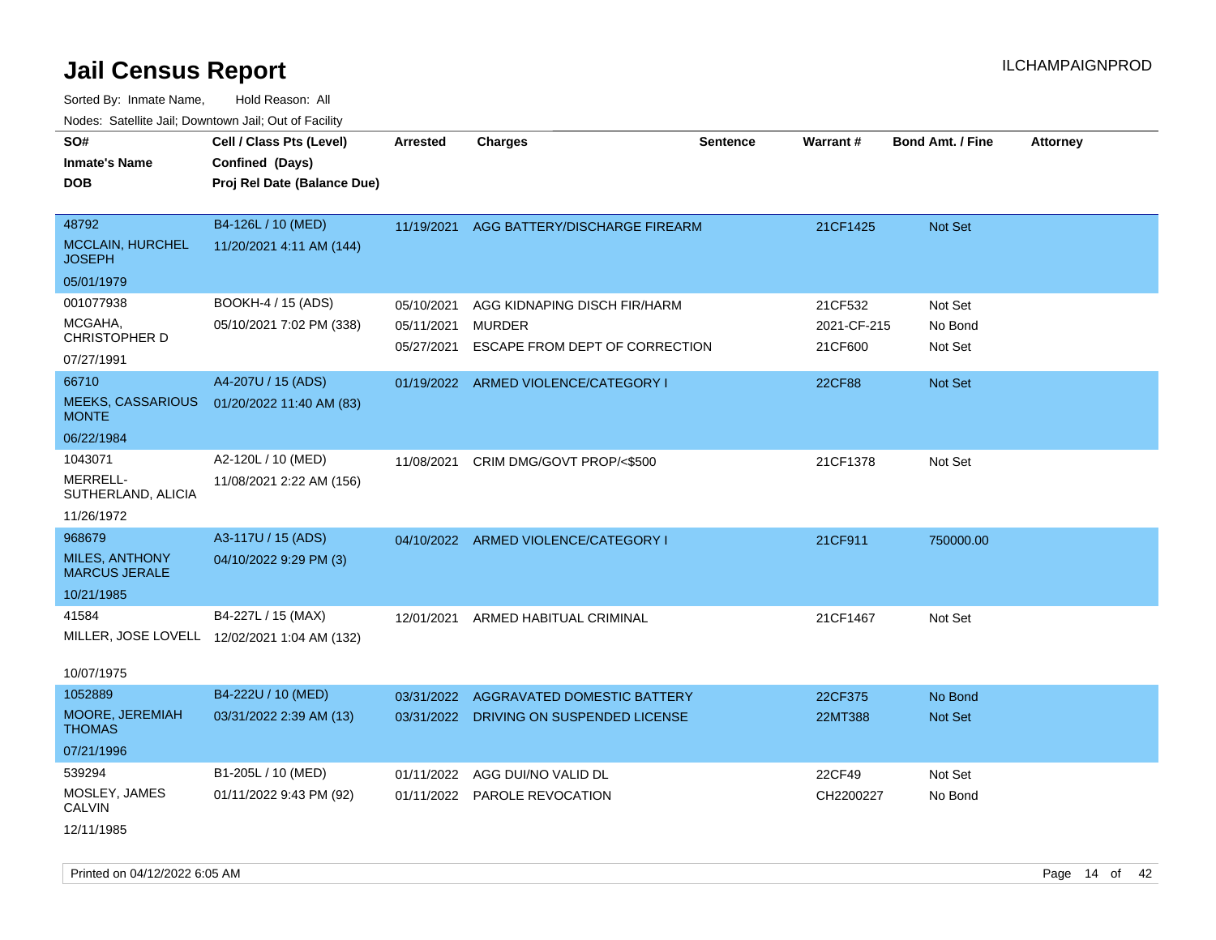# Jail Census Report

ILCHAMPAIGNPROD

Sorted By: Inmate Name,     Hold Reason: All

Nodes: Satellite Jail; Downtown Jail; Out of Facility

| SO# / Inmate's Name / DOB | Cell / Class Pts (Level) / Confined (Days) / Proj Rel Date (Balance Due) | Arrested | Charges | Sentence | Warrant # | Bond Amt. / Fine | Attorney |
|---|---|---|---|---|---|---|---|
| 48792<br>MCCLAIN, HURCHEL JOSEPH<br>05/01/1979 | B4-126L / 10 (MED)<br>11/20/2021 4:11 AM (144) | 11/19/2021 | AGG BATTERY/DISCHARGE FIREARM | | 21CF1425 | Not Set | |
| 001077938<br>MCGAHA, CHRISTOPHER D<br>07/27/1991 | BOOKH-4 / 15 (ADS)<br>05/10/2021 7:02 PM (338) | 05/10/2021<br>05/11/2021<br>05/27/2021 | AGG KIDNAPING DISCH FIR/HARM<br>MURDER<br>ESCAPE FROM DEPT OF CORRECTION | | 21CF532<br>2021-CF-215<br>21CF600 | Not Set<br>No Bond<br>Not Set | |
| 66710<br>MEEKS, CASSARIOUS MONTE<br>06/22/1984 | A4-207U / 15 (ADS)<br>01/20/2022 11:40 AM (83) | 01/19/2022 | ARMED VIOLENCE/CATEGORY I | | 22CF88 | Not Set | |
| 1043071<br>MERRELL-SUTHERLAND, ALICIA<br>11/26/1972 | A2-120L / 10 (MED)<br>11/08/2021 2:22 AM (156) | 11/08/2021 | CRIM DMG/GOVT PROP/<$500 | | 21CF1378 | Not Set | |
| 968679<br>MILES, ANTHONY MARCUS JERALE<br>10/21/1985 | A3-117U / 15 (ADS)<br>04/10/2022 9:29 PM (3) | 04/10/2022 | ARMED VIOLENCE/CATEGORY I | | 21CF911 | 750000.00 | |
| 41584<br>MILLER, JOSE LOVELL<br>10/07/1975 | B4-227L / 15 (MAX)<br>12/02/2021 1:04 AM (132) | 12/01/2021 | ARMED HABITUAL CRIMINAL | | 21CF1467 | Not Set | |
| 1052889<br>MOORE, JEREMIAH THOMAS<br>07/21/1996 | B4-222U / 10 (MED)<br>03/31/2022 2:39 AM (13) | 03/31/2022<br>03/31/2022 | AGGRAVATED DOMESTIC BATTERY<br>DRIVING ON SUSPENDED LICENSE | | 22CF375<br>22MT388 | No Bond<br>Not Set | |
| 539294<br>MOSLEY, JAMES CALVIN<br>12/11/1985 | B1-205L / 10 (MED)<br>01/11/2022 9:43 PM (92) | 01/11/2022<br>01/11/2022 | AGG DUI/NO VALID DL<br>PAROLE REVOCATION | | 22CF49<br>CH2200227 | Not Set<br>No Bond | |

Printed on 04/12/2022 6:05 AM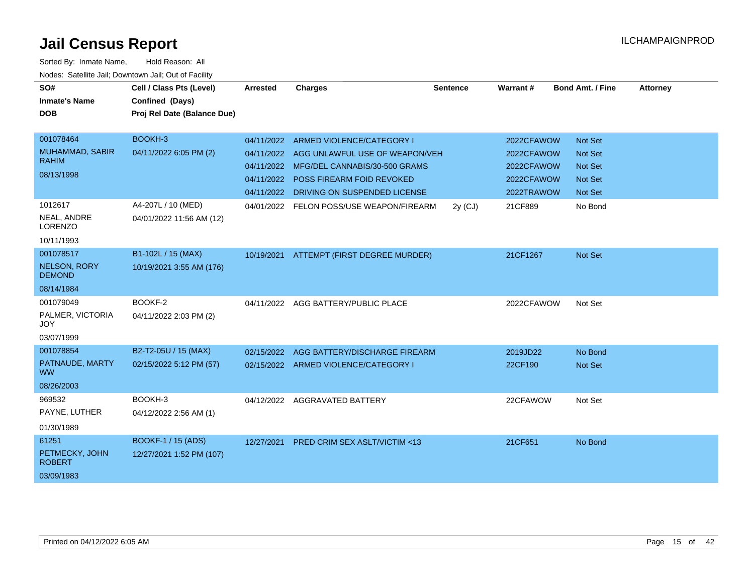# Jail Census Report

ILCHAMPAIGNPROD

Sorted By: Inmate Name, Hold Reason: All

Nodes: Satellite Jail; Downtown Jail; Out of Facility

| SO# / Inmate's Name / DOB | Cell / Class Pts (Level) / Confined (Days) / Proj Rel Date (Balance Due) | Arrested | Charges | Sentence | Warrant # | Bond Amt. / Fine | Attorney |
|---|---|---|---|---|---|---|---|
| 001078464<br>MUHAMMAD, SABIR RAHIM<br>08/13/1998 | BOOKH-3<br>04/11/2022 6:05 PM (2) | 04/11/2022 | ARMED VIOLENCE/CATEGORY I | | 2022CFAWOW | Not Set | |
| | | 04/11/2022 | AGG UNLAWFUL USE OF WEAPON/VEH | | 2022CFAWOW | Not Set | |
| | | 04/11/2022 | MFG/DEL CANNABIS/30-500 GRAMS | | 2022CFAWOW | Not Set | |
| | | 04/11/2022 | POSS FIREARM FOID REVOKED | | 2022CFAWOW | Not Set | |
| | | 04/11/2022 | DRIVING ON SUSPENDED LICENSE | | 2022TRAWOW | Not Set | |
| 1012617<br>NEAL, ANDRE LORENZO<br>10/11/1993 | A4-207L / 10 (MED)<br>04/01/2022 11:56 AM (12) | 04/01/2022 | FELON POSS/USE WEAPON/FIREARM | 2y (CJ) | 21CF889 | No Bond | |
| 001078517<br>NELSON, RORY DEMOND<br>08/14/1984 | B1-102L / 15 (MAX)<br>10/19/2021 3:55 AM (176) | 10/19/2021 | ATTEMPT (FIRST DEGREE MURDER) | | 21CF1267 | Not Set | |
| 001079049<br>PALMER, VICTORIA JOY<br>03/07/1999 | BOOKF-2<br>04/11/2022 2:03 PM (2) | 04/11/2022 | AGG BATTERY/PUBLIC PLACE | | 2022CFAWOW | Not Set | |
| 001078854<br>PATNAUDE, MARTY WW<br>08/26/2003 | B2-T2-05U / 15 (MAX)<br>02/15/2022 5:12 PM (57) | 02/15/2022 | AGG BATTERY/DISCHARGE FIREARM | | 2019JD22 | No Bond | |
| | | 02/15/2022 | ARMED VIOLENCE/CATEGORY I | | 22CF190 | Not Set | |
| 969532<br>PAYNE, LUTHER<br>01/30/1989 | BOOKH-3<br>04/12/2022 2:56 AM (1) | 04/12/2022 | AGGRAVATED BATTERY | | 22CFAWOW | Not Set | |
| 61251<br>PETMECKY, JOHN ROBERT<br>03/09/1983 | BOOKF-1 / 15 (ADS)<br>12/27/2021 1:52 PM (107) | 12/27/2021 | PRED CRIM SEX ASLT/VICTIM <13 | | 21CF651 | No Bond | |

Printed on 04/12/2022 6:05 AM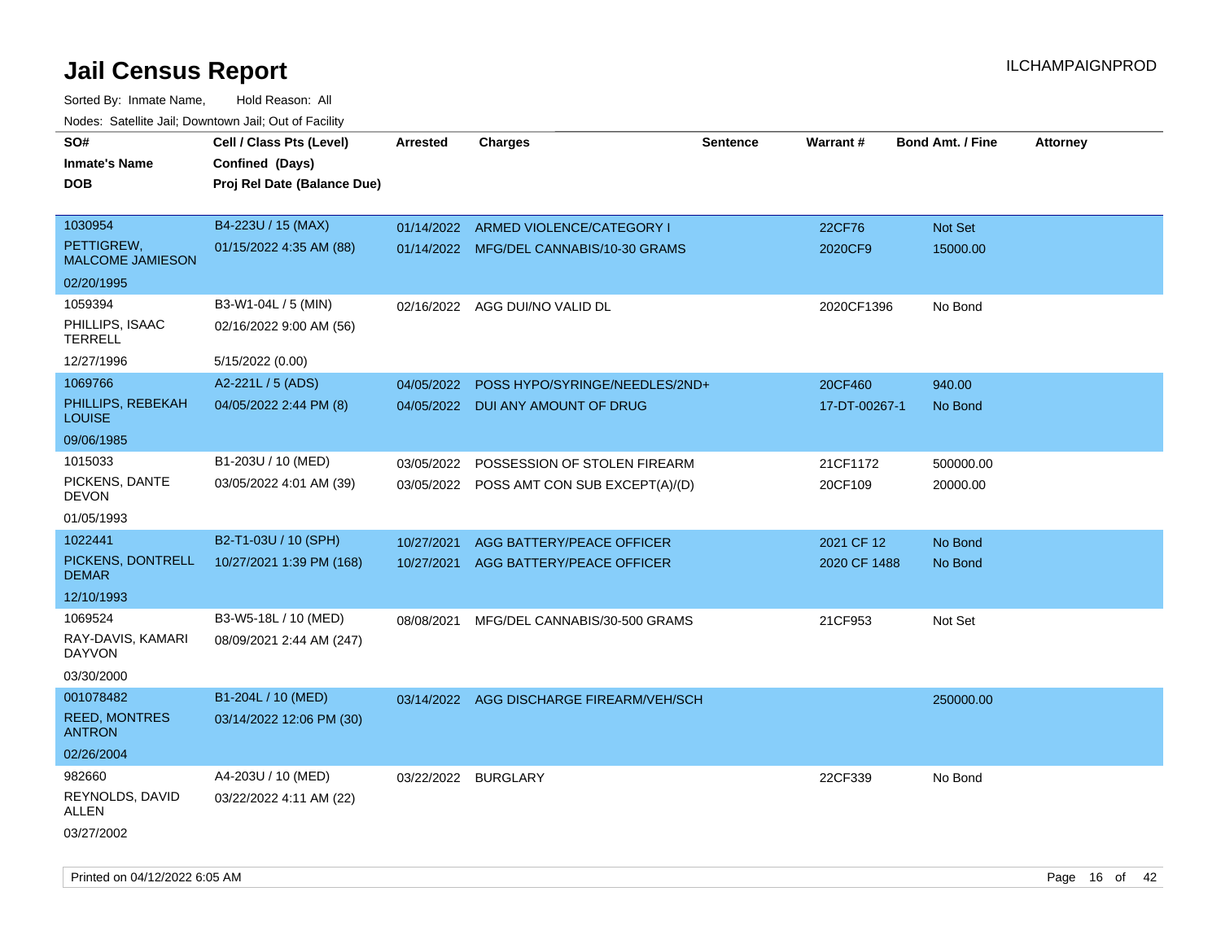# Jail Census Report

ILCHAMPAIGNPROD

Sorted By: Inmate Name, Hold Reason: All

Nodes: Satellite Jail; Downtown Jail; Out of Facility

| SO# / Inmate's Name / DOB | Cell / Class Pts (Level) / Confined (Days) / Proj Rel Date (Balance Due) | Arrested | Charges | Sentence | Warrant # | Bond Amt. / Fine | Attorney |
|---|---|---|---|---|---|---|---|
| 1030954<br>PETTIGREW, MALCOME JAMIESON<br>02/20/1995 | B4-223U / 15 (MAX)<br>01/15/2022 4:35 AM (88) | 01/14/2022<br>01/14/2022 | ARMED VIOLENCE/CATEGORY I<br>MFG/DEL CANNABIS/10-30 GRAMS | | 22CF76<br>2020CF9 | Not Set<br>15000.00 | |
| 1059394<br>PHILLIPS, ISAAC TERRELL<br>12/27/1996 | B3-W1-04L / 5 (MIN)<br>02/16/2022 9:00 AM (56)<br>5/15/2022 (0.00) | 02/16/2022 | AGG DUI/NO VALID DL | | 2020CF1396 | No Bond | |
| 1069766<br>PHILLIPS, REBEKAH LOUISE<br>09/06/1985 | A2-221L / 5 (ADS)<br>04/05/2022 2:44 PM (8) | 04/05/2022<br>04/05/2022 | POSS HYPO/SYRINGE/NEEDLES/2ND+<br>DUI ANY AMOUNT OF DRUG | | 20CF460<br>17-DT-00267-1 | 940.00<br>No Bond | |
| 1015033<br>PICKENS, DANTE DEVON<br>01/05/1993 | B1-203U / 10 (MED)<br>03/05/2022 4:01 AM (39) | 03/05/2022<br>03/05/2022 | POSSESSION OF STOLEN FIREARM<br>POSS AMT CON SUB EXCEPT(A)/(D) | | 21CF1172<br>20CF109 | 500000.00<br>20000.00 | |
| 1022441<br>PICKENS, DONTRELL DEMAR<br>12/10/1993 | B2-T1-03U / 10 (SPH)<br>10/27/2021 1:39 PM (168) | 10/27/2021<br>10/27/2021 | AGG BATTERY/PEACE OFFICER<br>AGG BATTERY/PEACE OFFICER | | 2021 CF 12<br>2020 CF 1488 | No Bond<br>No Bond | |
| 1069524<br>RAY-DAVIS, KAMARI DAYVON<br>03/30/2000 | B3-W5-18L / 10 (MED)<br>08/09/2021 2:44 AM (247) | 08/08/2021 | MFG/DEL CANNABIS/30-500 GRAMS | | 21CF953 | Not Set | |
| 001078482<br>REED, MONTRES ANTRON<br>02/26/2004 | B1-204L / 10 (MED)<br>03/14/2022 12:06 PM (30) | 03/14/2022 | AGG DISCHARGE FIREARM/VEH/SCH | | | 250000.00 | |
| 982660<br>REYNOLDS, DAVID ALLEN<br>03/27/2002 | A4-203U / 10 (MED)<br>03/22/2022 4:11 AM (22) | 03/22/2022 | BURGLARY | | 22CF339 | No Bond | |

Printed on 04/12/2022 6:05 AM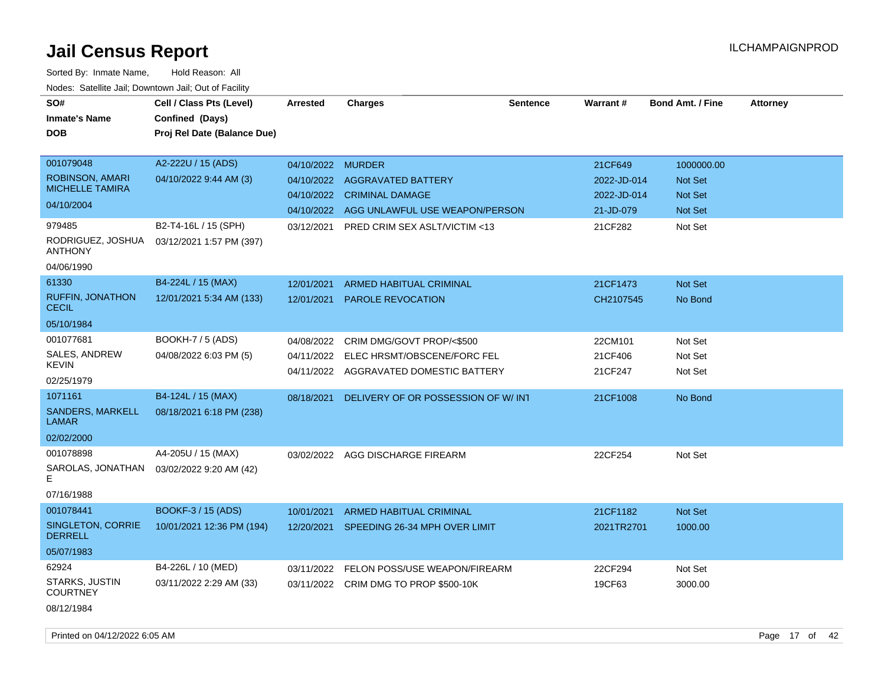# Jail Census Report

ILCHAMPAIGNPROD

Sorted By: Inmate Name, Hold Reason: All

Nodes: Satellite Jail; Downtown Jail; Out of Facility

| SO# / Inmate's Name / DOB | Cell / Class Pts (Level) / Confined (Days) / Proj Rel Date (Balance Due) | Arrested | Charges | Sentence | Warrant # | Bond Amt. / Fine | Attorney |
|---|---|---|---|---|---|---|---|
| 001079048<br>ROBINSON, AMARI MICHELLE TAMIRA<br>04/10/2004 | A2-222U / 15 (ADS)<br>04/10/2022 9:44 AM (3) | 04/10/2022<br>04/10/2022<br>04/10/2022<br>04/10/2022 | MURDER<br>AGGRAVATED BATTERY<br>CRIMINAL DAMAGE<br>AGG UNLAWFUL USE WEAPON/PERSON | | 21CF649<br>2022-JD-014<br>2022-JD-014<br>21-JD-079 | 1000000.00<br>Not Set<br>Not Set<br>Not Set | |
| 979485<br>RODRIGUEZ, JOSHUA ANTHONY<br>04/06/1990 | B2-T4-16L / 15 (SPH)<br>03/12/2021 1:57 PM (397) | 03/12/2021 | PRED CRIM SEX ASLT/VICTIM <13 | | 21CF282 | Not Set | |
| 61330<br>RUFFIN, JONATHON CECIL<br>05/10/1984 | B4-224L / 15 (MAX)<br>12/01/2021 5:34 AM (133) | 12/01/2021<br>12/01/2021 | ARMED HABITUAL CRIMINAL<br>PAROLE REVOCATION | | 21CF1473<br>CH2107545 | Not Set<br>No Bond | |
| 001077681<br>SALES, ANDREW KEVIN<br>02/25/1979 | BOOKH-7 / 5 (ADS)<br>04/08/2022 6:03 PM (5) | 04/08/2022<br>04/11/2022<br>04/11/2022 | CRIM DMG/GOVT PROP/<$500<br>ELEC HRSMT/OBSCENE/FORC FEL<br>AGGRAVATED DOMESTIC BATTERY | | 22CM101<br>21CF406<br>21CF247 | Not Set<br>Not Set<br>Not Set | |
| 1071161<br>SANDERS, MARKELL LAMAR<br>02/02/2000 | B4-124L / 15 (MAX)<br>08/18/2021 6:18 PM (238) | 08/18/2021 | DELIVERY OF OR POSSESSION OF W/ INT | | 21CF1008 | No Bond | |
| 001078898<br>SAROLAS, JONATHAN E<br>07/16/1988 | A4-205U / 15 (MAX)<br>03/02/2022 9:20 AM (42) | 03/02/2022 | AGG DISCHARGE FIREARM | | 22CF254 | Not Set | |
| 001078441<br>SINGLETON, CORRIE DERRELL<br>05/07/1983 | BOOKF-3 / 15 (ADS)<br>10/01/2021 12:36 PM (194) | 10/01/2021<br>12/20/2021 | ARMED HABITUAL CRIMINAL<br>SPEEDING 26-34 MPH OVER LIMIT | | 21CF1182<br>2021TR2701 | Not Set<br>1000.00 | |
| 62924<br>STARKS, JUSTIN COURTNEY<br>08/12/1984 | B4-226L / 10 (MED)<br>03/11/2022 2:29 AM (33) | 03/11/2022<br>03/11/2022 | FELON POSS/USE WEAPON/FIREARM<br>CRIM DMG TO PROP $500-10K | | 22CF294<br>19CF63 | Not Set<br>3000.00 | |

Printed on 04/12/2022 6:05 AM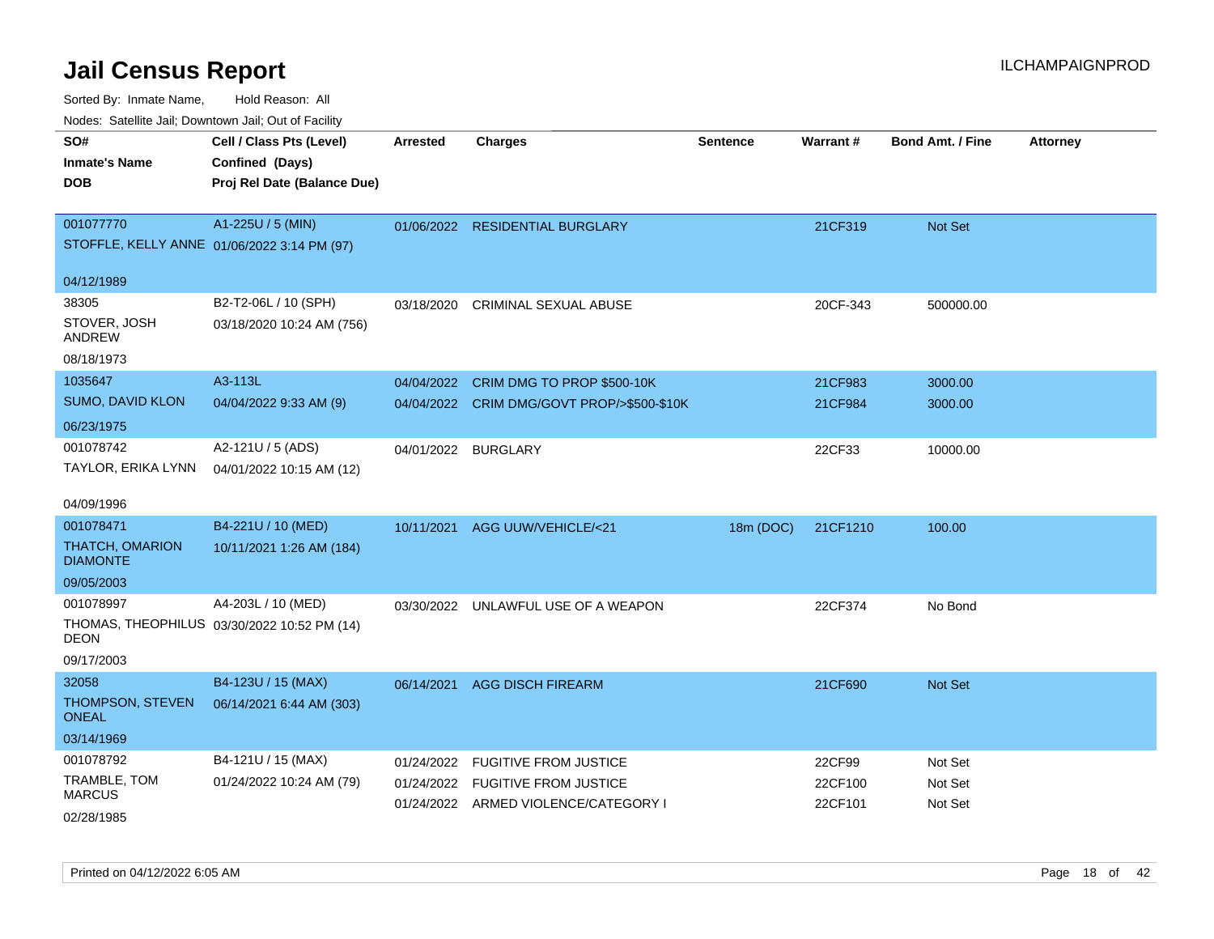# Jail Census Report

ILCHAMPAIGNPROD

Sorted By: Inmate Name, Hold Reason: All

Nodes: Satellite Jail; Downtown Jail; Out of Facility

| SO#<br>Inmate's Name<br>DOB | Cell / Class Pts (Level)<br>Confined (Days)<br>Proj Rel Date (Balance Due) | Arrested | Charges | Sentence | Warrant # | Bond Amt. / Fine | Attorney |
|---|---|---|---|---|---|---|---|
| 001077770<br>STOFFLE, KELLY ANNE<br>04/12/1989 | A1-225U / 5 (MIN)<br>01/06/2022 3:14 PM (97) | 01/06/2022 | RESIDENTIAL BURGLARY | | 21CF319 | Not Set | |
| 38305<br>STOVER, JOSH ANDREW<br>08/18/1973 | B2-T2-06L / 10 (SPH)<br>03/18/2020 10:24 AM (756) | 03/18/2020 | CRIMINAL SEXUAL ABUSE | | 20CF-343 | 500000.00 | |
| 1035647<br>SUMO, DAVID KLON<br>06/23/1975 | A3-113L<br>04/04/2022 9:33 AM (9) | 04/04/2022 | CRIM DMG TO PROP $500-10K | | 21CF983 | 3000.00 | |
| | | 04/04/2022 | CRIM DMG/GOVT PROP/>$500-$10K | | 21CF984 | 3000.00 | |
| 001078742<br>TAYLOR, ERIKA LYNN<br>04/09/1996 | A2-121U / 5 (ADS)<br>04/01/2022 10:15 AM (12) | 04/01/2022 | BURGLARY | | 22CF33 | 10000.00 | |
| 001078471<br>THATCH, OMARION DIAMONTE<br>09/05/2003 | B4-221U / 10 (MED)<br>10/11/2021 1:26 AM (184) | 10/11/2021 | AGG UUW/VEHICLE/<21 | 18m (DOC) | 21CF1210 | 100.00 | |
| 001078997<br>THOMAS, THEOPHILUS DEON<br>09/17/2003 | A4-203L / 10 (MED)<br>03/30/2022 10:52 PM (14) | 03/30/2022 | UNLAWFUL USE OF A WEAPON | | 22CF374 | No Bond | |
| 32058<br>THOMPSON, STEVEN ONEAL<br>03/14/1969 | B4-123U / 15 (MAX)<br>06/14/2021 6:44 AM (303) | 06/14/2021 | AGG DISCH FIREARM | | 21CF690 | Not Set | |
| 001078792<br>TRAMBLE, TOM MARCUS<br>02/28/1985 | B4-121U / 15 (MAX)<br>01/24/2022 10:24 AM (79) | 01/24/2022 | FUGITIVE FROM JUSTICE | | 22CF99 | Not Set | |
| | | 01/24/2022 | FUGITIVE FROM JUSTICE | | 22CF100 | Not Set | |
| | | 01/24/2022 | ARMED VIOLENCE/CATEGORY I | | 22CF101 | Not Set | |

Printed on 04/12/2022 6:05 AM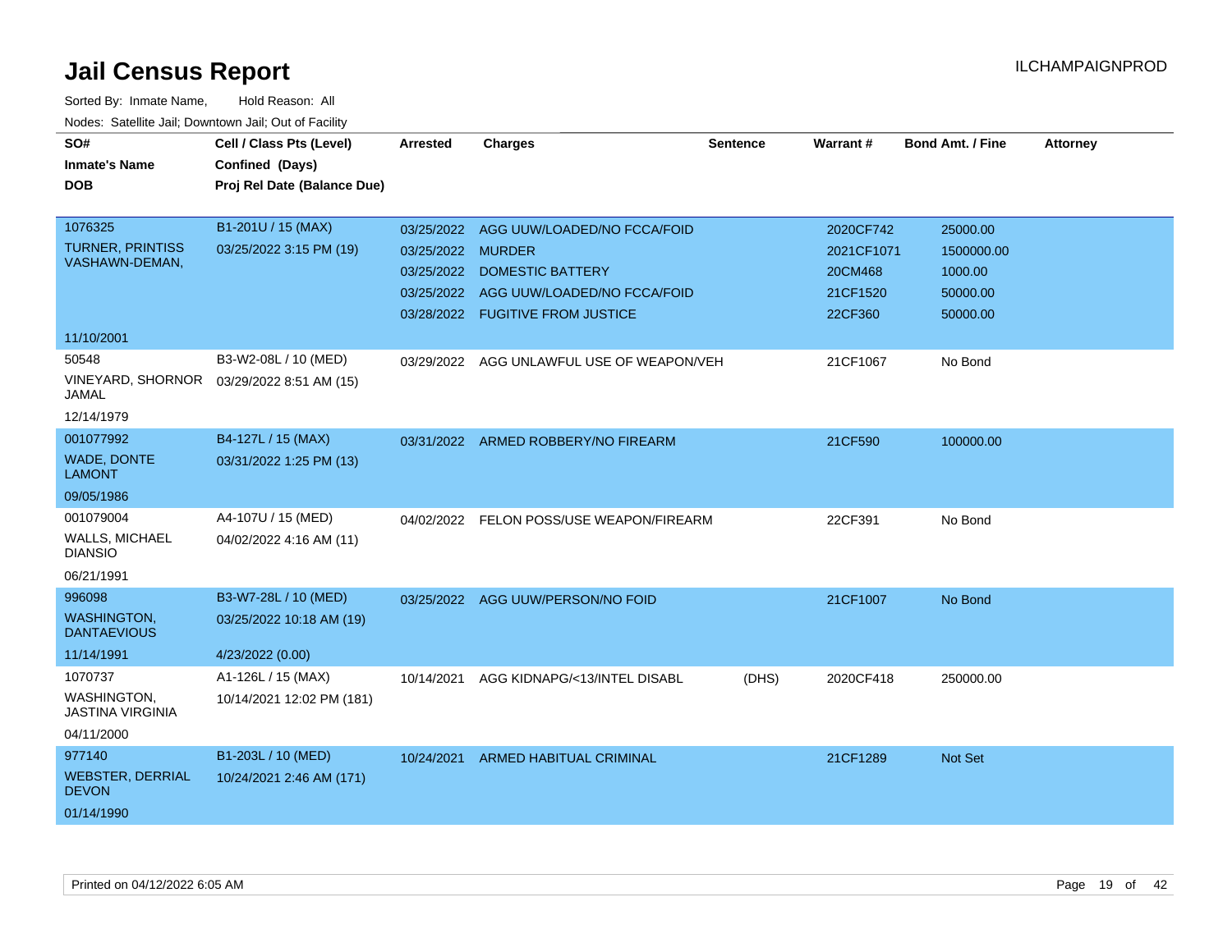# Jail Census Report

ILCHAMPAIGNPROD

Sorted By: Inmate Name, Hold Reason: All

Nodes: Satellite Jail; Downtown Jail; Out of Facility

| SO# / Inmate's Name / DOB | Cell / Class Pts (Level) / Confined (Days) / Proj Rel Date (Balance Due) | Arrested | Charges | Sentence | Warrant # | Bond Amt. / Fine | Attorney |
|---|---|---|---|---|---|---|---|
| 1076325<br>TURNER, PRINTISS VASHAWN-DEMAN,<br>11/10/2001 | B1-201U / 15 (MAX)<br>03/25/2022 3:15 PM (19) | 03/25/2022 | AGG UUW/LOADED/NO FCCA/FOID | | 2020CF742 | 25000.00 | |
| | | 03/25/2022 | MURDER | | 2021CF1071 | 1500000.00 | |
| | | 03/25/2022 | DOMESTIC BATTERY | | 20CM468 | 1000.00 | |
| | | 03/25/2022 | AGG UUW/LOADED/NO FCCA/FOID | | 21CF1520 | 50000.00 | |
| | | 03/28/2022 | FUGITIVE FROM JUSTICE | | 22CF360 | 50000.00 | |
| 50548<br>VINEYARD, SHORNOR JAMAL<br>12/14/1979 | B3-W2-08L / 10 (MED)<br>03/29/2022 8:51 AM (15) | 03/29/2022 | AGG UNLAWFUL USE OF WEAPON/VEH | | 21CF1067 | No Bond | |
| 001077992<br>WADE, DONTE LAMONT<br>09/05/1986 | B4-127L / 15 (MAX)<br>03/31/2022 1:25 PM (13) | 03/31/2022 | ARMED ROBBERY/NO FIREARM | | 21CF590 | 100000.00 | |
| 001079004<br>WALLS, MICHAEL DIANSIO<br>06/21/1991 | A4-107U / 15 (MED)<br>04/02/2022 4:16 AM (11) | 04/02/2022 | FELON POSS/USE WEAPON/FIREARM | | 22CF391 | No Bond | |
| 996098<br>WASHINGTON, DANTAEVIOUS<br>11/14/1991 | B3-W7-28L / 10 (MED)<br>03/25/2022 10:18 AM (19)<br>4/23/2022 (0.00) | 03/25/2022 | AGG UUW/PERSON/NO FOID | | 21CF1007 | No Bond | |
| 1070737<br>WASHINGTON, JASTINA VIRGINIA<br>04/11/2000 | A1-126L / 15 (MAX)<br>10/14/2021 12:02 PM (181) | 10/14/2021 | AGG KIDNAPG/<13/INTEL DISABL | (DHS) | 2020CF418 | 250000.00 | |
| 977140<br>WEBSTER, DERRIAL DEVON<br>01/14/1990 | B1-203L / 10 (MED)<br>10/24/2021 2:46 AM (171) | 10/24/2021 | ARMED HABITUAL CRIMINAL | | 21CF1289 | Not Set | |

Printed on 04/12/2022 6:05 AM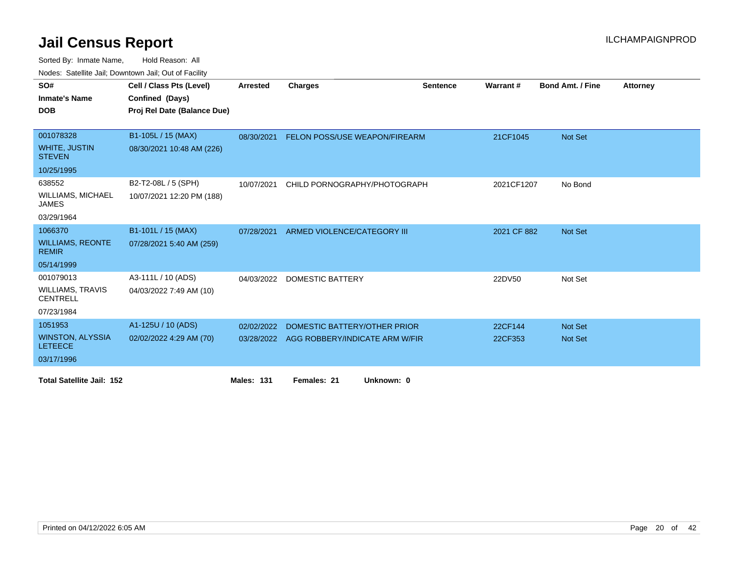# Jail Census Report

ILCHAMPAIGNPROD

Sorted By: Inmate Name, Hold Reason: All

Nodes: Satellite Jail; Downtown Jail; Out of Facility

| SO# / Inmate's Name / DOB | Cell / Class Pts (Level) / Confined (Days) / Proj Rel Date (Balance Due) | Arrested | Charges | Sentence | Warrant # | Bond Amt. / Fine | Attorney |
|---|---|---|---|---|---|---|---|
| 001078328<br>WHITE, JUSTIN STEVEN<br>10/25/1995 | B1-105L / 15 (MAX)<br>08/30/2021 10:48 AM (226) | 08/30/2021 | FELON POSS/USE WEAPON/FIREARM | | 21CF1045 | Not Set | |
| 638552<br>WILLIAMS, MICHAEL JAMES<br>03/29/1964 | B2-T2-08L / 5 (SPH)<br>10/07/2021 12:20 PM (188) | 10/07/2021 | CHILD PORNOGRAPHY/PHOTOGRAPH | | 2021CF1207 | No Bond | |
| 1066370<br>WILLIAMS, REONTE REMIR<br>05/14/1999 | B1-101L / 15 (MAX)<br>07/28/2021 5:40 AM (259) | 07/28/2021 | ARMED VIOLENCE/CATEGORY III | | 2021 CF 882 | Not Set | |
| 001079013<br>WILLIAMS, TRAVIS CENTRELL<br>07/23/1984 | A3-111L / 10 (ADS)<br>04/03/2022 7:49 AM (10) | 04/03/2022 | DOMESTIC BATTERY | | 22DV50 | Not Set | |
| 1051953<br>WINSTON, ALYSSIA LETEECE<br>03/17/1996 | A1-125U / 10 (ADS)<br>02/02/2022 4:29 AM (70) | 02/02/2022<br>03/28/2022 | DOMESTIC BATTERY/OTHER PRIOR<br>AGG ROBBERY/INDICATE ARM W/FIR | | 22CF144<br>22CF353 | Not Set<br>Not Set | |

**Total Satellite Jail: 152** **Males: 131** **Females: 21** **Unknown: 0**

Printed on 04/12/2022 6:05 AM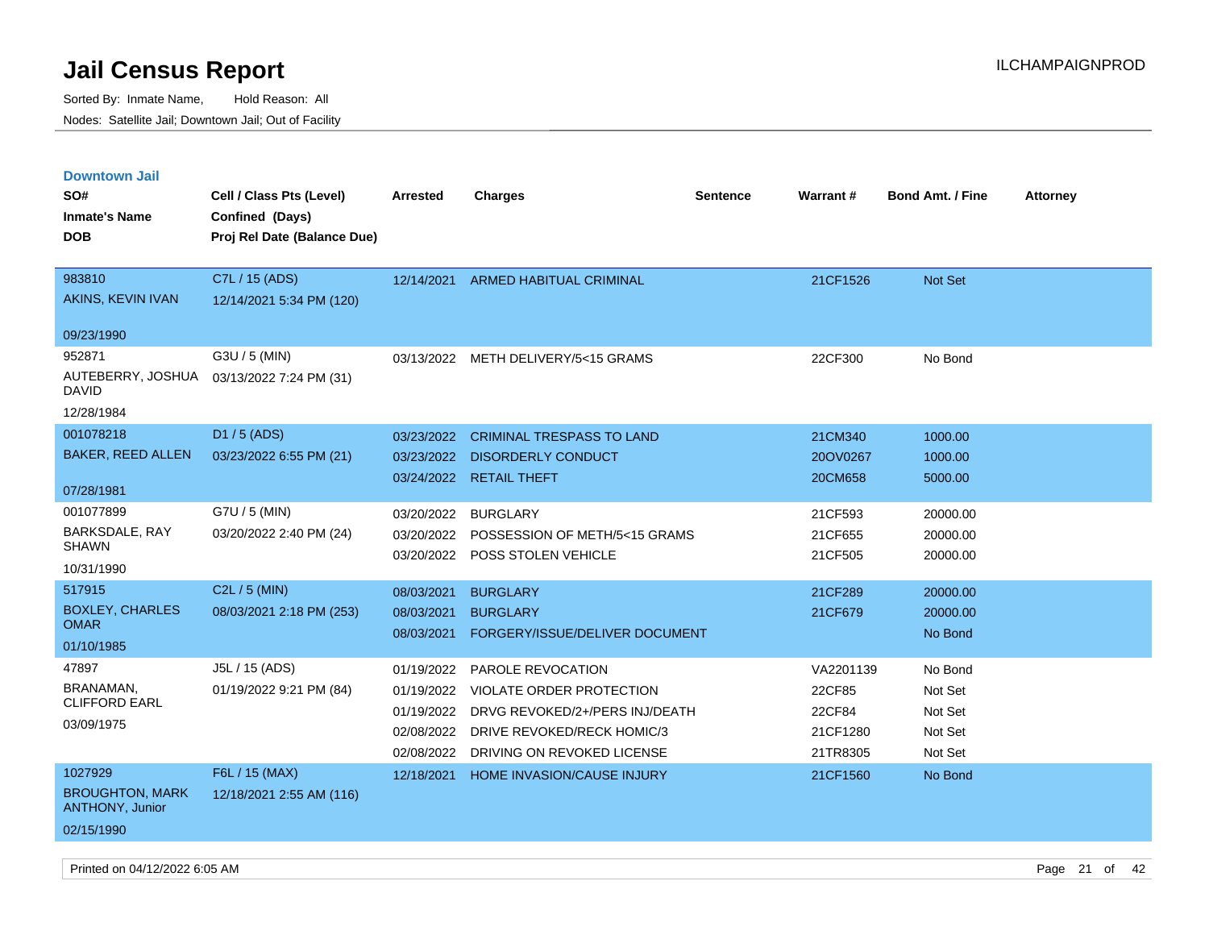# Jail Census Report

ILCHAMPAIGNPROD

Sorted By: Inmate Name, Hold Reason: All

Nodes: Satellite Jail; Downtown Jail; Out of Facility

## Downtown Jail

| SO#<br>Inmate's Name<br>DOB | Cell / Class Pts (Level)<br>Confined (Days)<br>Proj Rel Date (Balance Due) | Arrested | Charges | Sentence | Warrant # | Bond Amt. / Fine | Attorney |
|---|---|---|---|---|---|---|---|
| 983810<br>AKINS, KEVIN IVAN<br>09/23/1990 | C7L / 15 (ADS)<br>12/14/2021 5:34 PM (120) | 12/14/2021 | ARMED HABITUAL CRIMINAL | | 21CF1526 | Not Set | |
| 952871<br>AUTEBERRY, JOSHUA DAVID<br>12/28/1984 | G3U / 5 (MIN)<br>03/13/2022 7:24 PM (31) | 03/13/2022 | METH DELIVERY/5<15 GRAMS | | 22CF300 | No Bond | |
| 001078218<br>BAKER, REED ALLEN<br>07/28/1981 | D1 / 5 (ADS)<br>03/23/2022 6:55 PM (21) | 03/23/2022 | CRIMINAL TRESPASS TO LAND | | 21CM340 | 1000.00 | |
| | | 03/23/2022 | DISORDERLY CONDUCT | | 20OV0267 | 1000.00 | |
| | | 03/24/2022 | RETAIL THEFT | | 20CM658 | 5000.00 | |
| 001077899<br>BARKSDALE, RAY SHAWN<br>10/31/1990 | G7U / 5 (MIN)<br>03/20/2022 2:40 PM (24) | 03/20/2022 | BURGLARY | | 21CF593 | 20000.00 | |
| | | 03/20/2022 | POSSESSION OF METH/5<15 GRAMS | | 21CF655 | 20000.00 | |
| | | 03/20/2022 | POSS STOLEN VEHICLE | | 21CF505 | 20000.00 | |
| 517915<br>BOXLEY, CHARLES OMAR<br>01/10/1985 | C2L / 5 (MIN)<br>08/03/2021 2:18 PM (253) | 08/03/2021 | BURGLARY | | 21CF289 | 20000.00 | |
| | | 08/03/2021 | BURGLARY | | 21CF679 | 20000.00 | |
| | | 08/03/2021 | FORGERY/ISSUE/DELIVER DOCUMENT | | | No Bond | |
| 47897<br>BRANAMAN, CLIFFORD EARL<br>03/09/1975 | J5L / 15 (ADS)<br>01/19/2022 9:21 PM (84) | 01/19/2022 | PAROLE REVOCATION | | VA2201139 | No Bond | |
| | | 01/19/2022 | VIOLATE ORDER PROTECTION | | 22CF85 | Not Set | |
| | | 01/19/2022 | DRVG REVOKED/2+/PERS INJ/DEATH | | 22CF84 | Not Set | |
| | | 02/08/2022 | DRIVE REVOKED/RECK HOMIC/3 | | 21CF1280 | Not Set | |
| | | 02/08/2022 | DRIVING ON REVOKED LICENSE | | 21TR8305 | Not Set | |
| 1027929<br>BROUGHTON, MARK ANTHONY, Junior<br>02/15/1990 | F6L / 15 (MAX)<br>12/18/2021 2:55 AM (116) | 12/18/2021 | HOME INVASION/CAUSE INJURY | | 21CF1560 | No Bond | |

Printed on 04/12/2022 6:05 AM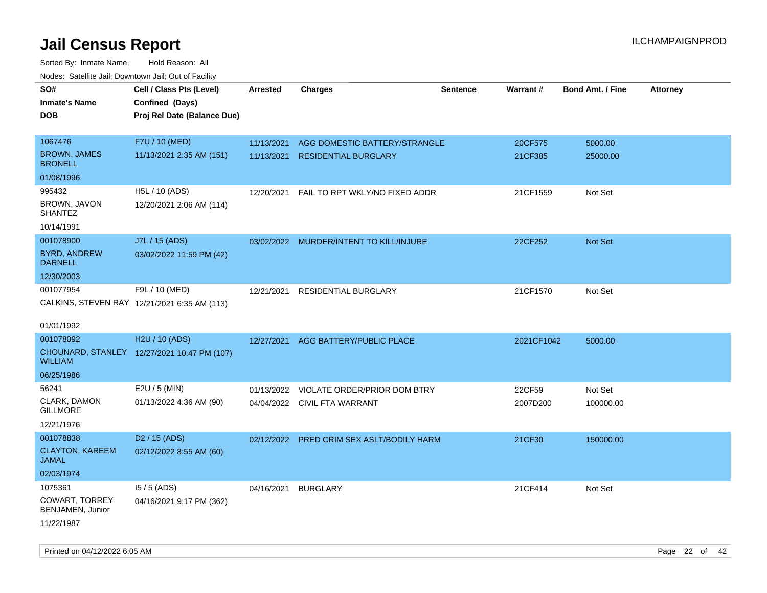# Jail Census Report

ILCHAMPAIGNPROD

Sorted By: Inmate Name,     Hold Reason: All

Nodes: Satellite Jail; Downtown Jail; Out of Facility

| SO# / Inmate's Name / DOB | Cell / Class Pts (Level) / Confined (Days) / Proj Rel Date (Balance Due) | Arrested | Charges | Sentence | Warrant # | Bond Amt. / Fine | Attorney |
|---|---|---|---|---|---|---|---|
| 1067476<br>BROWN, JAMES BRONELL<br>01/08/1996 | F7U / 10 (MED)<br>11/13/2021 2:35 AM (151) | 11/13/2021<br>11/13/2021 | AGG DOMESTIC BATTERY/STRANGLE<br>RESIDENTIAL BURGLARY | | 20CF575<br>21CF385 | 5000.00<br>25000.00 | |
| 995432<br>BROWN, JAVON SHANTEZ<br>10/14/1991 | H5L / 10 (ADS)<br>12/20/2021 2:06 AM (114) | 12/20/2021 | FAIL TO RPT WKLY/NO FIXED ADDR | | 21CF1559 | Not Set | |
| 001078900<br>BYRD, ANDREW DARNELL<br>12/30/2003 | J7L / 15 (ADS)<br>03/02/2022 11:59 PM (42) | 03/02/2022 | MURDER/INTENT TO KILL/INJURE | | 22CF252 | Not Set | |
| 001077954<br>CALKINS, STEVEN RAY<br>01/01/1992 | F9L / 10 (MED)<br>12/21/2021 6:35 AM (113) | 12/21/2021 | RESIDENTIAL BURGLARY | | 21CF1570 | Not Set | |
| 001078092<br>CHOUNARD, STANLEY WILLIAM<br>06/25/1986 | H2U / 10 (ADS)<br>12/27/2021 10:47 PM (107) | 12/27/2021 | AGG BATTERY/PUBLIC PLACE | | 2021CF1042 | 5000.00 | |
| 56241<br>CLARK, DAMON GILLMORE<br>12/21/1976 | E2U / 5 (MIN)<br>01/13/2022 4:36 AM (90) | 01/13/2022<br>04/04/2022 | VIOLATE ORDER/PRIOR DOM BTRY<br>CIVIL FTA WARRANT | | 22CF59<br>2007D200 | Not Set<br>100000.00 | |
| 001078838<br>CLAYTON, KAREEM JAMAL<br>02/03/1974 | D2 / 15 (ADS)<br>02/12/2022 8:55 AM (60) | 02/12/2022 | PRED CRIM SEX ASLT/BODILY HARM | | 21CF30 | 150000.00 | |
| 1075361<br>COWART, TORREY BENJAMEN, Junior<br>11/22/1987 | I5 / 5 (ADS)<br>04/16/2021 9:17 PM (362) | 04/16/2021 | BURGLARY | | 21CF414 | Not Set | |

Printed on 04/12/2022 6:05 AM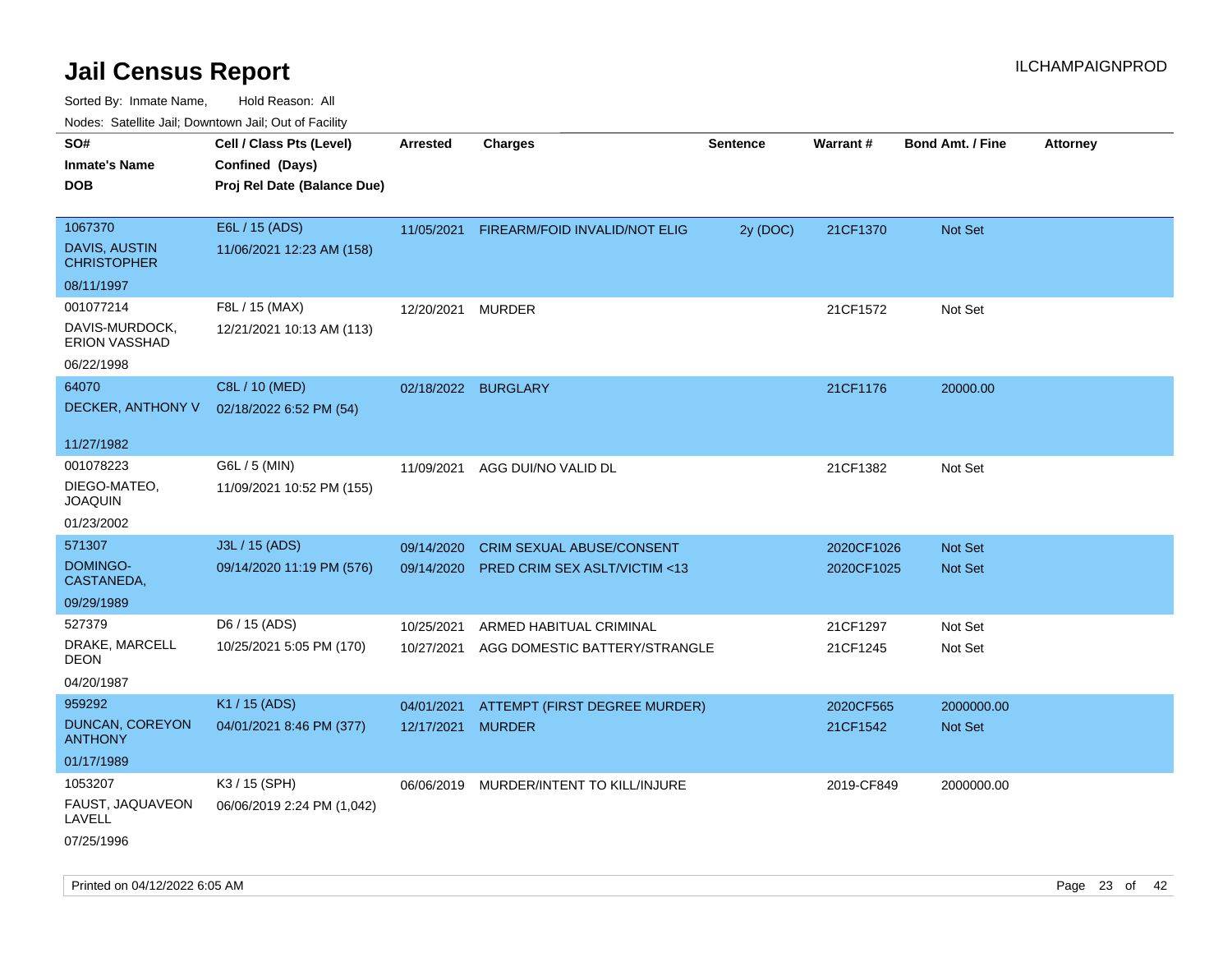# Jail Census Report

ILCHAMPAIGNPROD

Sorted By: Inmate Name, Hold Reason: All

Nodes: Satellite Jail; Downtown Jail; Out of Facility

| SO# / Inmate's Name / DOB | Cell / Class Pts (Level) / Confined (Days) / Proj Rel Date (Balance Due) | Arrested | Charges | Sentence | Warrant # | Bond Amt. / Fine | Attorney |
|---|---|---|---|---|---|---|---|
| 1067370 DAVIS, AUSTIN CHRISTOPHER 08/11/1997 | E6L / 15 (ADS) 11/06/2021 12:23 AM (158) | 11/05/2021 | FIREARM/FOID INVALID/NOT ELIG | 2y (DOC) | 21CF1370 | Not Set | |
| 001077214 DAVIS-MURDOCK, ERION VASSHAD 06/22/1998 | F8L / 15 (MAX) 12/21/2021 10:13 AM (113) | 12/20/2021 | MURDER | | 21CF1572 | Not Set | |
| 64070 DECKER, ANTHONY V 11/27/1982 | C8L / 10 (MED) 02/18/2022 6:52 PM (54) | 02/18/2022 | BURGLARY | | 21CF1176 | 20000.00 | |
| 001078223 DIEGO-MATEO, JOAQUIN 01/23/2002 | G6L / 5 (MIN) 11/09/2021 10:52 PM (155) | 11/09/2021 | AGG DUI/NO VALID DL | | 21CF1382 | Not Set | |
| 571307 DOMINGO-CASTANEDA, 09/29/1989 | J3L / 15 (ADS) 09/14/2020 11:19 PM (576) | 09/14/2020 | CRIM SEXUAL ABUSE/CONSENT | | 2020CF1026 | Not Set | |
| | | 09/14/2020 | PRED CRIM SEX ASLT/VICTIM <13 | | 2020CF1025 | Not Set | |
| 527379 DRAKE, MARCELL DEON 04/20/1987 | D6 / 15 (ADS) 10/25/2021 5:05 PM (170) | 10/25/2021 | ARMED HABITUAL CRIMINAL | | 21CF1297 | Not Set | |
| | | 10/27/2021 | AGG DOMESTIC BATTERY/STRANGLE | | 21CF1245 | Not Set | |
| 959292 DUNCAN, COREYON ANTHONY 01/17/1989 | K1 / 15 (ADS) 04/01/2021 8:46 PM (377) | 04/01/2021 | ATTEMPT (FIRST DEGREE MURDER) | | 2020CF565 | 2000000.00 | |
| | | 12/17/2021 | MURDER | | 21CF1542 | Not Set | |
| 1053207 FAUST, JAQUAVEON LAVELL 07/25/1996 | K3 / 15 (SPH) 06/06/2019 2:24 PM (1,042) | 06/06/2019 | MURDER/INTENT TO KILL/INJURE | | 2019-CF849 | 2000000.00 | |

Printed on 04/12/2022 6:05 AM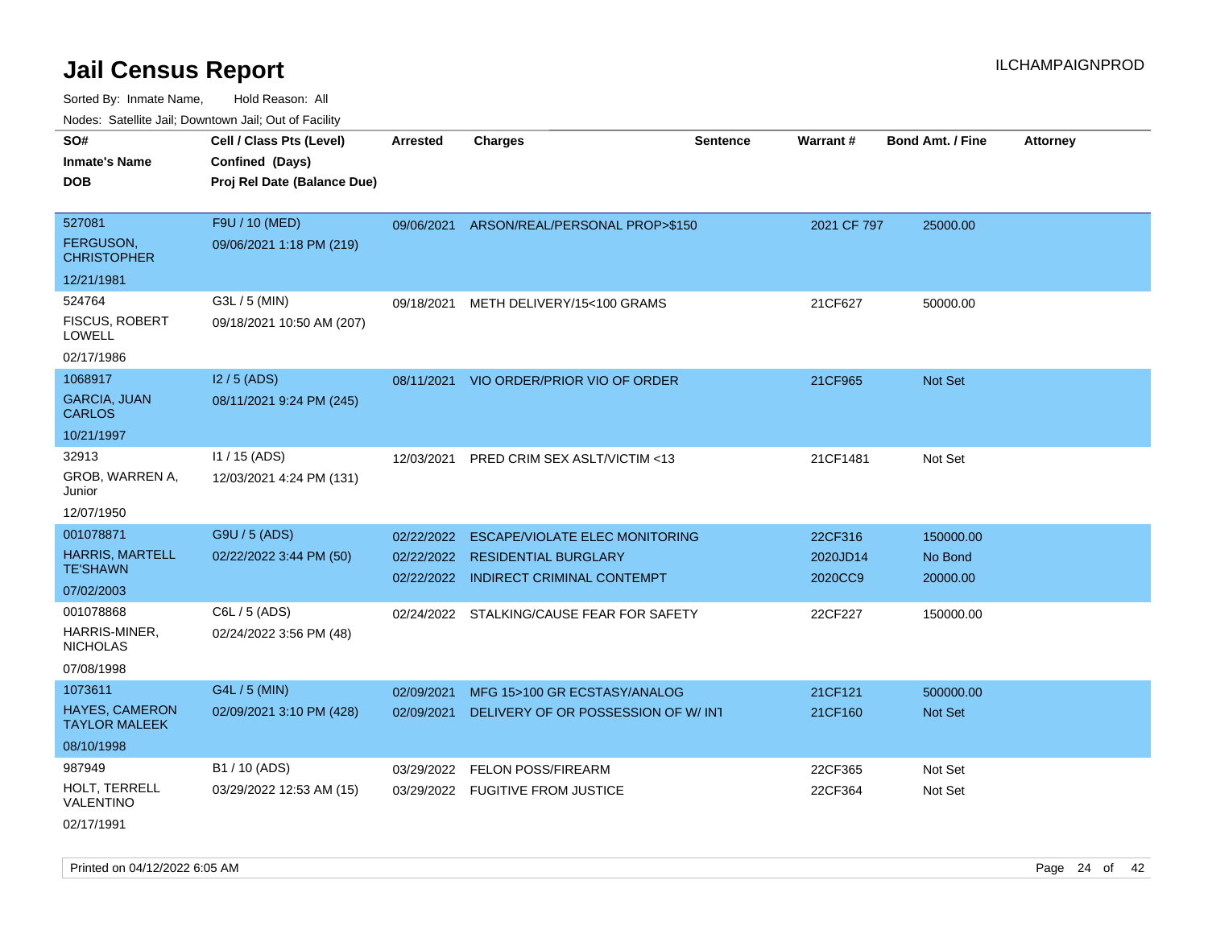# Jail Census Report

ILCHAMPAIGNPROD

Sorted By: Inmate Name, Hold Reason: All

Nodes: Satellite Jail; Downtown Jail; Out of Facility

| SO# / Inmate's Name / DOB | Cell / Class Pts (Level) / Confined (Days) / Proj Rel Date (Balance Due) | Arrested | Charges | Sentence | Warrant # | Bond Amt. / Fine | Attorney |
|---|---|---|---|---|---|---|---|
| 527081<br>FERGUSON, CHRISTOPHER<br>12/21/1981 | F9U / 10 (MED)<br>09/06/2021 1:18 PM (219) | 09/06/2021 | ARSON/REAL/PERSONAL PROP>$150 | | 2021 CF 797 | 25000.00 | |
| 524764<br>FISCUS, ROBERT LOWELL<br>02/17/1986 | G3L / 5 (MIN)<br>09/18/2021 10:50 AM (207) | 09/18/2021 | METH DELIVERY/15<100 GRAMS | | 21CF627 | 50000.00 | |
| 1068917<br>GARCIA, JUAN CARLOS<br>10/21/1997 | I2 / 5 (ADS)<br>08/11/2021 9:24 PM (245) | 08/11/2021 | VIO ORDER/PRIOR VIO OF ORDER | | 21CF965 | Not Set | |
| 32913<br>GROB, WARREN A, Junior<br>12/07/1950 | I1 / 15 (ADS)<br>12/03/2021 4:24 PM (131) | 12/03/2021 | PRED CRIM SEX ASLT/VICTIM <13 | | 21CF1481 | Not Set | |
| 001078871<br>HARRIS, MARTELL TE'SHAWN<br>07/02/2003 | G9U / 5 (ADS)<br>02/22/2022 3:44 PM (50) | 02/22/2022 | ESCAPE/VIOLATE ELEC MONITORING | | 22CF316 | 150000.00 | |
| | | 02/22/2022 | RESIDENTIAL BURGLARY | | 2020JD14 | No Bond | |
| | | 02/22/2022 | INDIRECT CRIMINAL CONTEMPT | | 2020CC9 | 20000.00 | |
| 001078868<br>HARRIS-MINER, NICHOLAS<br>07/08/1998 | C6L / 5 (ADS)<br>02/24/2022 3:56 PM (48) | 02/24/2022 | STALKING/CAUSE FEAR FOR SAFETY | | 22CF227 | 150000.00 | |
| 1073611<br>HAYES, CAMERON TAYLOR MALEEK<br>08/10/1998 | G4L / 5 (MIN)<br>02/09/2021 3:10 PM (428) | 02/09/2021 | MFG 15>100 GR ECSTASY/ANALOG | | 21CF121 | 500000.00 | |
| | | 02/09/2021 | DELIVERY OF OR POSSESSION OF W/ INT | | 21CF160 | Not Set | |
| 987949<br>HOLT, TERRELL VALENTINO<br>02/17/1991 | B1 / 10 (ADS)<br>03/29/2022 12:53 AM (15) | 03/29/2022 | FELON POSS/FIREARM | | 22CF365 | Not Set | |
| | | 03/29/2022 | FUGITIVE FROM JUSTICE | | 22CF364 | Not Set | |

Printed on 04/12/2022 6:05 AM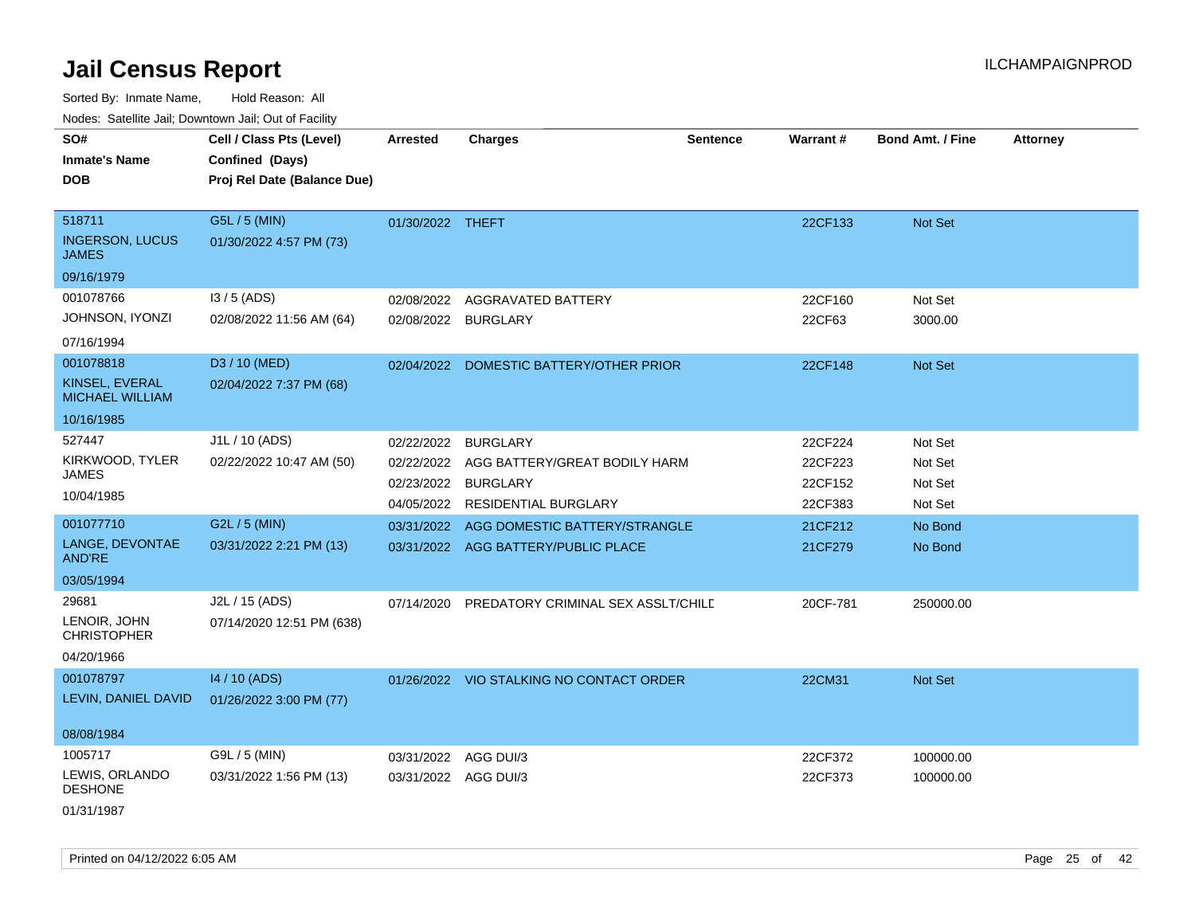# Jail Census Report

ILCHAMPAIGNPROD

Sorted By: Inmate Name, Hold Reason: All

Nodes: Satellite Jail; Downtown Jail; Out of Facility

| SO# / Inmate's Name / DOB | Cell / Class Pts (Level) / Confined (Days) / Proj Rel Date (Balance Due) | Arrested | Charges | Sentence | Warrant # | Bond Amt. / Fine | Attorney |
|---|---|---|---|---|---|---|---|
| 518711<br>INGERSON, LUCUS JAMES<br>09/16/1979 | G5L / 5 (MIN)<br>01/30/2022 4:57 PM (73) | 01/30/2022 | THEFT | | 22CF133 | Not Set | |
| 001078766<br>JOHNSON, IYONZI<br>07/16/1994 | I3 / 5 (ADS)<br>02/08/2022 11:56 AM (64) | 02/08/2022 | AGGRAVATED BATTERY | | 22CF160 | Not Set | |
| | | 02/08/2022 | BURGLARY | | 22CF63 | 3000.00 | |
| 001078818<br>KINSEL, EVERAL MICHAEL WILLIAM<br>10/16/1985 | D3 / 10 (MED)<br>02/04/2022 7:37 PM (68) | 02/04/2022 | DOMESTIC BATTERY/OTHER PRIOR | | 22CF148 | Not Set | |
| 527447<br>KIRKWOOD, TYLER JAMES<br>10/04/1985 | J1L / 10 (ADS)<br>02/22/2022 10:47 AM (50) | 02/22/2022 | BURGLARY | | 22CF224 | Not Set | |
| | | 02/22/2022 | AGG BATTERY/GREAT BODILY HARM | | 22CF223 | Not Set | |
| | | 02/23/2022 | BURGLARY | | 22CF152 | Not Set | |
| | | 04/05/2022 | RESIDENTIAL BURGLARY | | 22CF383 | Not Set | |
| 001077710<br>LANGE, DEVONTAE AND'RE<br>03/05/1994 | G2L / 5 (MIN)<br>03/31/2022 2:21 PM (13) | 03/31/2022 | AGG DOMESTIC BATTERY/STRANGLE | | 21CF212 | No Bond | |
| | | 03/31/2022 | AGG BATTERY/PUBLIC PLACE | | 21CF279 | No Bond | |
| 29681<br>LENOIR, JOHN CHRISTOPHER<br>04/20/1966 | J2L / 15 (ADS)<br>07/14/2020 12:51 PM (638) | 07/14/2020 | PREDATORY CRIMINAL SEX ASSLT/CHILD | | 20CF-781 | 250000.00 | |
| 001078797<br>LEVIN, DANIEL DAVID<br>08/08/1984 | I4 / 10 (ADS)<br>01/26/2022 3:00 PM (77) | 01/26/2022 | VIO STALKING NO CONTACT ORDER | | 22CM31 | Not Set | |
| 1005717<br>LEWIS, ORLANDO DESHONE<br>01/31/1987 | G9L / 5 (MIN)<br>03/31/2022 1:56 PM (13) | 03/31/2022 | AGG DUI/3 | | 22CF372 | 100000.00 | |
| | | 03/31/2022 | AGG DUI/3 | | 22CF373 | 100000.00 | |

Printed on 04/12/2022 6:05 AM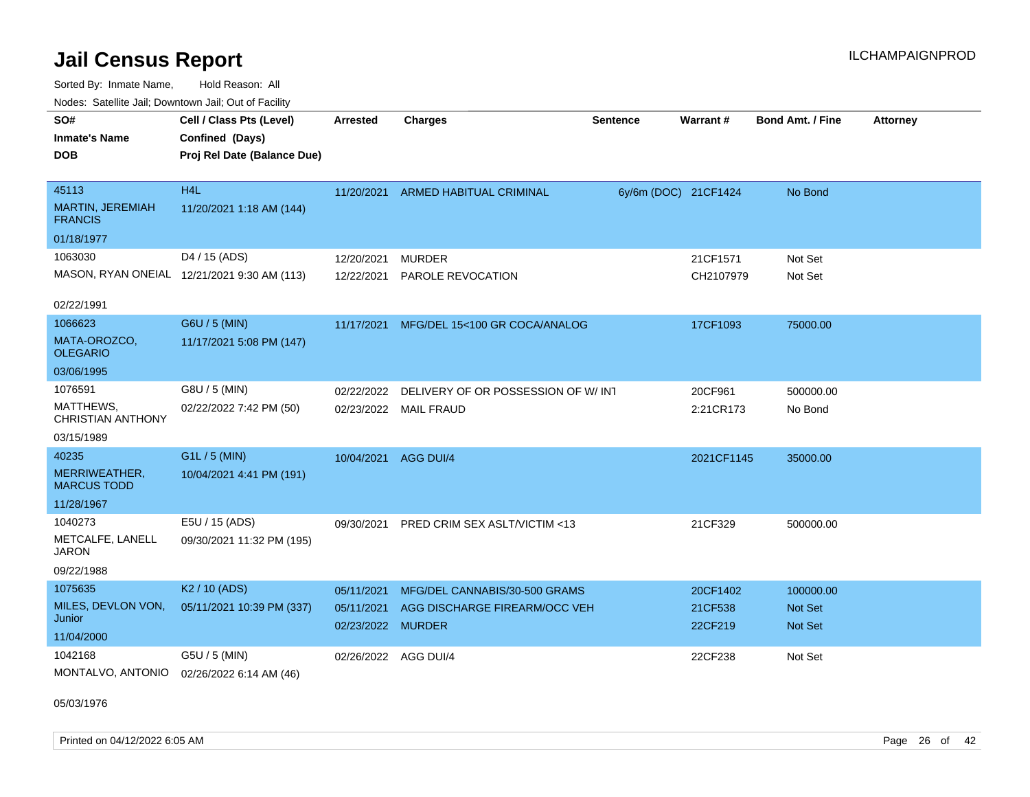# Jail Census Report

ILCHAMPAIGNPROD

Sorted By: Inmate Name, Hold Reason: All

Nodes: Satellite Jail; Downtown Jail; Out of Facility

| SO# / Inmate's Name / DOB | Cell / Class Pts (Level) / Confined (Days) / Proj Rel Date (Balance Due) | Arrested | Charges | Sentence | Warrant # | Bond Amt. / Fine | Attorney |
|---|---|---|---|---|---|---|---|
| 45113 MARTIN, JEREMIAH FRANCIS 01/18/1977 | H4L 11/20/2021 1:18 AM (144) | 11/20/2021 | ARMED HABITUAL CRIMINAL | 6y/6m (DOC) | 21CF1424 | No Bond | |
| 1063030 MASON, RYAN ONEIAL 02/22/1991 | D4 / 15 (ADS) 12/21/2021 9:30 AM (113) | 12/20/2021 | MURDER | | 21CF1571 | Not Set | |
| | | 12/22/2021 | PAROLE REVOCATION | | CH2107979 | Not Set | |
| 1066623 MATA-OROZCO, OLEGARIO 03/06/1995 | G6U / 5 (MIN) 11/17/2021 5:08 PM (147) | 11/17/2021 | MFG/DEL 15<100 GR COCA/ANALOG | | 17CF1093 | 75000.00 | |
| 1076591 MATTHEWS, CHRISTIAN ANTHONY 03/15/1989 | G8U / 5 (MIN) 02/22/2022 7:42 PM (50) | 02/22/2022 | DELIVERY OF OR POSSESSION OF W/ INT | | 20CF961 | 500000.00 | |
| | | 02/23/2022 | MAIL FRAUD | | 2:21CR173 | No Bond | |
| 40235 MERRIWEATHER, MARCUS TODD 11/28/1967 | G1L / 5 (MIN) 10/04/2021 4:41 PM (191) | 10/04/2021 | AGG DUI/4 | | 2021CF1145 | 35000.00 | |
| 1040273 METCALFE, LANELL JARON 09/22/1988 | E5U / 15 (ADS) 09/30/2021 11:32 PM (195) | 09/30/2021 | PRED CRIM SEX ASLT/VICTIM <13 | | 21CF329 | 500000.00 | |
| 1075635 MILES, DEVLON VON, Junior 11/04/2000 | K2 / 10 (ADS) 05/11/2021 10:39 PM (337) | 05/11/2021 | MFG/DEL CANNABIS/30-500 GRAMS | | 20CF1402 | 100000.00 | |
| | | 05/11/2021 | AGG DISCHARGE FIREARM/OCC VEH | | 21CF538 | Not Set | |
| | | 02/23/2022 | MURDER | | 22CF219 | Not Set | |
| 1042168 MONTALVO, ANTONIO 05/03/1976 | G5U / 5 (MIN) 02/26/2022 6:14 AM (46) | 02/26/2022 | AGG DUI/4 | | 22CF238 | Not Set | |

Printed on 04/12/2022 6:05 AM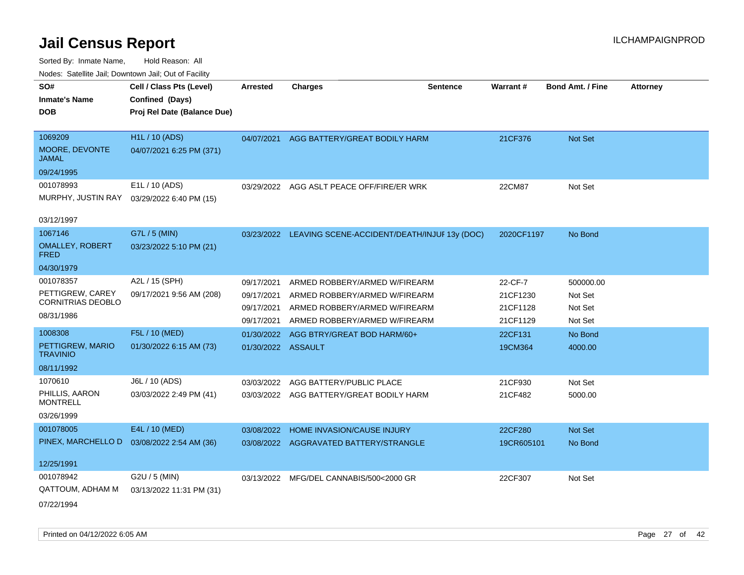# Jail Census Report

Sorted By: Inmate Name, Hold Reason: All

Nodes: Satellite Jail; Downtown Jail; Out of Facility

| SO# / Inmate's Name / DOB | Cell / Class Pts (Level) / Confined (Days) / Proj Rel Date (Balance Due) | Arrested | Charges | Sentence | Warrant # | Bond Amt. / Fine | Attorney |
|---|---|---|---|---|---|---|---|
| 1069209<br>MOORE, DEVONTE JAMAL<br>09/24/1995 | H1L / 10 (ADS)<br>04/07/2021 6:25 PM (371) | 04/07/2021 | AGG BATTERY/GREAT BODILY HARM | | 21CF376 | Not Set | |
| 001078993<br>MURPHY, JUSTIN RAY<br>03/12/1997 | E1L / 10 (ADS)<br>03/29/2022 6:40 PM (15) | 03/29/2022 | AGG ASLT PEACE OFF/FIRE/ER WRK | | 22CM87 | Not Set | |
| 1067146<br>OMALLEY, ROBERT FRED<br>04/30/1979 | G7L / 5 (MIN)<br>03/23/2022 5:10 PM (21) | 03/23/2022 | LEAVING SCENE-ACCIDENT/DEATH/INJUF | 13y (DOC) | 2020CF1197 | No Bond | |
| 001078357<br>PETTIGREW, CAREY CORNITRIAS DEOBLO<br>08/31/1986 | A2L / 15 (SPH)<br>09/17/2021 9:56 AM (208) | 09/17/2021 | ARMED ROBBERY/ARMED W/FIREARM | | 22-CF-7 | 500000.00 | |
| | | 09/17/2021 | ARMED ROBBERY/ARMED W/FIREARM | | 21CF1230 | Not Set | |
| | | 09/17/2021 | ARMED ROBBERY/ARMED W/FIREARM | | 21CF1128 | Not Set | |
| | | 09/17/2021 | ARMED ROBBERY/ARMED W/FIREARM | | 21CF1129 | Not Set | |
| 1008308<br>PETTIGREW, MARIO TRAVINIO<br>08/11/1992 | F5L / 10 (MED)<br>01/30/2022 6:15 AM (73) | 01/30/2022 | AGG BTRY/GREAT BOD HARM/60+ | | 22CF131 | No Bond | |
| | | 01/30/2022 | ASSAULT | | 19CM364 | 4000.00 | |
| 1070610<br>PHILLIS, AARON MONTRELL<br>03/26/1999 | J6L / 10 (ADS)<br>03/03/2022 2:49 PM (41) | 03/03/2022 | AGG BATTERY/PUBLIC PLACE | | 21CF930 | Not Set | |
| | | 03/03/2022 | AGG BATTERY/GREAT BODILY HARM | | 21CF482 | 5000.00 | |
| 001078005<br>PINEX, MARCHELLO D<br>12/25/1991 | E4L / 10 (MED)<br>03/08/2022 2:54 AM (36) | 03/08/2022 | HOME INVASION/CAUSE INJURY | | 22CF280 | Not Set | |
| | | 03/08/2022 | AGGRAVATED BATTERY/STRANGLE | | 19CR605101 | No Bond | |
| 001078942<br>QATTOUM, ADHAM M<br>07/22/1994 | G2U / 5 (MIN)<br>03/13/2022 11:31 PM (31) | 03/13/2022 | MFG/DEL CANNABIS/500<2000 GR | | 22CF307 | Not Set | |

Printed on 04/12/2022 6:05 AM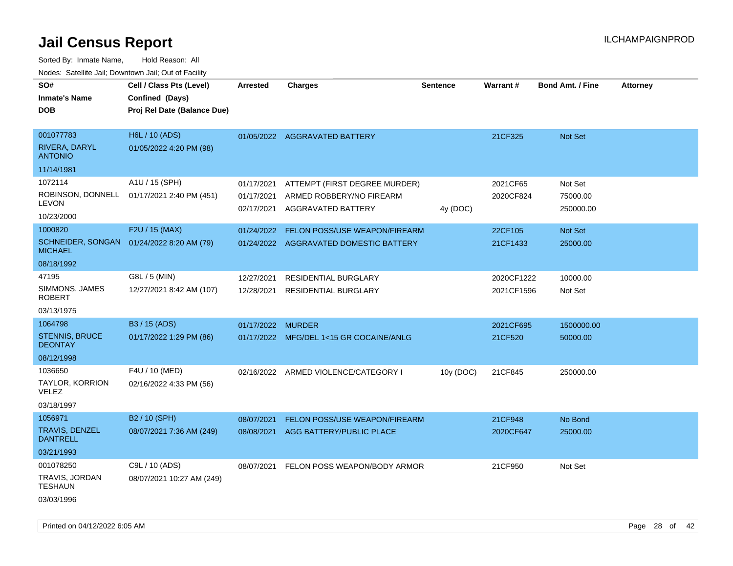# Jail Census Report

ILCHAMPAIGNPROD

Sorted By: Inmate Name, Hold Reason: All

Nodes: Satellite Jail; Downtown Jail; Out of Facility

| SO# / Inmate's Name / DOB | Cell / Class Pts (Level) / Confined (Days) / Proj Rel Date (Balance Due) | Arrested | Charges | Sentence | Warrant # | Bond Amt. / Fine | Attorney |
|---|---|---|---|---|---|---|---|
| 001077783 RIVERA, DARYL ANTONIO 11/14/1981 | H6L / 10 (ADS) 01/05/2022 4:20 PM (98) | 01/05/2022 | AGGRAVATED BATTERY | | 21CF325 | Not Set | |
| 1072114 ROBINSON, DONNELL LEVON 10/23/2000 | A1U / 15 (SPH) 01/17/2021 2:40 PM (451) | 01/17/2021 | ATTEMPT (FIRST DEGREE MURDER) | | 2021CF65 | Not Set | |
| | | 01/17/2021 | ARMED ROBBERY/NO FIREARM | | 2020CF824 | 75000.00 | |
| | | 02/17/2021 | AGGRAVATED BATTERY | 4y (DOC) | | 250000.00 | |
| 1000820 SCHNEIDER, SONGAN MICHAEL 08/18/1992 | F2U / 15 (MAX) 01/24/2022 8:20 AM (79) | 01/24/2022 | FELON POSS/USE WEAPON/FIREARM | | 22CF105 | Not Set | |
| | | 01/24/2022 | AGGRAVATED DOMESTIC BATTERY | | 21CF1433 | 25000.00 | |
| 47195 SIMMONS, JAMES ROBERT 03/13/1975 | G8L / 5 (MIN) 12/27/2021 8:42 AM (107) | 12/27/2021 | RESIDENTIAL BURGLARY | | 2020CF1222 | 10000.00 | |
| | | 12/28/2021 | RESIDENTIAL BURGLARY | | 2021CF1596 | Not Set | |
| 1064798 STENNIS, BRUCE DEONTAY 08/12/1998 | B3 / 15 (ADS) 01/17/2022 1:29 PM (86) | 01/17/2022 | MURDER | | 2021CF695 | 1500000.00 | |
| | | 01/17/2022 | MFG/DEL 1<15 GR COCAINE/ANLG | | 21CF520 | 50000.00 | |
| 1036650 TAYLOR, KORRION VELEZ 03/18/1997 | F4U / 10 (MED) 02/16/2022 4:33 PM (56) | 02/16/2022 | ARMED VIOLENCE/CATEGORY I | 10y (DOC) | 21CF845 | 250000.00 | |
| 1056971 TRAVIS, DENZEL DANTRELL 03/21/1993 | B2 / 10 (SPH) 08/07/2021 7:36 AM (249) | 08/07/2021 | FELON POSS/USE WEAPON/FIREARM | | 21CF948 | No Bond | |
| | | 08/08/2021 | AGG BATTERY/PUBLIC PLACE | | 2020CF647 | 25000.00 | |
| 001078250 TRAVIS, JORDAN TESHAUN 03/03/1996 | C9L / 10 (ADS) 08/07/2021 10:27 AM (249) | 08/07/2021 | FELON POSS WEAPON/BODY ARMOR | | 21CF950 | Not Set | |

Printed on 04/12/2022 6:05 AM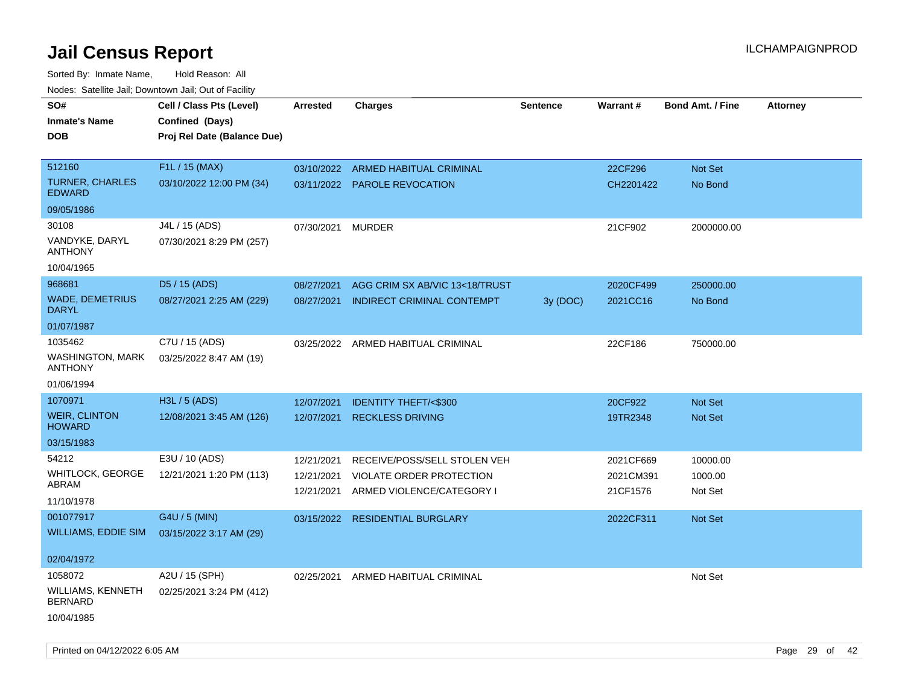# Jail Census Report

ILCHAMPAIGNPROD

Sorted By: Inmate Name, Hold Reason: All

Nodes: Satellite Jail; Downtown Jail; Out of Facility

| SO# / Inmate's Name / DOB | Cell / Class Pts (Level) / Confined (Days) / Proj Rel Date (Balance Due) | Arrested | Charges | Sentence | Warrant # | Bond Amt. / Fine | Attorney |
|---|---|---|---|---|---|---|---|
| 512160 TURNER, CHARLES EDWARD 09/05/1986 | F1L / 15 (MAX) 03/10/2022 12:00 PM (34) | 03/10/2022 | ARMED HABITUAL CRIMINAL | | 22CF296 | Not Set | |
| | | 03/11/2022 | PAROLE REVOCATION | | CH2201422 | No Bond | |
| 30108 VANDYKE, DARYL ANTHONY 10/04/1965 | J4L / 15 (ADS) 07/30/2021 8:29 PM (257) | 07/30/2021 | MURDER | | 21CF902 | 2000000.00 | |
| 968681 WADE, DEMETRIUS DARYL 01/07/1987 | D5 / 15 (ADS) 08/27/2021 2:25 AM (229) | 08/27/2021 | AGG CRIM SX AB/VIC 13<18/TRUST | | 2020CF499 | 250000.00 | |
| | | 08/27/2021 | INDIRECT CRIMINAL CONTEMPT | 3y (DOC) | 2021CC16 | No Bond | |
| 1035462 WASHINGTON, MARK ANTHONY 01/06/1994 | C7U / 15 (ADS) 03/25/2022 8:47 AM (19) | 03/25/2022 | ARMED HABITUAL CRIMINAL | | 22CF186 | 750000.00 | |
| 1070971 WEIR, CLINTON HOWARD 03/15/1983 | H3L / 5 (ADS) 12/08/2021 3:45 AM (126) | 12/07/2021 | IDENTITY THEFT/<$300 | | 20CF922 | Not Set | |
| | | 12/07/2021 | RECKLESS DRIVING | | 19TR2348 | Not Set | |
| 54212 WHITLOCK, GEORGE ABRAM 11/10/1978 | E3U / 10 (ADS) 12/21/2021 1:20 PM (113) | 12/21/2021 | RECEIVE/POSS/SELL STOLEN VEH | | 2021CF669 | 10000.00 | |
| | | 12/21/2021 | VIOLATE ORDER PROTECTION | | 2021CM391 | 1000.00 | |
| | | 12/21/2021 | ARMED VIOLENCE/CATEGORY I | | 21CF1576 | Not Set | |
| 001077917 WILLIAMS, EDDIE SIM 02/04/1972 | G4U / 5 (MIN) 03/15/2022 3:17 AM (29) | 03/15/2022 | RESIDENTIAL BURGLARY | | 2022CF311 | Not Set | |
| 1058072 WILLIAMS, KENNETH BERNARD 10/04/1985 | A2U / 15 (SPH) 02/25/2021 3:24 PM (412) | 02/25/2021 | ARMED HABITUAL CRIMINAL | | | Not Set | |

Printed on 04/12/2022 6:05 AM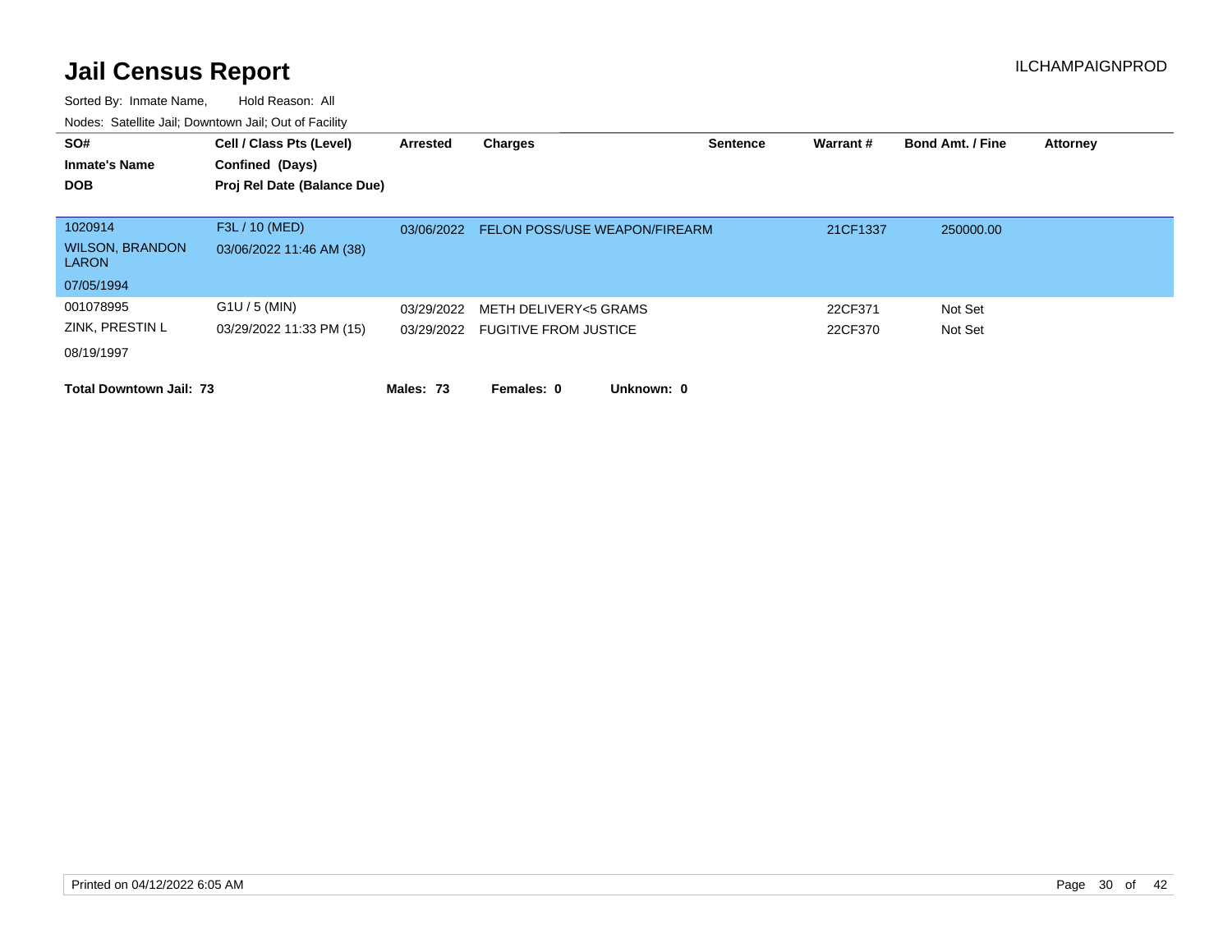# Jail Census Report

ILCHAMPAIGNPROD

Sorted By: Inmate Name, Hold Reason: All

Nodes: Satellite Jail; Downtown Jail; Out of Facility

| SO# / Inmate's Name / DOB | Cell / Class Pts (Level) / Confined (Days) / Proj Rel Date (Balance Due) | Arrested | Charges | Sentence | Warrant # | Bond Amt. / Fine | Attorney |
|---|---|---|---|---|---|---|---|
| 1020914 | F3L / 10 (MED) | 03/06/2022 | FELON POSS/USE WEAPON/FIREARM | | 21CF1337 | 250000.00 | |
| WILSON, BRANDON LARON | 03/06/2022 11:46 AM (38) | | | | | | |
| 07/05/1994 | | | | | | | |
| 001078995 | G1U / 5 (MIN) | 03/29/2022 | METH DELIVERY<5 GRAMS | | 22CF371 | Not Set | |
| ZINK, PRESTIN L | 03/29/2022 11:33 PM (15) | 03/29/2022 | FUGITIVE FROM JUSTICE | | 22CF370 | Not Set | |
| 08/19/1997 | | | | | | | |

**Total Downtown Jail: 73** **Males: 73** **Females: 0** **Unknown: 0**

Printed on 04/12/2022 6:05 AM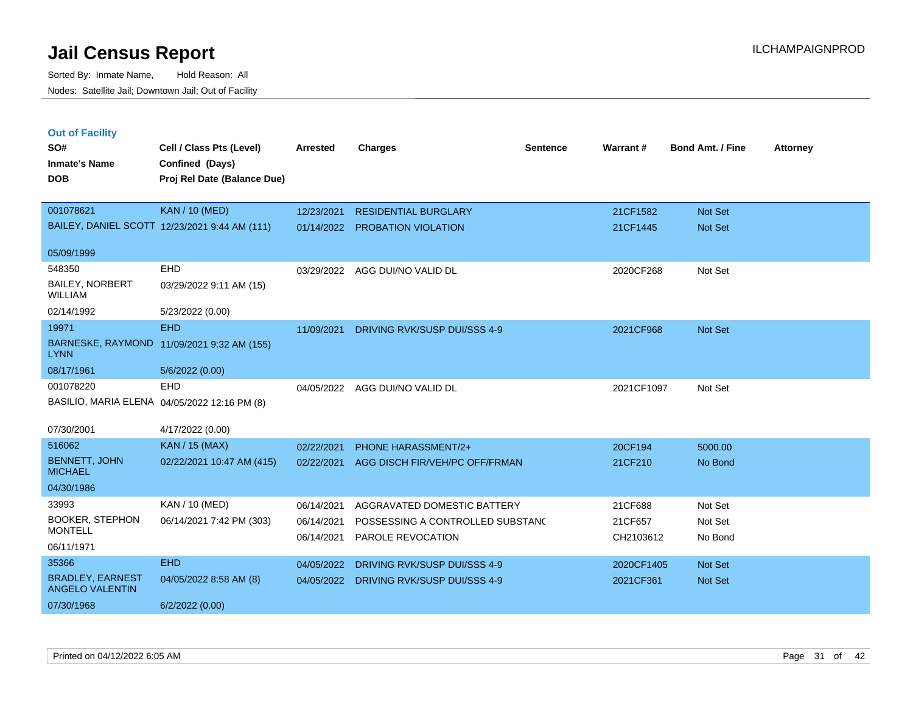# Jail Census Report

Sorted By: Inmate Name, Hold Reason: All

Nodes: Satellite Jail; Downtown Jail; Out of Facility

ILCHAMPAIGNPROD

## Out of Facility

| SO# / Inmate's Name / DOB | Cell / Class Pts (Level) / Confined (Days) / Proj Rel Date (Balance Due) | Arrested | Charges | Sentence | Warrant # | Bond Amt. / Fine | Attorney |
|---|---|---|---|---|---|---|---|
| 001078621 | KAN / 10 (MED) | 12/23/2021 | RESIDENTIAL BURGLARY | | 21CF1582 | Not Set | |
| BAILEY, DANIEL SCOTT | 12/23/2021 9:44 AM (111) | 01/14/2022 | PROBATION VIOLATION | | 21CF1445 | Not Set | |
| 05/09/1999 | | | | | | | |
| 548350 | EHD | 03/29/2022 | AGG DUI/NO VALID DL | | 2020CF268 | Not Set | |
| BAILEY, NORBERT WILLIAM | 03/29/2022 9:11 AM (15) | | | | | | |
| 02/14/1992 | 5/23/2022 (0.00) | | | | | | |
| 19971 | EHD | 11/09/2021 | DRIVING RVK/SUSP DUI/SSS 4-9 | | 2021CF968 | Not Set | |
| BARNESKE, RAYMOND LYNN | 11/09/2021 9:32 AM (155) | | | | | | |
| 08/17/1961 | 5/6/2022 (0.00) | | | | | | |
| 001078220 | EHD | 04/05/2022 | AGG DUI/NO VALID DL | | 2021CF1097 | Not Set | |
| BASILIO, MARIA ELENA | 04/05/2022 12:16 PM (8) | | | | | | |
| 07/30/2001 | 4/17/2022 (0.00) | | | | | | |
| 516062 | KAN / 15 (MAX) | 02/22/2021 | PHONE HARASSMENT/2+ | | 20CF194 | 5000.00 | |
| BENNETT, JOHN MICHAEL | 02/22/2021 10:47 AM (415) | 02/22/2021 | AGG DISCH FIR/VEH/PC OFF/FRMAN | | 21CF210 | No Bond | |
| 04/30/1986 | | | | | | | |
| 33993 | KAN / 10 (MED) | 06/14/2021 | AGGRAVATED DOMESTIC BATTERY | | 21CF688 | Not Set | |
| BOOKER, STEPHON MONTELL | 06/14/2021 7:42 PM (303) | 06/14/2021 | POSSESSING A CONTROLLED SUBSTANC | | 21CF657 | Not Set | |
| 06/11/1971 | | 06/14/2021 | PAROLE REVOCATION | | CH2103612 | No Bond | |
| 35366 | EHD | 04/05/2022 | DRIVING RVK/SUSP DUI/SSS 4-9 | | 2020CF1405 | Not Set | |
| BRADLEY, EARNEST ANGELO VALENTIN | 04/05/2022 8:58 AM (8) | 04/05/2022 | DRIVING RVK/SUSP DUI/SSS 4-9 | | 2021CF361 | Not Set | |
| 07/30/1968 | 6/2/2022 (0.00) | | | | | | |

Printed on 04/12/2022 6:05 AM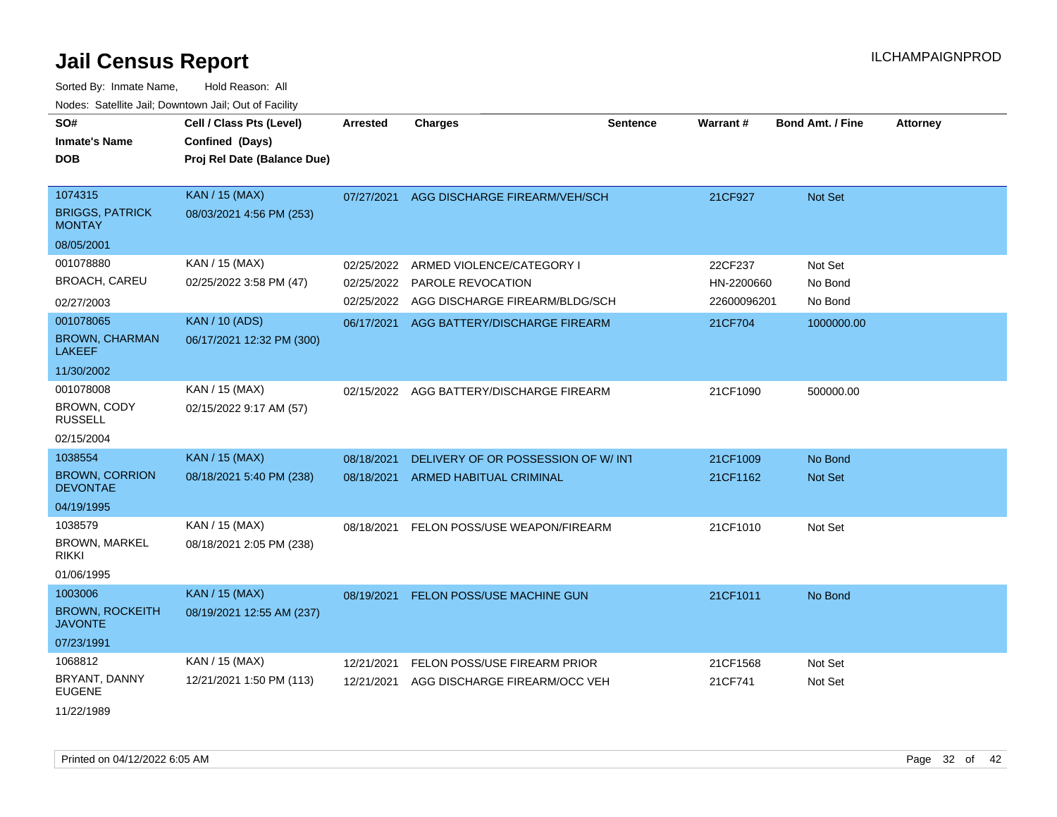# Jail Census Report

ILCHAMPAIGNPROD

Sorted By: Inmate Name, Hold Reason: All

Nodes: Satellite Jail; Downtown Jail; Out of Facility

| SO# / Inmate's Name / DOB | Cell / Class Pts (Level) / Confined (Days) / Proj Rel Date (Balance Due) | Arrested | Charges | Sentence | Warrant # | Bond Amt. / Fine | Attorney |
|---|---|---|---|---|---|---|---|
| 1074315<br>BRIGGS, PATRICK MONTAY<br>08/05/2001 | KAN / 15 (MAX)<br>08/03/2021 4:56 PM (253) | 07/27/2021 | AGG DISCHARGE FIREARM/VEH/SCH | | 21CF927 | Not Set | |
| 001078880<br>BROACH, CAREU<br>02/27/2003 | KAN / 15 (MAX)<br>02/25/2022 3:58 PM (47) | 02/25/2022<br>02/25/2022<br>02/25/2022 | ARMED VIOLENCE/CATEGORY I<br>PAROLE REVOCATION<br>AGG DISCHARGE FIREARM/BLDG/SCH | | 22CF237<br>HN-2200660<br>22600096201 | Not Set<br>No Bond<br>No Bond | |
| 001078065<br>BROWN, CHARMAN LAKEEF<br>11/30/2002 | KAN / 10 (ADS)<br>06/17/2021 12:32 PM (300) | 06/17/2021 | AGG BATTERY/DISCHARGE FIREARM | | 21CF704 | 1000000.00 | |
| 001078008<br>BROWN, CODY RUSSELL<br>02/15/2004 | KAN / 15 (MAX)<br>02/15/2022 9:17 AM (57) | 02/15/2022 | AGG BATTERY/DISCHARGE FIREARM | | 21CF1090 | 500000.00 | |
| 1038554<br>BROWN, CORRION DEVONTAE<br>04/19/1995 | KAN / 15 (MAX)<br>08/18/2021 5:40 PM (238) | 08/18/2021<br>08/18/2021 | DELIVERY OF OR POSSESSION OF W/ INT<br>ARMED HABITUAL CRIMINAL | | 21CF1009<br>21CF1162 | No Bond<br>Not Set | |
| 1038579<br>BROWN, MARKEL RIKKI<br>01/06/1995 | KAN / 15 (MAX)<br>08/18/2021 2:05 PM (238) | 08/18/2021 | FELON POSS/USE WEAPON/FIREARM | | 21CF1010 | Not Set | |
| 1003006<br>BROWN, ROCKEITH JAVONTE<br>07/23/1991 | KAN / 15 (MAX)<br>08/19/2021 12:55 AM (237) | 08/19/2021 | FELON POSS/USE MACHINE GUN | | 21CF1011 | No Bond | |
| 1068812<br>BRYANT, DANNY EUGENE<br>11/22/1989 | KAN / 15 (MAX)<br>12/21/2021 1:50 PM (113) | 12/21/2021<br>12/21/2021 | FELON POSS/USE FIREARM PRIOR<br>AGG DISCHARGE FIREARM/OCC VEH | | 21CF1568<br>21CF741 | Not Set<br>Not Set | |

Printed on 04/12/2022 6:05 AM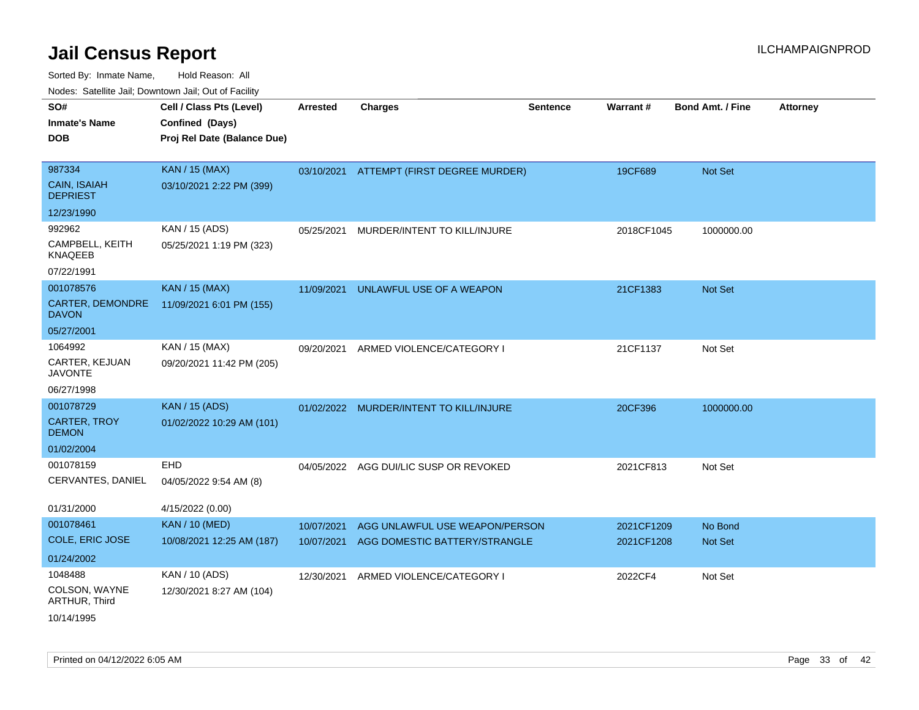# Jail Census Report

ILCHAMPAIGNPROD

Sorted By: Inmate Name, Hold Reason: All

Nodes: Satellite Jail; Downtown Jail; Out of Facility

| SO# / Inmate's Name / DOB | Cell / Class Pts (Level) / Confined (Days) / Proj Rel Date (Balance Due) | Arrested | Charges | Sentence | Warrant # | Bond Amt. / Fine | Attorney |
|---|---|---|---|---|---|---|---|
| 987334<br>CAIN, ISAIAH DEPRIEST<br>12/23/1990 | KAN / 15 (MAX)<br>03/10/2021 2:22 PM (399) | 03/10/2021 | ATTEMPT (FIRST DEGREE MURDER) | | 19CF689 | Not Set | |
| 992962<br>CAMPBELL, KEITH KNAQEEB<br>07/22/1991 | KAN / 15 (ADS)<br>05/25/2021 1:19 PM (323) | 05/25/2021 | MURDER/INTENT TO KILL/INJURE | | 2018CF1045 | 1000000.00 | |
| 001078576<br>CARTER, DEMONDRE DAVON<br>05/27/2001 | KAN / 15 (MAX)<br>11/09/2021 6:01 PM (155) | 11/09/2021 | UNLAWFUL USE OF A WEAPON | | 21CF1383 | Not Set | |
| 1064992<br>CARTER, KEJUAN JAVONTE<br>06/27/1998 | KAN / 15 (MAX)<br>09/20/2021 11:42 PM (205) | 09/20/2021 | ARMED VIOLENCE/CATEGORY I | | 21CF1137 | Not Set | |
| 001078729<br>CARTER, TROY DEMON<br>01/02/2004 | KAN / 15 (ADS)<br>01/02/2022 10:29 AM (101) | 01/02/2022 | MURDER/INTENT TO KILL/INJURE | | 20CF396 | 1000000.00 | |
| 001078159<br>CERVANTES, DANIEL<br>01/31/2000 | EHD<br>04/05/2022 9:54 AM (8)<br>4/15/2022 (0.00) | 04/05/2022 | AGG DUI/LIC SUSP OR REVOKED | | 2021CF813 | Not Set | |
| 001078461<br>COLE, ERIC JOSE<br>01/24/2002 | KAN / 10 (MED)<br>10/08/2021 12:25 AM (187) | 10/07/2021<br>10/07/2021 | AGG UNLAWFUL USE WEAPON/PERSON<br>AGG DOMESTIC BATTERY/STRANGLE | | 2021CF1209<br>2021CF1208 | No Bond<br>Not Set | |
| 1048488<br>COLSON, WAYNE ARTHUR, Third<br>10/14/1995 | KAN / 10 (ADS)<br>12/30/2021 8:27 AM (104) | 12/30/2021 | ARMED VIOLENCE/CATEGORY I | | 2022CF4 | Not Set | |

Printed on 04/12/2022 6:05 AM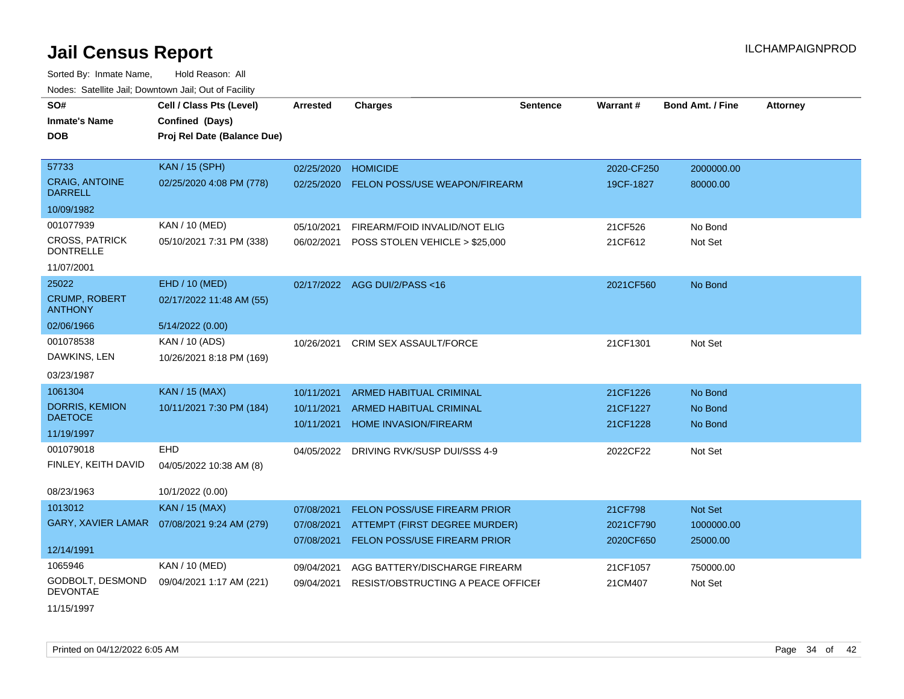# Jail Census Report

ILCHAMPAIGNPROD

Sorted By: Inmate Name, Hold Reason: All

Nodes: Satellite Jail; Downtown Jail; Out of Facility

| SO# / Inmate's Name / DOB | Cell / Class Pts (Level) / Confined (Days) / Proj Rel Date (Balance Due) | Arrested | Charges | Sentence | Warrant # | Bond Amt. / Fine | Attorney |
|---|---|---|---|---|---|---|---|
| 57733 | KAN / 15 (SPH) | 02/25/2020 | HOMICIDE | | 2020-CF250 | 2000000.00 | |
| CRAIG, ANTOINE DARRELL | 02/25/2020 4:08 PM (778) | 02/25/2020 | FELON POSS/USE WEAPON/FIREARM | | 19CF-1827 | 80000.00 | |
| 10/09/1982 | | | | | | | |
| 001077939 | KAN / 10 (MED) | 05/10/2021 | FIREARM/FOID INVALID/NOT ELIG | | 21CF526 | No Bond | |
| CROSS, PATRICK DONTRELLE | 05/10/2021 7:31 PM (338) | 06/02/2021 | POSS STOLEN VEHICLE > $25,000 | | 21CF612 | Not Set | |
| 11/07/2001 | | | | | | | |
| 25022 | EHD / 10 (MED) | 02/17/2022 | AGG DUI/2/PASS <16 | | 2021CF560 | No Bond | |
| CRUMP, ROBERT ANTHONY | 02/17/2022 11:48 AM (55) | | | | | | |
| 02/06/1966 | 5/14/2022 (0.00) | | | | | | |
| 001078538 | KAN / 10 (ADS) | 10/26/2021 | CRIM SEX ASSAULT/FORCE | | 21CF1301 | Not Set | |
| DAWKINS, LEN | 10/26/2021 8:18 PM (169) | | | | | | |
| 03/23/1987 | | | | | | | |
| 1061304 | KAN / 15 (MAX) | 10/11/2021 | ARMED HABITUAL CRIMINAL | | 21CF1226 | No Bond | |
| DORRIS, KEMION DAETOCE | 10/11/2021 7:30 PM (184) | 10/11/2021 | ARMED HABITUAL CRIMINAL | | 21CF1227 | No Bond | |
| 11/19/1997 | | 10/11/2021 | HOME INVASION/FIREARM | | 21CF1228 | No Bond | |
| 001079018 | EHD | 04/05/2022 | DRIVING RVK/SUSP DUI/SSS 4-9 | | 2022CF22 | Not Set | |
| FINLEY, KEITH DAVID | 04/05/2022 10:38 AM (8) | | | | | | |
| 08/23/1963 | 10/1/2022 (0.00) | | | | | | |
| 1013012 | KAN / 15 (MAX) | 07/08/2021 | FELON POSS/USE FIREARM PRIOR | | 21CF798 | Not Set | |
| GARY, XAVIER LAMAR | 07/08/2021 9:24 AM (279) | 07/08/2021 | ATTEMPT (FIRST DEGREE MURDER) | | 2021CF790 | 1000000.00 | |
| 12/14/1991 | | 07/08/2021 | FELON POSS/USE FIREARM PRIOR | | 2020CF650 | 25000.00 | |
| 1065946 | KAN / 10 (MED) | 09/04/2021 | AGG BATTERY/DISCHARGE FIREARM | | 21CF1057 | 750000.00 | |
| GODBOLT, DESMOND DEVONTAE | 09/04/2021 1:17 AM (221) | 09/04/2021 | RESIST/OBSTRUCTING A PEACE OFFICEI | | 21CM407 | Not Set | |
| 11/15/1997 | | | | | | | |

Printed on 04/12/2022 6:05 AM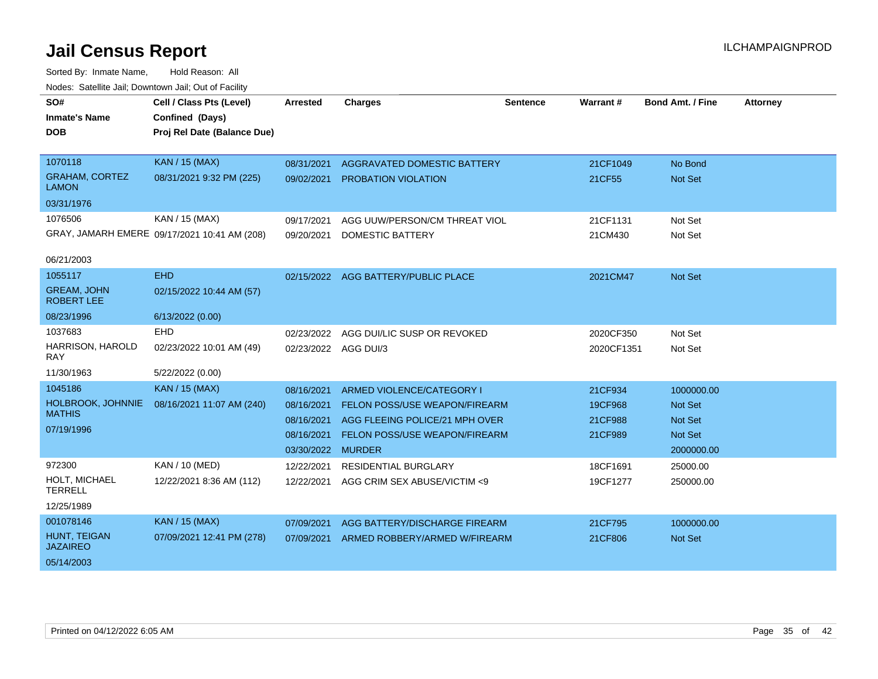# Jail Census Report

Sorted By: Inmate Name, Hold Reason: All

Nodes: Satellite Jail; Downtown Jail; Out of Facility

| SO# / Inmate's Name / DOB | Cell / Class Pts (Level) / Confined (Days) / Proj Rel Date (Balance Due) | Arrested | Charges | Sentence | Warrant # | Bond Amt. / Fine | Attorney |
|---|---|---|---|---|---|---|---|
| 1070118 | KAN / 15 (MAX) | 08/31/2021 | AGGRAVATED DOMESTIC BATTERY | | 21CF1049 | No Bond | |
| GRAHAM, CORTEZ LAMON | 08/31/2021 9:32 PM (225) | 09/02/2021 | PROBATION VIOLATION | | 21CF55 | Not Set | |
| 03/31/1976 | | | | | | | |
| 1076506 | KAN / 15 (MAX) | 09/17/2021 | AGG UUW/PERSON/CM THREAT VIOL | | 21CF1131 | Not Set | |
| GRAY, JAMARH EMERE | 09/17/2021 10:41 AM (208) | 09/20/2021 | DOMESTIC BATTERY | | 21CM430 | Not Set | |
| 06/21/2003 | | | | | | | |
| 1055117 | EHD | 02/15/2022 | AGG BATTERY/PUBLIC PLACE | | 2021CM47 | Not Set | |
| GREAM, JOHN ROBERT LEE | 02/15/2022 10:44 AM (57) | | | | | | |
| 08/23/1996 | 6/13/2022 (0.00) | | | | | | |
| 1037683 | EHD | 02/23/2022 | AGG DUI/LIC SUSP OR REVOKED | | 2020CF350 | Not Set | |
| HARRISON, HAROLD RAY | 02/23/2022 10:01 AM (49) | 02/23/2022 | AGG DUI/3 | | 2020CF1351 | Not Set | |
| 11/30/1963 | 5/22/2022 (0.00) | | | | | | |
| 1045186 | KAN / 15 (MAX) | 08/16/2021 | ARMED VIOLENCE/CATEGORY I | | 21CF934 | 1000000.00 | |
| HOLBROOK, JOHNNIE MATHIS | 08/16/2021 11:07 AM (240) | 08/16/2021 | FELON POSS/USE WEAPON/FIREARM | | 19CF968 | Not Set | |
| 07/19/1996 | | 08/16/2021 | AGG FLEEING POLICE/21 MPH OVER | | 21CF988 | Not Set | |
| | | 08/16/2021 | FELON POSS/USE WEAPON/FIREARM | | 21CF989 | Not Set | |
| | | 03/30/2022 | MURDER | | | 2000000.00 | |
| 972300 | KAN / 10 (MED) | 12/22/2021 | RESIDENTIAL BURGLARY | | 18CF1691 | 25000.00 | |
| HOLT, MICHAEL TERRELL | 12/22/2021 8:36 AM (112) | 12/22/2021 | AGG CRIM SEX ABUSE/VICTIM <9 | | 19CF1277 | 250000.00 | |
| 12/25/1989 | | | | | | | |
| 001078146 | KAN / 15 (MAX) | 07/09/2021 | AGG BATTERY/DISCHARGE FIREARM | | 21CF795 | 1000000.00 | |
| HUNT, TEIGAN JAZAIREO | 07/09/2021 12:41 PM (278) | 07/09/2021 | ARMED ROBBERY/ARMED W/FIREARM | | 21CF806 | Not Set | |
| 05/14/2003 | | | | | | | |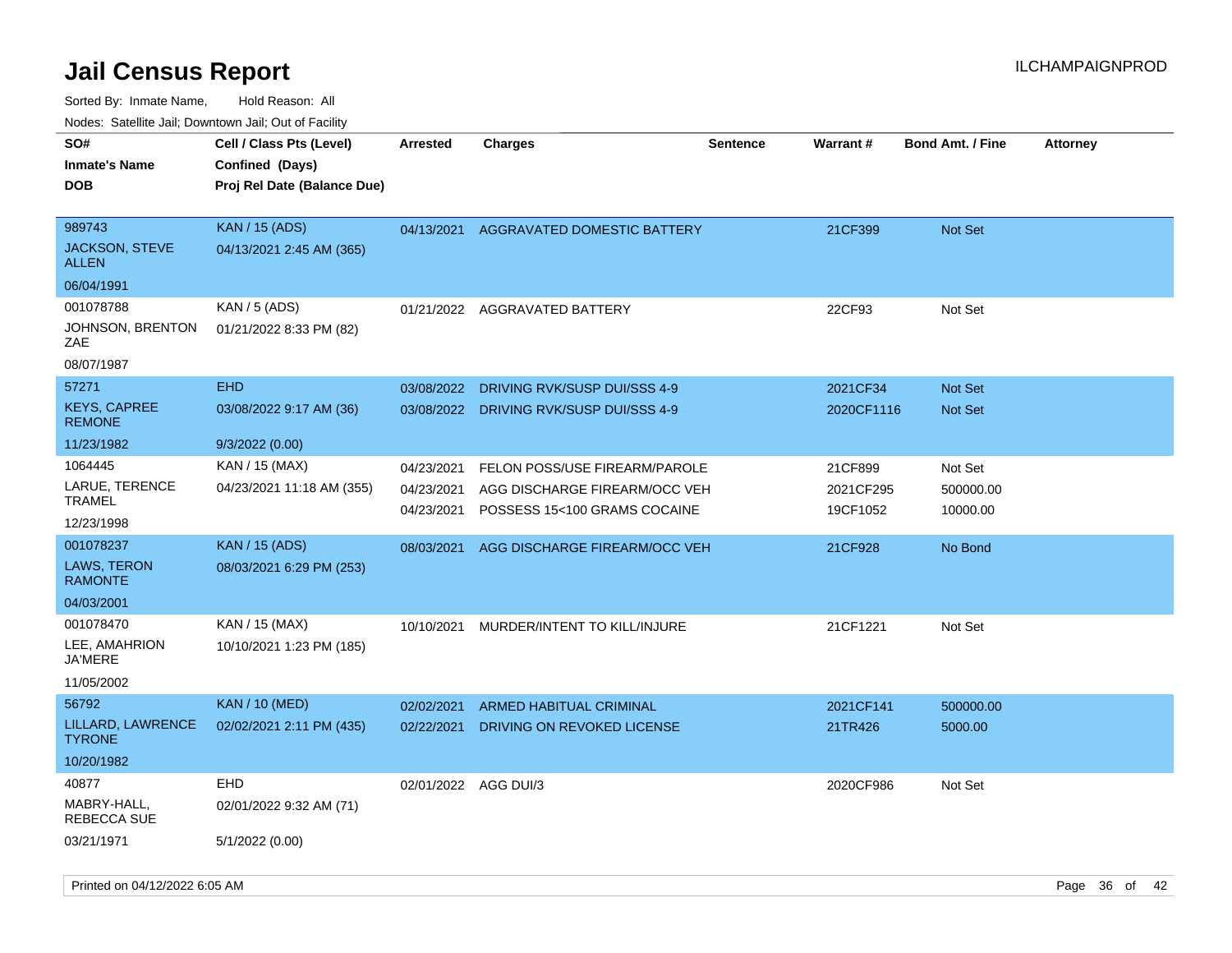# Jail Census Report

ILCHAMPAIGNPROD

Sorted By: Inmate Name, Hold Reason: All

Nodes: Satellite Jail; Downtown Jail; Out of Facility

| SO# / Inmate's Name / DOB | Cell / Class Pts (Level) / Confined (Days) / Proj Rel Date (Balance Due) | Arrested | Charges | Sentence | Warrant # | Bond Amt. / Fine | Attorney |
|---|---|---|---|---|---|---|---|
| 989743<br>JACKSON, STEVE ALLEN<br>06/04/1991 | KAN / 15 (ADS)<br>04/13/2021 2:45 AM (365) | 04/13/2021 | AGGRAVATED DOMESTIC BATTERY | | 21CF399 | Not Set | |
| 001078788<br>JOHNSON, BRENTON ZAE<br>08/07/1987 | KAN / 5 (ADS)<br>01/21/2022 8:33 PM (82) | 01/21/2022 | AGGRAVATED BATTERY | | 22CF93 | Not Set | |
| 57271<br>KEYS, CAPREE REMONE<br>11/23/1982 | EHD<br>03/08/2022 9:17 AM (36)<br>9/3/2022 (0.00) | 03/08/2022<br>03/08/2022 | DRIVING RVK/SUSP DUI/SSS 4-9<br>DRIVING RVK/SUSP DUI/SSS 4-9 | | 2021CF34<br>2020CF1116 | Not Set<br>Not Set | |
| 1064445<br>LARUE, TERENCE TRAMEL<br>12/23/1998 | KAN / 15 (MAX)<br>04/23/2021 11:18 AM (355) | 04/23/2021<br>04/23/2021<br>04/23/2021 | FELON POSS/USE FIREARM/PAROLE<br>AGG DISCHARGE FIREARM/OCC VEH<br>POSSESS 15<100 GRAMS COCAINE | | 21CF899<br>2021CF295<br>19CF1052 | Not Set<br>500000.00<br>10000.00 | |
| 001078237<br>LAWS, TERON RAMONTE<br>04/03/2001 | KAN / 15 (ADS)<br>08/03/2021 6:29 PM (253) | 08/03/2021 | AGG DISCHARGE FIREARM/OCC VEH | | 21CF928 | No Bond | |
| 001078470<br>LEE, AMAHRION JA'MERE<br>11/05/2002 | KAN / 15 (MAX)<br>10/10/2021 1:23 PM (185) | 10/10/2021 | MURDER/INTENT TO KILL/INJURE | | 21CF1221 | Not Set | |
| 56792<br>LILLARD, LAWRENCE TYRONE<br>10/20/1982 | KAN / 10 (MED)<br>02/02/2021 2:11 PM (435) | 02/02/2021<br>02/22/2021 | ARMED HABITUAL CRIMINAL<br>DRIVING ON REVOKED LICENSE | | 2021CF141<br>21TR426 | 500000.00<br>5000.00 | |
| 40877<br>MABRY-HALL, REBECCA SUE<br>03/21/1971 | EHD<br>02/01/2022 9:32 AM (71)<br>5/1/2022 (0.00) | 02/01/2022 | AGG DUI/3 | | 2020CF986 | Not Set | |

Printed on 04/12/2022 6:05 AM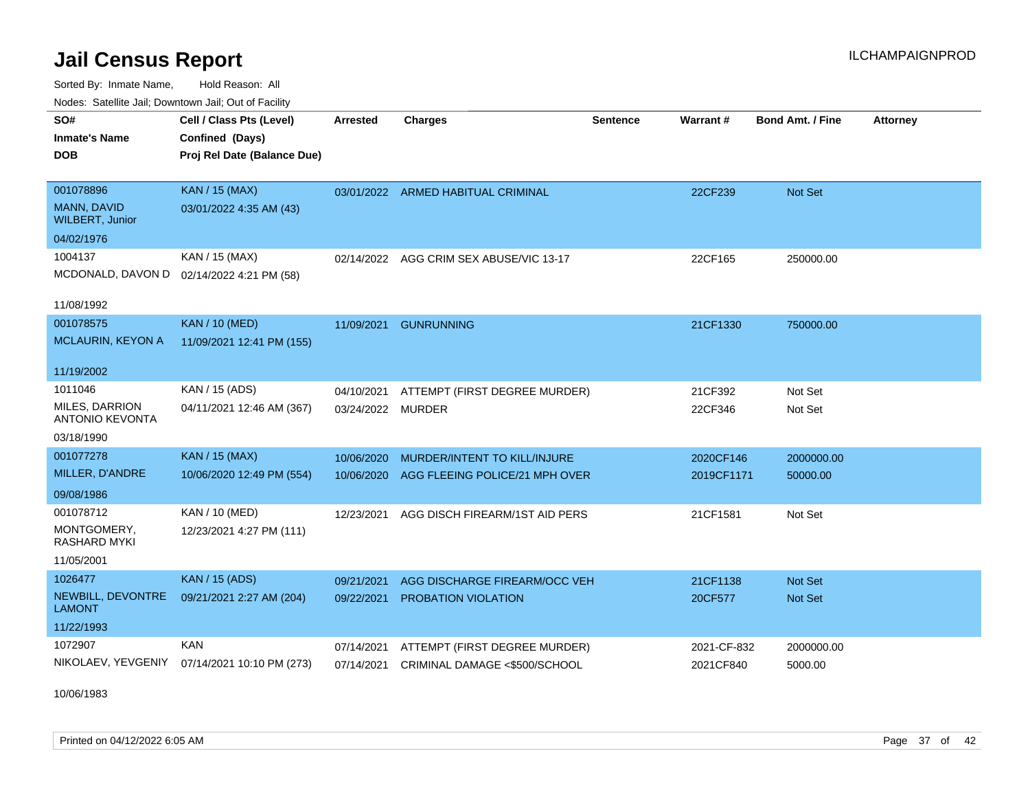# Jail Census Report

ILCHAMPAIGNPROD

Sorted By: Inmate Name, Hold Reason: All

Nodes: Satellite Jail; Downtown Jail; Out of Facility

| SO# / Inmate's Name / DOB | Cell / Class Pts (Level) / Confined (Days) / Proj Rel Date (Balance Due) | Arrested | Charges | Sentence | Warrant # | Bond Amt. / Fine | Attorney |
|---|---|---|---|---|---|---|---|
| 001078896<br>MANN, DAVID WILBERT, Junior<br>04/02/1976 | KAN / 15 (MAX)<br>03/01/2022 4:35 AM (43) | 03/01/2022 | ARMED HABITUAL CRIMINAL | | 22CF239 | Not Set | |
| 1004137<br>MCDONALD, DAVON D<br>11/08/1992 | KAN / 15 (MAX)<br>02/14/2022 4:21 PM (58) | 02/14/2022 | AGG CRIM SEX ABUSE/VIC 13-17 | | 22CF165 | 250000.00 | |
| 001078575<br>MCLAURIN, KEYON A<br>11/19/2002 | KAN / 10 (MED)<br>11/09/2021 12:41 PM (155) | 11/09/2021 | GUNRUNNING | | 21CF1330 | 750000.00 | |
| 1011046<br>MILES, DARRION ANTONIO KEVONTA<br>03/18/1990 | KAN / 15 (ADS)<br>04/11/2021 12:46 AM (367) | 04/10/2021<br>03/24/2022 | ATTEMPT (FIRST DEGREE MURDER)<br>MURDER | | 21CF392<br>22CF346 | Not Set<br>Not Set | |
| 001077278<br>MILLER, D'ANDRE<br>09/08/1986 | KAN / 15 (MAX)<br>10/06/2020 12:49 PM (554) | 10/06/2020<br>10/06/2020 | MURDER/INTENT TO KILL/INJURE<br>AGG FLEEING POLICE/21 MPH OVER | | 2020CF146<br>2019CF1171 | 2000000.00<br>50000.00 | |
| 001078712<br>MONTGOMERY, RASHARD MYKI<br>11/05/2001 | KAN / 10 (MED)<br>12/23/2021 4:27 PM (111) | 12/23/2021 | AGG DISCH FIREARM/1ST AID PERS | | 21CF1581 | Not Set | |
| 1026477<br>NEWBILL, DEVONTRE LAMONT<br>11/22/1993 | KAN / 15 (ADS)<br>09/21/2021 2:27 AM (204) | 09/21/2021<br>09/22/2021 | AGG DISCHARGE FIREARM/OCC VEH<br>PROBATION VIOLATION | | 21CF1138<br>20CF577 | Not Set<br>Not Set | |
| 1072907<br>NIKOLAEV, YEVGENIY<br>10/06/1983 | KAN<br>07/14/2021 10:10 PM (273) | 07/14/2021<br>07/14/2021 | ATTEMPT (FIRST DEGREE MURDER)<br>CRIMINAL DAMAGE <$500/SCHOOL | | 2021-CF-832<br>2021CF840 | 2000000.00<br>5000.00 | |

Printed on 04/12/2022 6:05 AM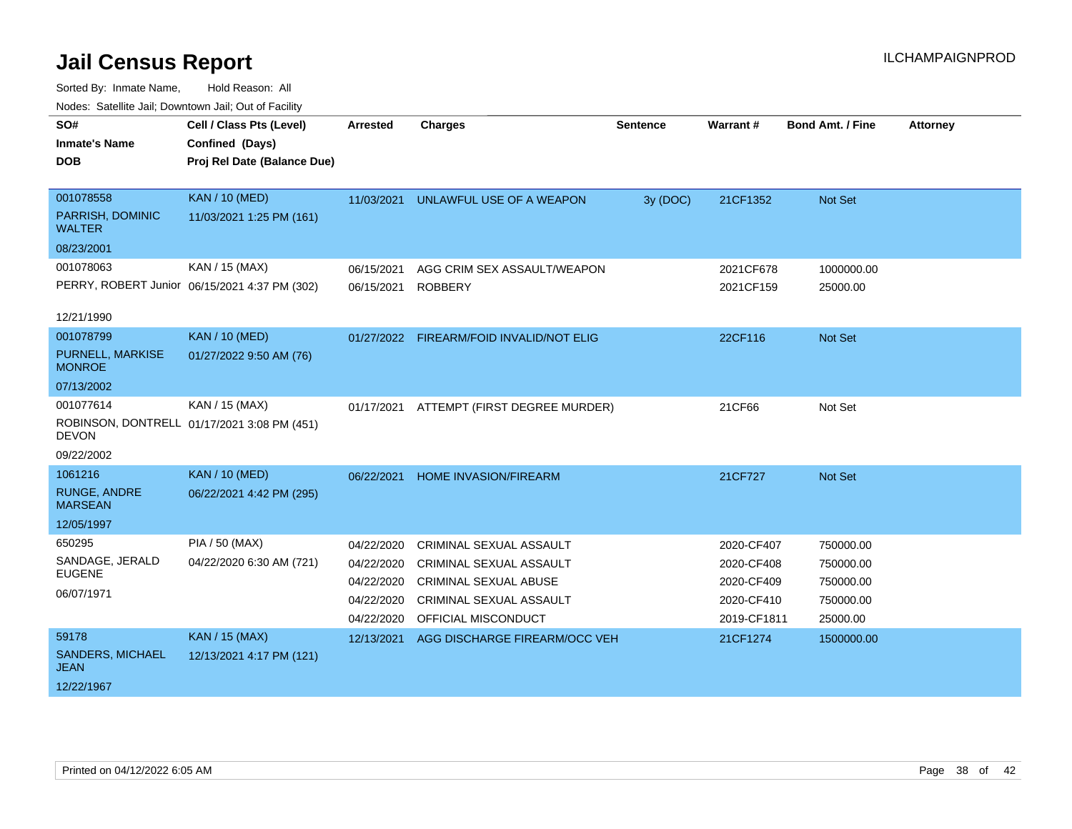# Jail Census Report

ILCHAMPAIGNPROD

Sorted By: Inmate Name, Hold Reason: All

Nodes: Satellite Jail; Downtown Jail; Out of Facility

| SO#<br>Inmate's Name<br>DOB | Cell / Class Pts (Level)<br>Confined (Days)<br>Proj Rel Date (Balance Due) | Arrested | Charges | Sentence | Warrant # | Bond Amt. / Fine | Attorney |
|---|---|---|---|---|---|---|---|
| 001078558<br>PARRISH, DOMINIC WALTER<br>08/23/2001 | KAN / 10 (MED)<br>11/03/2021 1:25 PM (161) | 11/03/2021 | UNLAWFUL USE OF A WEAPON | 3y (DOC) | 21CF1352 | Not Set | |
| 001078063<br>PERRY, ROBERT Junior<br>12/21/1990 | KAN / 15 (MAX)<br>06/15/2021 4:37 PM (302) | 06/15/2021 | AGG CRIM SEX ASSAULT/WEAPON | | 2021CF678 | 1000000.00 | |
| | | 06/15/2021 | ROBBERY | | 2021CF159 | 25000.00 | |
| 001078799<br>PURNELL, MARKISE MONROE<br>07/13/2002 | KAN / 10 (MED)<br>01/27/2022 9:50 AM (76) | 01/27/2022 | FIREARM/FOID INVALID/NOT ELIG | | 22CF116 | Not Set | |
| 001077614<br>ROBINSON, DONTRELL DEVON<br>09/22/2002 | KAN / 15 (MAX)<br>01/17/2021 3:08 PM (451) | 01/17/2021 | ATTEMPT (FIRST DEGREE MURDER) | | 21CF66 | Not Set | |
| 1061216<br>RUNGE, ANDRE MARSEAN<br>12/05/1997 | KAN / 10 (MED)<br>06/22/2021 4:42 PM (295) | 06/22/2021 | HOME INVASION/FIREARM | | 21CF727 | Not Set | |
| 650295<br>SANDAGE, JERALD EUGENE<br>06/07/1971 | PIA / 50 (MAX)<br>04/22/2020 6:30 AM (721) | 04/22/2020 | CRIMINAL SEXUAL ASSAULT | | 2020-CF407 | 750000.00 | |
| | | 04/22/2020 | CRIMINAL SEXUAL ASSAULT | | 2020-CF408 | 750000.00 | |
| | | 04/22/2020 | CRIMINAL SEXUAL ABUSE | | 2020-CF409 | 750000.00 | |
| | | 04/22/2020 | CRIMINAL SEXUAL ASSAULT | | 2020-CF410 | 750000.00 | |
| | | 04/22/2020 | OFFICIAL MISCONDUCT | | 2019-CF1811 | 25000.00 | |
| 59178<br>SANDERS, MICHAEL JEAN<br>12/22/1967 | KAN / 15 (MAX)<br>12/13/2021 4:17 PM (121) | 12/13/2021 | AGG DISCHARGE FIREARM/OCC VEH | | 21CF1274 | 1500000.00 | |

Printed on 04/12/2022 6:05 AM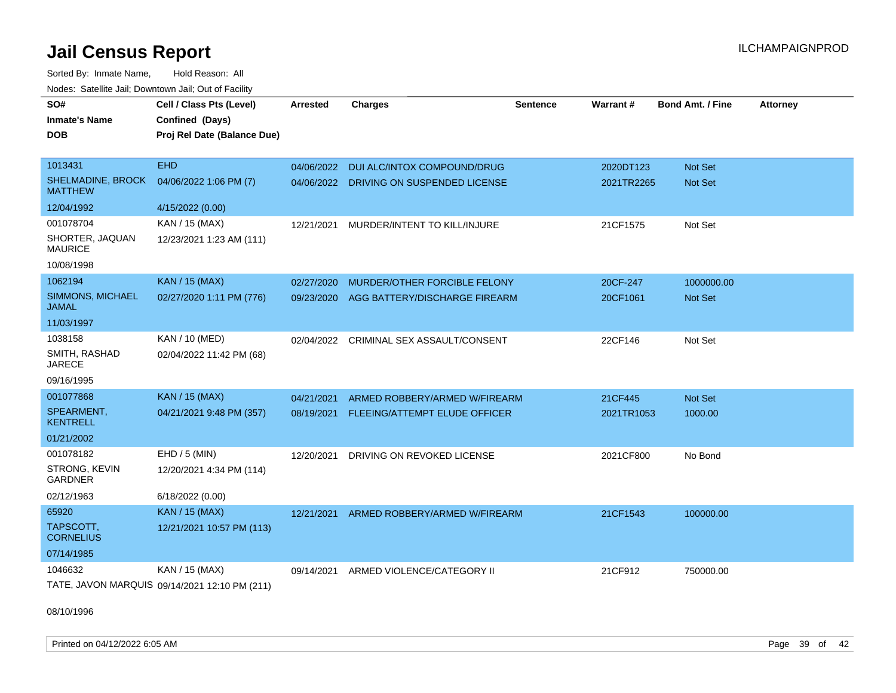# Jail Census Report

ILCHAMPAIGNPROD

Sorted By: Inmate Name, Hold Reason: All

Nodes: Satellite Jail; Downtown Jail; Out of Facility

| SO# / Inmate's Name / DOB | Cell / Class Pts (Level) / Confined (Days) / Proj Rel Date (Balance Due) | Arrested | Charges | Sentence | Warrant # | Bond Amt. / Fine | Attorney |
|---|---|---|---|---|---|---|---|
| 1013431 | EHD | 04/06/2022 | DUI ALC/INTOX COMPOUND/DRUG | | 2020DT123 | Not Set | |
| SHELMADINE, BROCK MATTHEW | 04/06/2022 1:06 PM (7) | 04/06/2022 | DRIVING ON SUSPENDED LICENSE | | 2021TR2265 | Not Set | |
| 12/04/1992 | 4/15/2022 (0.00) | | | | | | |
| 001078704 | KAN / 15 (MAX) | 12/21/2021 | MURDER/INTENT TO KILL/INJURE | | 21CF1575 | Not Set | |
| SHORTER, JAQUAN MAURICE | 12/23/2021 1:23 AM (111) | | | | | | |
| 10/08/1998 | | | | | | | |
| 1062194 | KAN / 15 (MAX) | 02/27/2020 | MURDER/OTHER FORCIBLE FELONY | | 20CF-247 | 1000000.00 | |
| SIMMONS, MICHAEL JAMAL | 02/27/2020 1:11 PM (776) | 09/23/2020 | AGG BATTERY/DISCHARGE FIREARM | | 20CF1061 | Not Set | |
| 11/03/1997 | | | | | | | |
| 1038158 | KAN / 10 (MED) | 02/04/2022 | CRIMINAL SEX ASSAULT/CONSENT | | 22CF146 | Not Set | |
| SMITH, RASHAD JARECE | 02/04/2022 11:42 PM (68) | | | | | | |
| 09/16/1995 | | | | | | | |
| 001077868 | KAN / 15 (MAX) | 04/21/2021 | ARMED ROBBERY/ARMED W/FIREARM | | 21CF445 | Not Set | |
| SPEARMENT, KENTRELL | 04/21/2021 9:48 PM (357) | 08/19/2021 | FLEEING/ATTEMPT ELUDE OFFICER | | 2021TR1053 | 1000.00 | |
| 01/21/2002 | | | | | | | |
| 001078182 | EHD / 5 (MIN) | 12/20/2021 | DRIVING ON REVOKED LICENSE | | 2021CF800 | No Bond | |
| STRONG, KEVIN GARDNER | 12/20/2021 4:34 PM (114) | | | | | | |
| 02/12/1963 | 6/18/2022 (0.00) | | | | | | |
| 65920 | KAN / 15 (MAX) | 12/21/2021 | ARMED ROBBERY/ARMED W/FIREARM | | 21CF1543 | 100000.00 | |
| TAPSCOTT, CORNELIUS | 12/21/2021 10:57 PM (113) | | | | | | |
| 07/14/1985 | | | | | | | |
| 1046632 | KAN / 15 (MAX) | 09/14/2021 | ARMED VIOLENCE/CATEGORY II | | 21CF912 | 750000.00 | |
| TATE, JAVON MARQUIS | 09/14/2021 12:10 PM (211) | | | | | | |
| 08/10/1996 | | | | | | | |

Printed on 04/12/2022 6:05 AM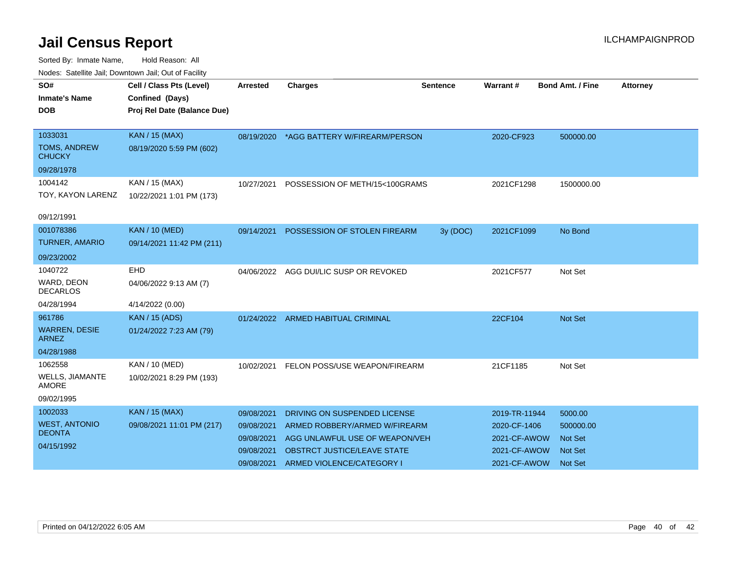# Jail Census Report

ILCHAMPAIGNPROD

Sorted By: Inmate Name, Hold Reason: All

Nodes: Satellite Jail; Downtown Jail; Out of Facility

| SO#<br>Inmate's Name<br>DOB | Cell / Class Pts (Level)<br>Confined (Days)<br>Proj Rel Date (Balance Due) | Arrested | Charges | Sentence | Warrant # | Bond Amt. / Fine | Attorney |
|---|---|---|---|---|---|---|---|
| 1033031<br>TOMS, ANDREW CHUCKY<br>09/28/1978 | KAN / 15 (MAX)<br>08/19/2020 5:59 PM (602) | 08/19/2020 | *AGG BATTERY W/FIREARM/PERSON | | 2020-CF923 | 500000.00 | |
| 1004142<br>TOY, KAYON LARENZ<br>09/12/1991 | KAN / 15 (MAX)<br>10/22/2021 1:01 PM (173) | 10/27/2021 | POSSESSION OF METH/15<100GRAMS | | 2021CF1298 | 1500000.00 | |
| 001078386<br>TURNER, AMARIO<br>09/23/2002 | KAN / 10 (MED)<br>09/14/2021 11:42 PM (211) | 09/14/2021 | POSSESSION OF STOLEN FIREARM | 3y (DOC) | 2021CF1099 | No Bond | |
| 1040722<br>WARD, DEON DECARLOS<br>04/28/1994 | EHD<br>04/06/2022 9:13 AM (7)<br>4/14/2022 (0.00) | 04/06/2022 | AGG DUI/LIC SUSP OR REVOKED | | 2021CF577 | Not Set | |
| 961786<br>WARREN, DESIE ARNEZ<br>04/28/1988 | KAN / 15 (ADS)<br>01/24/2022 7:23 AM (79) | 01/24/2022 | ARMED HABITUAL CRIMINAL | | 22CF104 | Not Set | |
| 1062558<br>WELLS, JIAMANTE AMORE<br>09/02/1995 | KAN / 10 (MED)<br>10/02/2021 8:29 PM (193) | 10/02/2021 | FELON POSS/USE WEAPON/FIREARM | | 21CF1185 | Not Set | |
| 1002033<br>WEST, ANTONIO DEONTA<br>04/15/1992 | KAN / 15 (MAX)<br>09/08/2021 11:01 PM (217) | 09/08/2021 | DRIVING ON SUSPENDED LICENSE | | 2019-TR-11944 | 5000.00 | |
| | | 09/08/2021 | ARMED ROBBERY/ARMED W/FIREARM | | 2020-CF-1406 | 500000.00 | |
| | | 09/08/2021 | AGG UNLAWFUL USE OF WEAPON/VEH | | 2021-CF-AWOW | Not Set | |
| | | 09/08/2021 | OBSTRCT JUSTICE/LEAVE STATE | | 2021-CF-AWOW | Not Set | |
| | | 09/08/2021 | ARMED VIOLENCE/CATEGORY I | | 2021-CF-AWOW | Not Set | |

Printed on 04/12/2022 6:05 AM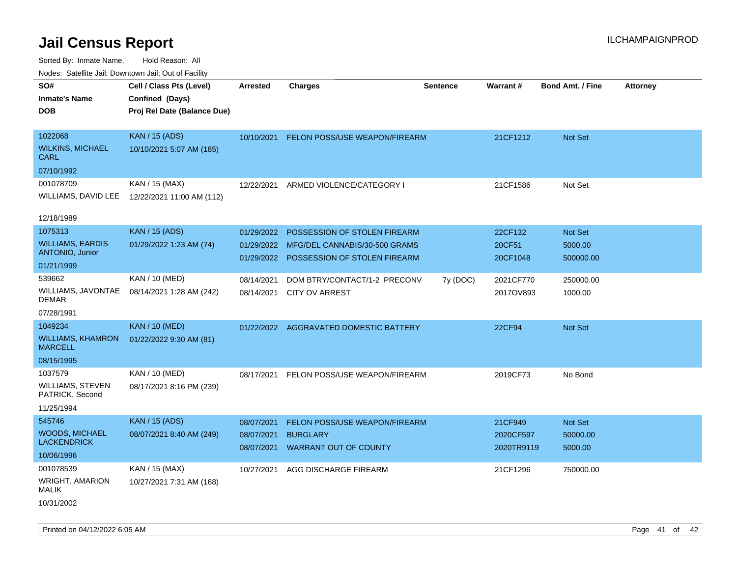# Jail Census Report

ILCHAMPAIGNPROD

Sorted By: Inmate Name, Hold Reason: All

Nodes: Satellite Jail; Downtown Jail; Out of Facility

| SO# / Inmate's Name / DOB | Cell / Class Pts (Level) / Confined (Days) / Proj Rel Date (Balance Due) | Arrested | Charges | Sentence | Warrant # | Bond Amt. / Fine | Attorney |
|---|---|---|---|---|---|---|---|
| 1022068<br>WILKINS, MICHAEL CARL<br>07/10/1992 | KAN / 15 (ADS)<br>10/10/2021 5:07 AM (185) | 10/10/2021 | FELON POSS/USE WEAPON/FIREARM | | 21CF1212 | Not Set | |
| 001078709<br>WILLIAMS, DAVID LEE<br>12/18/1989 | KAN / 15 (MAX)<br>12/22/2021 11:00 AM (112) | 12/22/2021 | ARMED VIOLENCE/CATEGORY I | | 21CF1586 | Not Set | |
| 1075313<br>WILLIAMS, EARDIS ANTONIO, Junior<br>01/21/1999 | KAN / 15 (ADS)<br>01/29/2022 1:23 AM (74) | 01/29/2022<br>01/29/2022<br>01/29/2022 | POSSESSION OF STOLEN FIREARM<br>MFG/DEL CANNABIS/30-500 GRAMS<br>POSSESSION OF STOLEN FIREARM | | 22CF132<br>20CF51<br>20CF1048 | Not Set<br>5000.00<br>500000.00 | |
| 539662<br>WILLIAMS, JAVONTAE DEMAR<br>07/28/1991 | KAN / 10 (MED)<br>08/14/2021 1:28 AM (242) | 08/14/2021<br>08/14/2021 | DOM BTRY/CONTACT/1-2 PRECONV<br>CITY OV ARREST | 7y (DOC) | 2021CF770<br>2017OV893 | 250000.00<br>1000.00 | |
| 1049234<br>WILLIAMS, KHAMRON MARCELL<br>08/15/1995 | KAN / 10 (MED)<br>01/22/2022 9:30 AM (81) | 01/22/2022 | AGGRAVATED DOMESTIC BATTERY | | 22CF94 | Not Set | |
| 1037579<br>WILLIAMS, STEVEN PATRICK, Second<br>11/25/1994 | KAN / 10 (MED)<br>08/17/2021 8:16 PM (239) | 08/17/2021 | FELON POSS/USE WEAPON/FIREARM | | 2019CF73 | No Bond | |
| 545746<br>WOODS, MICHAEL LACKENDRICK<br>10/06/1996 | KAN / 15 (ADS)<br>08/07/2021 8:40 AM (249) | 08/07/2021<br>08/07/2021<br>08/07/2021 | FELON POSS/USE WEAPON/FIREARM<br>BURGLARY<br>WARRANT OUT OF COUNTY | | 21CF949<br>2020CF597<br>2020TR9119 | Not Set<br>50000.00<br>5000.00 | |
| 001078539<br>WRIGHT, AMARION MALIK<br>10/31/2002 | KAN / 15 (MAX)<br>10/27/2021 7:31 AM (168) | 10/27/2021 | AGG DISCHARGE FIREARM | | 21CF1296 | 750000.00 | |

Printed on 04/12/2022 6:05 AM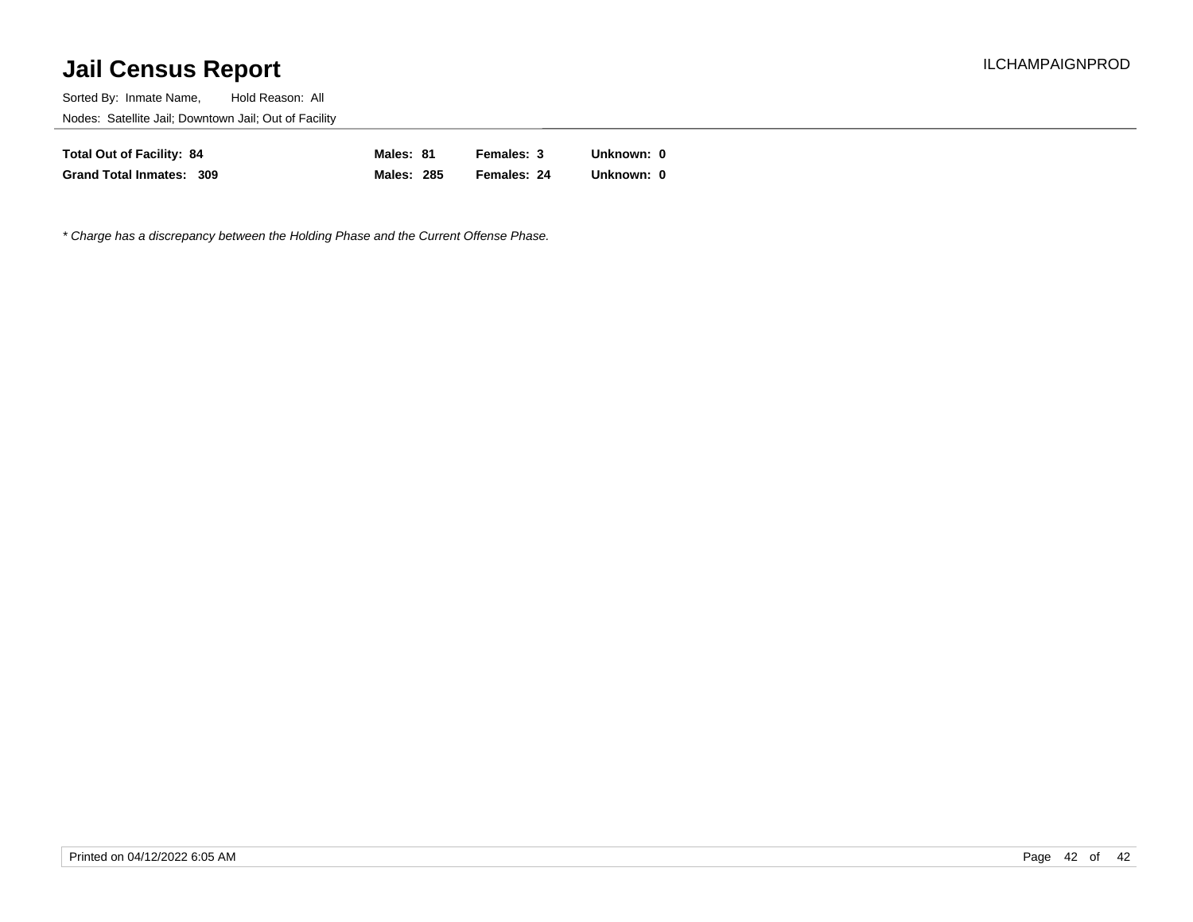# Jail Census Report

Sorted By: Inmate Name, Hold Reason: All

Nodes: Satellite Jail; Downtown Jail; Out of Facility

| | | | |
|---|---|---|---|
| **Total Out of Facility: 84** | **Males: 81** | **Females: 3** | **Unknown: 0** |
| **Grand Total Inmates: 309** | **Males: 285** | **Females: 24** | **Unknown: 0** |

*\* Charge has a discrepancy between the Holding Phase and the Current Offense Phase.*

Printed on 04/12/2022 6:05 AM